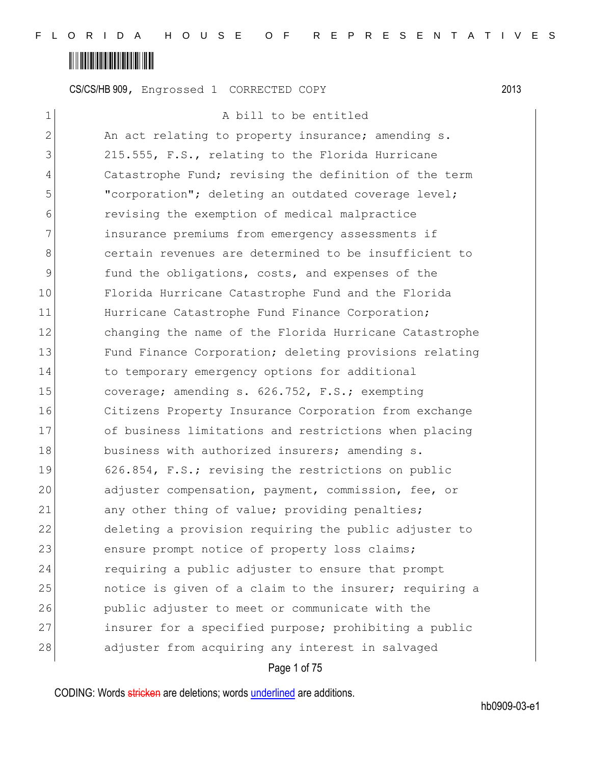CS/CS/HB 909, Engrossed 1 CORRECTED COPY 2013

A bill to be entitled

An act relating to property insurance; amending s. 215.555, F.S., relating to the Florida Hurricane Catastrophe Fund; revising the definition of the term "corporation"; deleting an outdated coverage level; revising the exemption of medical malpractice insurance premiums from emergency assessments if certain revenues are determined to be insufficient to fund the obligations, costs, and expenses of the Florida Hurricane Catastrophe Fund and the Florida Hurricane Catastrophe Fund Finance Corporation; changing the name of the Florida Hurricane Catastrophe Fund Finance Corporation; deleting provisions relating to temporary emergency options for additional coverage; amending s. 626.752, F.S.; exempting Citizens Property Insurance Corporation from exchange of business limitations and restrictions when placing business with authorized insurers; amending s. 626.854, F.S.; revising the restrictions on public adjuster compensation, payment, commission, fee, or any other thing of value; providing penalties; deleting a provision requiring the public adjuster to ensure prompt notice of property loss claims; requiring a public adjuster to ensure that prompt notice is given of a claim to the insurer; requiring a public adjuster to meet or communicate with the insurer for a specified purpose; prohibiting a public adjuster from acquiring any interest in salvaged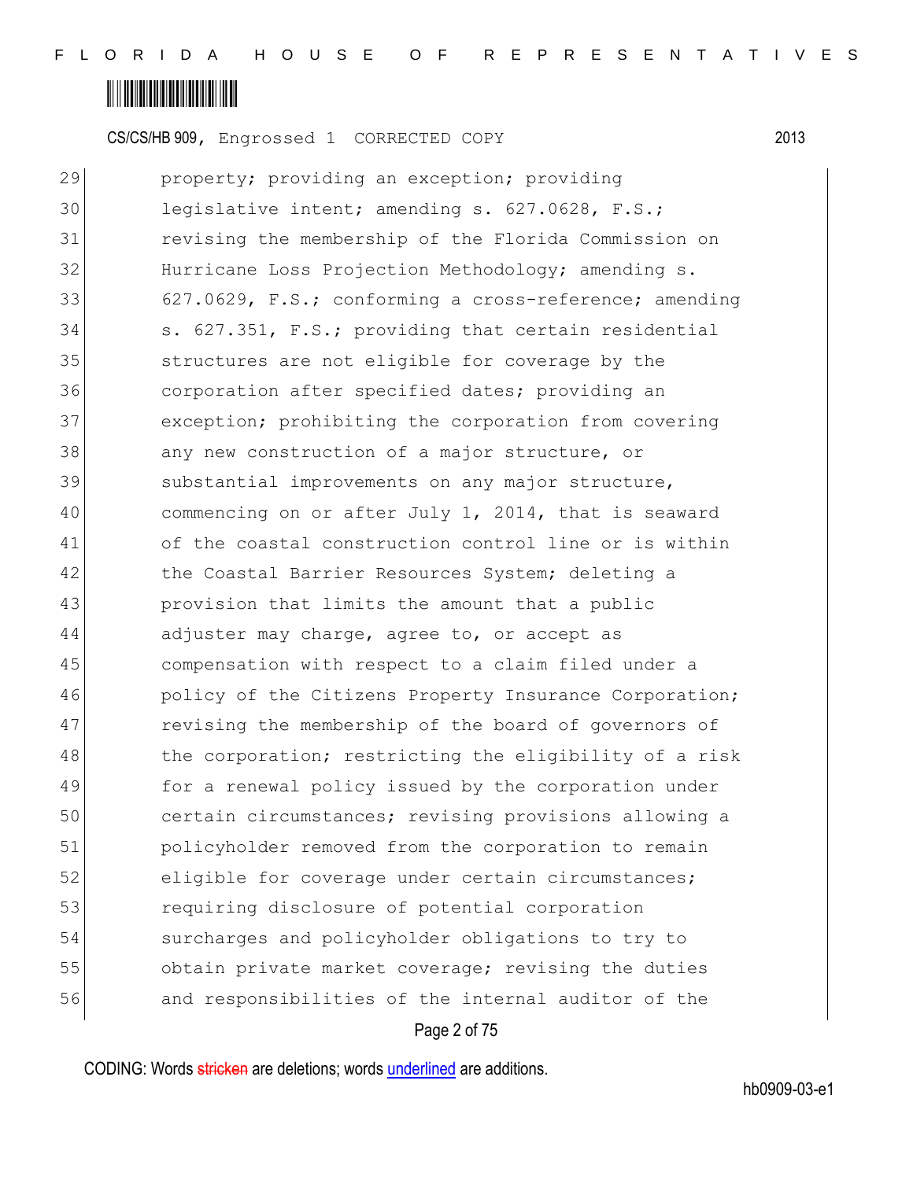29 property; providing an exception; providing
30 legislative intent; amending s. 627.0628, F.S.;
31 revising the membership of the Florida Commission on
32 Hurricane Loss Projection Methodology; amending s.
33 627.0629, F.S.; conforming a cross-reference; amending
34 s. 627.351, F.S.; providing that certain residential
35 structures are not eligible for coverage by the
36 corporation after specified dates; providing an
37 exception; prohibiting the corporation from covering
38 any new construction of a major structure, or
39 substantial improvements on any major structure,
40 commencing on or after July 1, 2014, that is seaward
41 of the coastal construction control line or is within
42 the Coastal Barrier Resources System; deleting a
43 provision that limits the amount that a public
44 adjuster may charge, agree to, or accept as
45 compensation with respect to a claim filed under a
46 policy of the Citizens Property Insurance Corporation;
47 revising the membership of the board of governors of
48 the corporation; restricting the eligibility of a risk
49 for a renewal policy issued by the corporation under
50 certain circumstances; revising provisions allowing a
51 policyholder removed from the corporation to remain
52 eligible for coverage under certain circumstances;
53 requiring disclosure of potential corporation
54 surcharges and policyholder obligations to try to
55 obtain private market coverage; revising the duties
56 and responsibilities of the internal auditor of the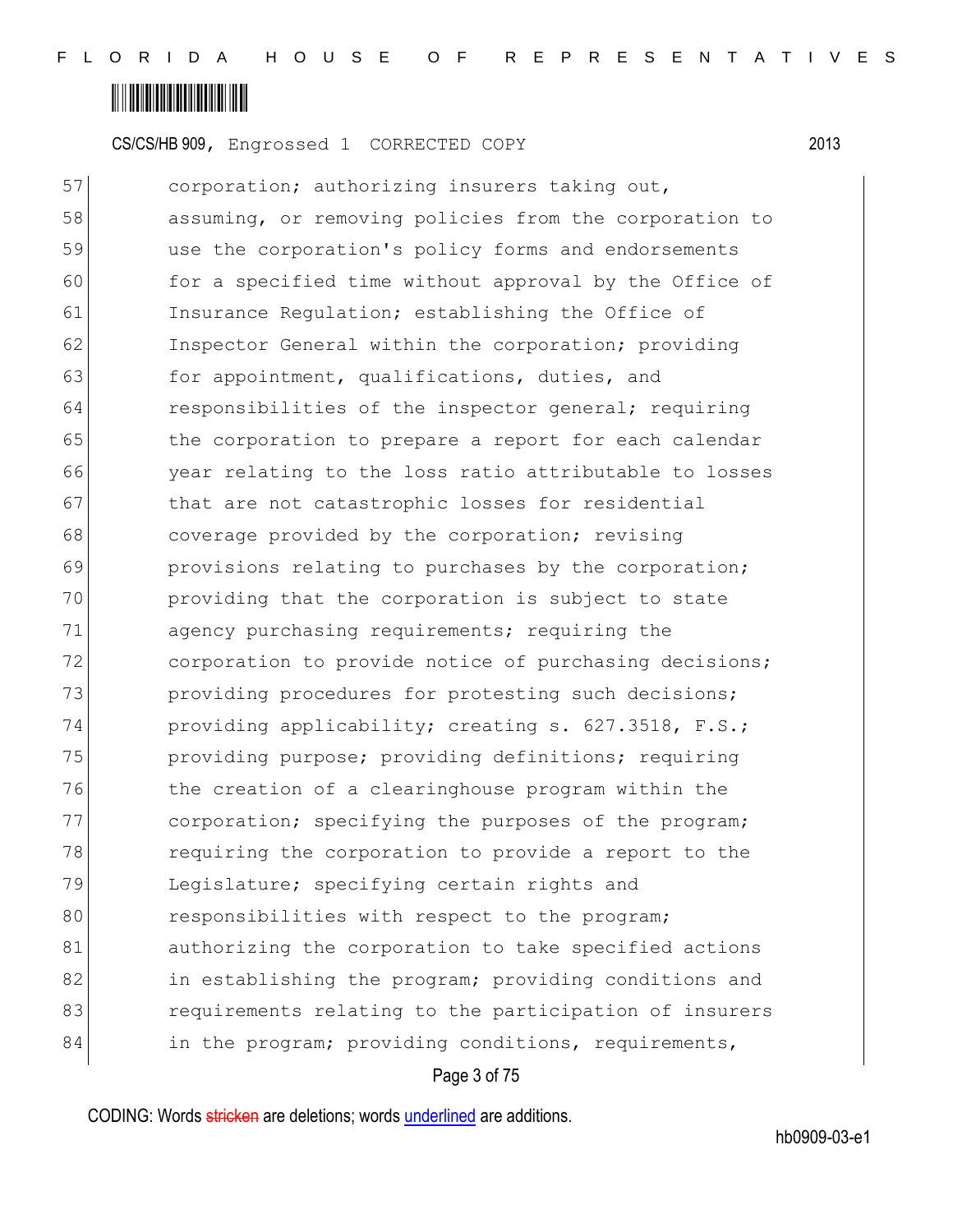corporation; authorizing insurers taking out, assuming, or removing policies from the corporation to use the corporation's policy forms and endorsements for a specified time without approval by the Office of Insurance Regulation; establishing the Office of Inspector General within the corporation; providing for appointment, qualifications, duties, and responsibilities of the inspector general; requiring the corporation to prepare a report for each calendar year relating to the loss ratio attributable to losses that are not catastrophic losses for residential coverage provided by the corporation; revising provisions relating to purchases by the corporation; providing that the corporation is subject to state agency purchasing requirements; requiring the corporation to provide notice of purchasing decisions; providing procedures for protesting such decisions; providing applicability; creating s. 627.3518, F.S.; providing purpose; providing definitions; requiring the creation of a clearinghouse program within the corporation; specifying the purposes of the program; requiring the corporation to provide a report to the Legislature; specifying certain rights and responsibilities with respect to the program; authorizing the corporation to take specified actions in establishing the program; providing conditions and requirements relating to the participation of insurers in the program; providing conditions, requirements,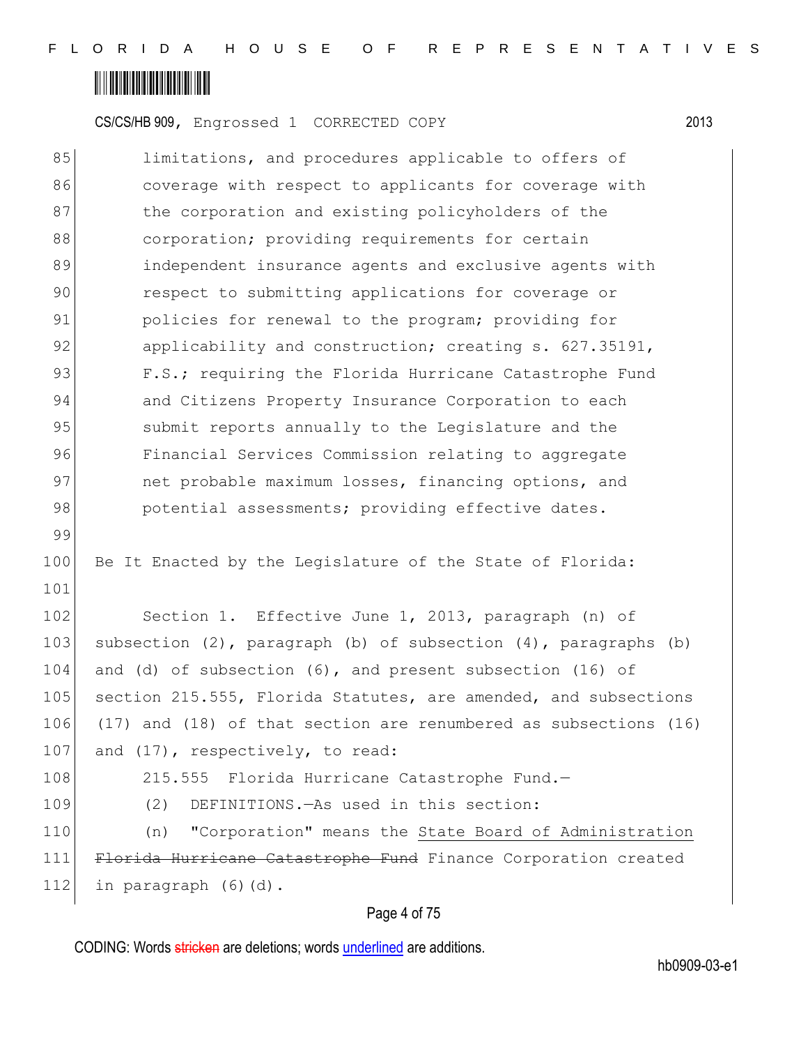limitations, and procedures applicable to offers of coverage with respect to applicants for coverage with the corporation and existing policyholders of the corporation; providing requirements for certain independent insurance agents and exclusive agents with respect to submitting applications for coverage or policies for renewal to the program; providing for applicability and construction; creating s. 627.35191, F.S.; requiring the Florida Hurricane Catastrophe Fund and Citizens Property Insurance Corporation to each submit reports annually to the Legislature and the Financial Services Commission relating to aggregate net probable maximum losses, financing options, and potential assessments; providing effective dates.

Be It Enacted by the Legislature of the State of Florida:

Section 1. Effective June 1, 2013, paragraph (n) of subsection (2), paragraph (b) of subsection (4), paragraphs (b) and (d) of subsection (6), and present subsection (16) of section 215.555, Florida Statutes, are amended, and subsections (17) and (18) of that section are renumbered as subsections (16) and (17), respectively, to read:

215.555 Florida Hurricane Catastrophe Fund.—

(2) DEFINITIONS.—As used in this section:

(n) "Corporation" means the <u>State Board of Administration</u> ~~Florida Hurricane Catastrophe Fund~~ Finance Corporation created in paragraph (6)(d).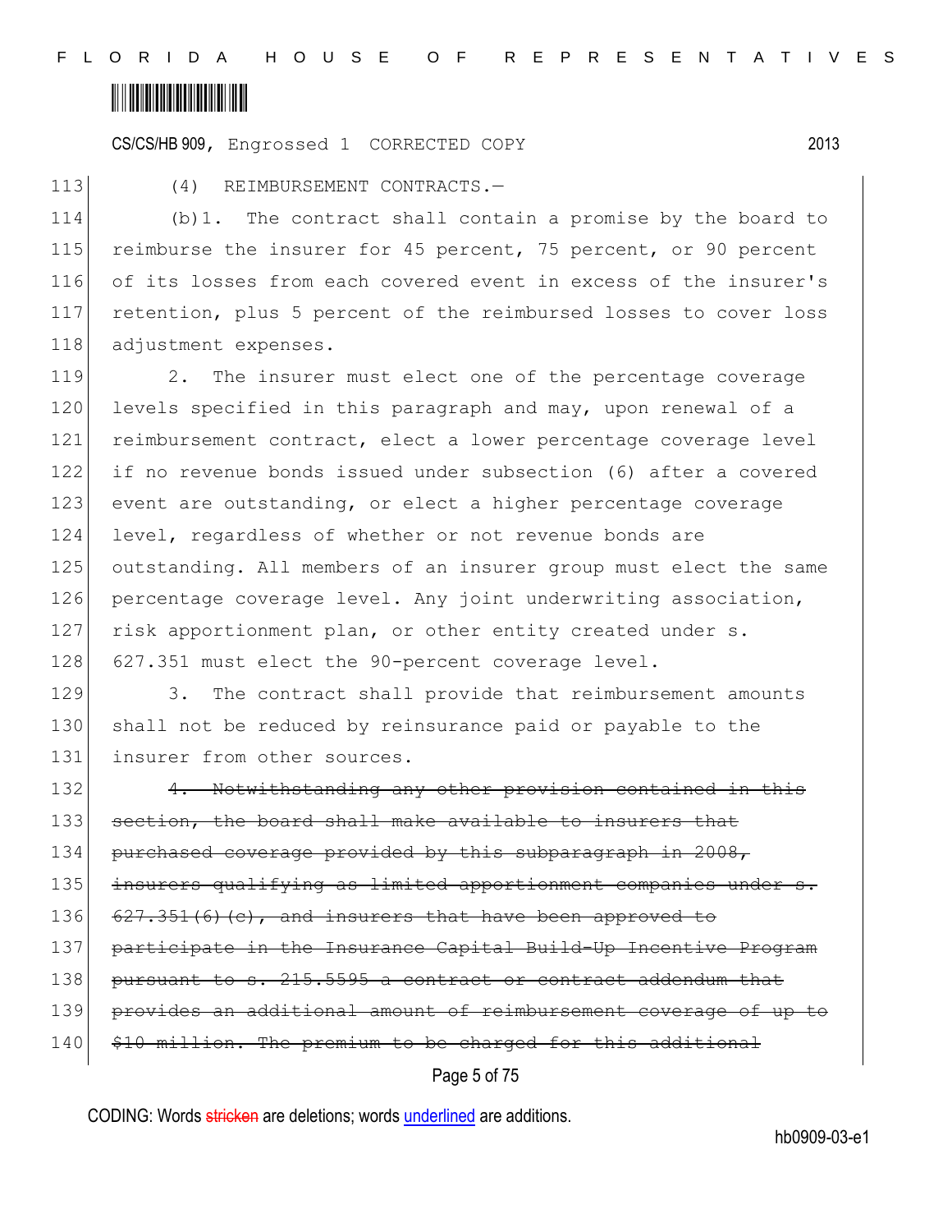(4) REIMBURSEMENT CONTRACTS.—

(b)1. The contract shall contain a promise by the board to reimburse the insurer for 45 percent, 75 percent, or 90 percent of its losses from each covered event in excess of the insurer's retention, plus 5 percent of the reimbursed losses to cover loss adjustment expenses.

2. The insurer must elect one of the percentage coverage levels specified in this paragraph and may, upon renewal of a reimbursement contract, elect a lower percentage coverage level if no revenue bonds issued under subsection (6) after a covered event are outstanding, or elect a higher percentage coverage level, regardless of whether or not revenue bonds are outstanding. All members of an insurer group must elect the same percentage coverage level. Any joint underwriting association, risk apportionment plan, or other entity created under s. 627.351 must elect the 90-percent coverage level.

3. The contract shall provide that reimbursement amounts shall not be reduced by reinsurance paid or payable to the insurer from other sources.

~~4. Notwithstanding any other provision contained in this section, the board shall make available to insurers that purchased coverage provided by this subparagraph in 2008, insurers qualifying as limited apportionment companies under s. 627.351(6)(c), and insurers that have been approved to participate in the Insurance Capital Build-Up Incentive Program pursuant to s. 215.5595 a contract or contract addendum that provides an additional amount of reimbursement coverage of up to $10 million. The premium to be charged for this additional~~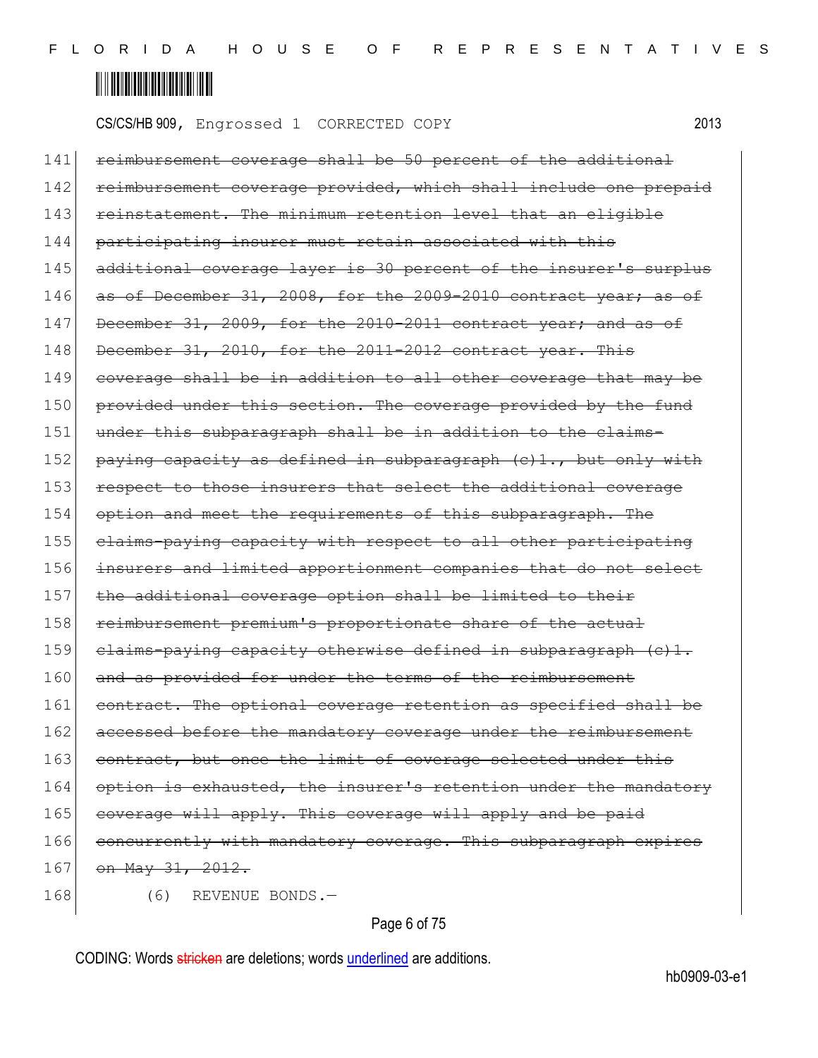141 ~~reimbursement coverage shall be 50 percent of the additional~~
142 ~~reimbursement coverage provided, which shall include one prepaid~~
143 ~~reinstatement. The minimum retention level that an eligible~~
144 ~~participating insurer must retain associated with this~~
145 ~~additional coverage layer is 30 percent of the insurer's surplus~~
146 ~~as of December 31, 2008, for the 2009-2010 contract year; as of~~
147 ~~December 31, 2009, for the 2010-2011 contract year; and as of~~
148 ~~December 31, 2010, for the 2011-2012 contract year. This~~
149 ~~coverage shall be in addition to all other coverage that may be~~
150 ~~provided under this section. The coverage provided by the fund~~
151 ~~under this subparagraph shall be in addition to the claims-~~
152 ~~paying capacity as defined in subparagraph (c)1., but only with~~
153 ~~respect to those insurers that select the additional coverage~~
154 ~~option and meet the requirements of this subparagraph. The~~
155 ~~claims-paying capacity with respect to all other participating~~
156 ~~insurers and limited apportionment companies that do not select~~
157 ~~the additional coverage option shall be limited to their~~
158 ~~reimbursement premium's proportionate share of the actual~~
159 ~~claims-paying capacity otherwise defined in subparagraph (c)1.~~
160 ~~and as provided for under the terms of the reimbursement~~
161 ~~contract. The optional coverage retention as specified shall be~~
162 ~~accessed before the mandatory coverage under the reimbursement~~
163 ~~contract, but once the limit of coverage selected under this~~
164 ~~option is exhausted, the insurer's retention under the mandatory~~
165 ~~coverage will apply. This coverage will apply and be paid~~
166 ~~concurrently with mandatory coverage. This subparagraph expires~~
167 ~~on May 31, 2012.~~
168 (6) REVENUE BONDS.—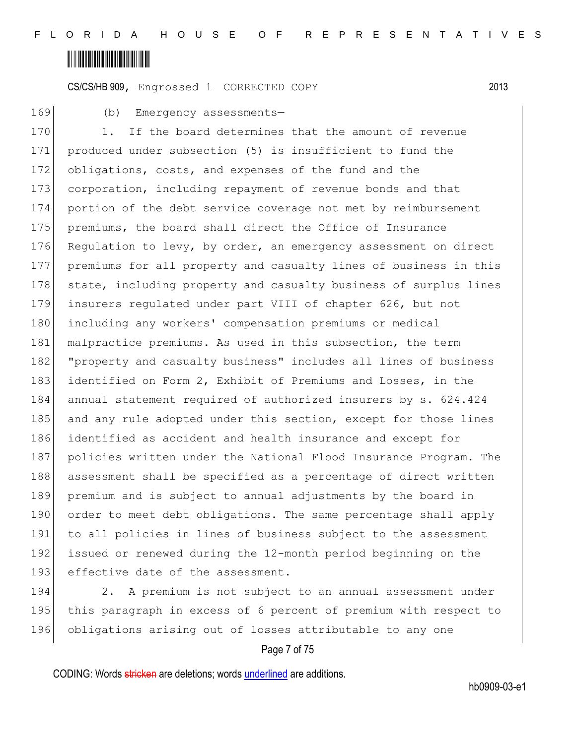(b) Emergency assessments—

1. If the board determines that the amount of revenue produced under subsection (5) is insufficient to fund the obligations, costs, and expenses of the fund and the corporation, including repayment of revenue bonds and that portion of the debt service coverage not met by reimbursement premiums, the board shall direct the Office of Insurance Regulation to levy, by order, an emergency assessment on direct premiums for all property and casualty lines of business in this state, including property and casualty business of surplus lines insurers regulated under part VIII of chapter 626, but not including any workers' compensation premiums or medical malpractice premiums. As used in this subsection, the term "property and casualty business" includes all lines of business identified on Form 2, Exhibit of Premiums and Losses, in the annual statement required of authorized insurers by s. 624.424 and any rule adopted under this section, except for those lines identified as accident and health insurance and except for policies written under the National Flood Insurance Program. The assessment shall be specified as a percentage of direct written premium and is subject to annual adjustments by the board in order to meet debt obligations. The same percentage shall apply to all policies in lines of business subject to the assessment issued or renewed during the 12-month period beginning on the effective date of the assessment.

2. A premium is not subject to an annual assessment under this paragraph in excess of 6 percent of premium with respect to obligations arising out of losses attributable to any one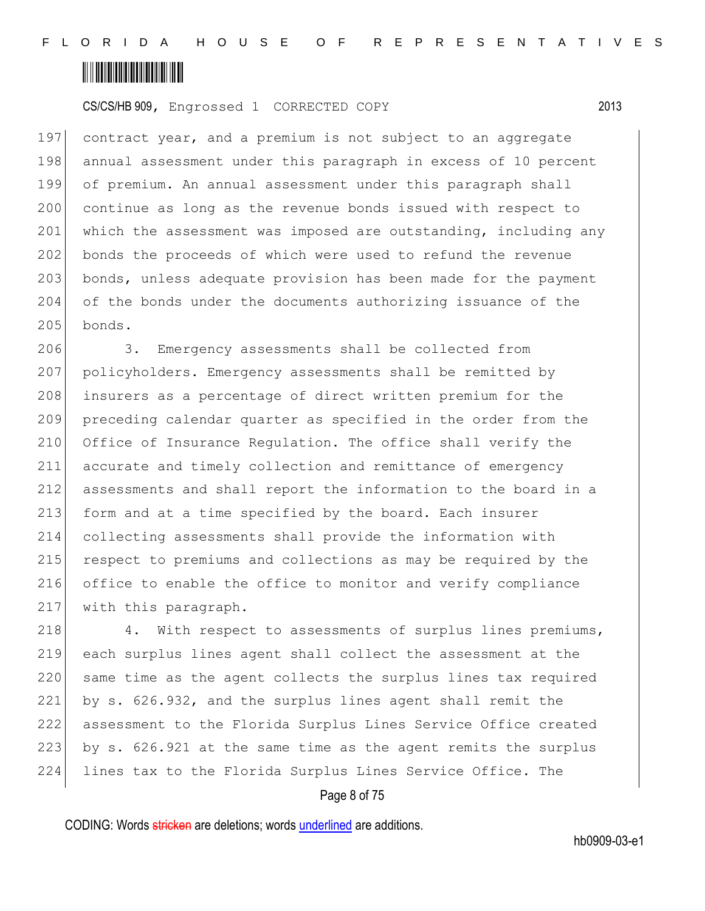contract year, and a premium is not subject to an aggregate annual assessment under this paragraph in excess of 10 percent of premium. An annual assessment under this paragraph shall continue as long as the revenue bonds issued with respect to which the assessment was imposed are outstanding, including any bonds the proceeds of which were used to refund the revenue bonds, unless adequate provision has been made for the payment of the bonds under the documents authorizing issuance of the bonds.

3. Emergency assessments shall be collected from policyholders. Emergency assessments shall be remitted by insurers as a percentage of direct written premium for the preceding calendar quarter as specified in the order from the Office of Insurance Regulation. The office shall verify the accurate and timely collection and remittance of emergency assessments and shall report the information to the board in a form and at a time specified by the board. Each insurer collecting assessments shall provide the information with respect to premiums and collections as may be required by the office to enable the office to monitor and verify compliance with this paragraph.

4. With respect to assessments of surplus lines premiums, each surplus lines agent shall collect the assessment at the same time as the agent collects the surplus lines tax required by s. 626.932, and the surplus lines agent shall remit the assessment to the Florida Surplus Lines Service Office created by s. 626.921 at the same time as the agent remits the surplus lines tax to the Florida Surplus Lines Service Office. The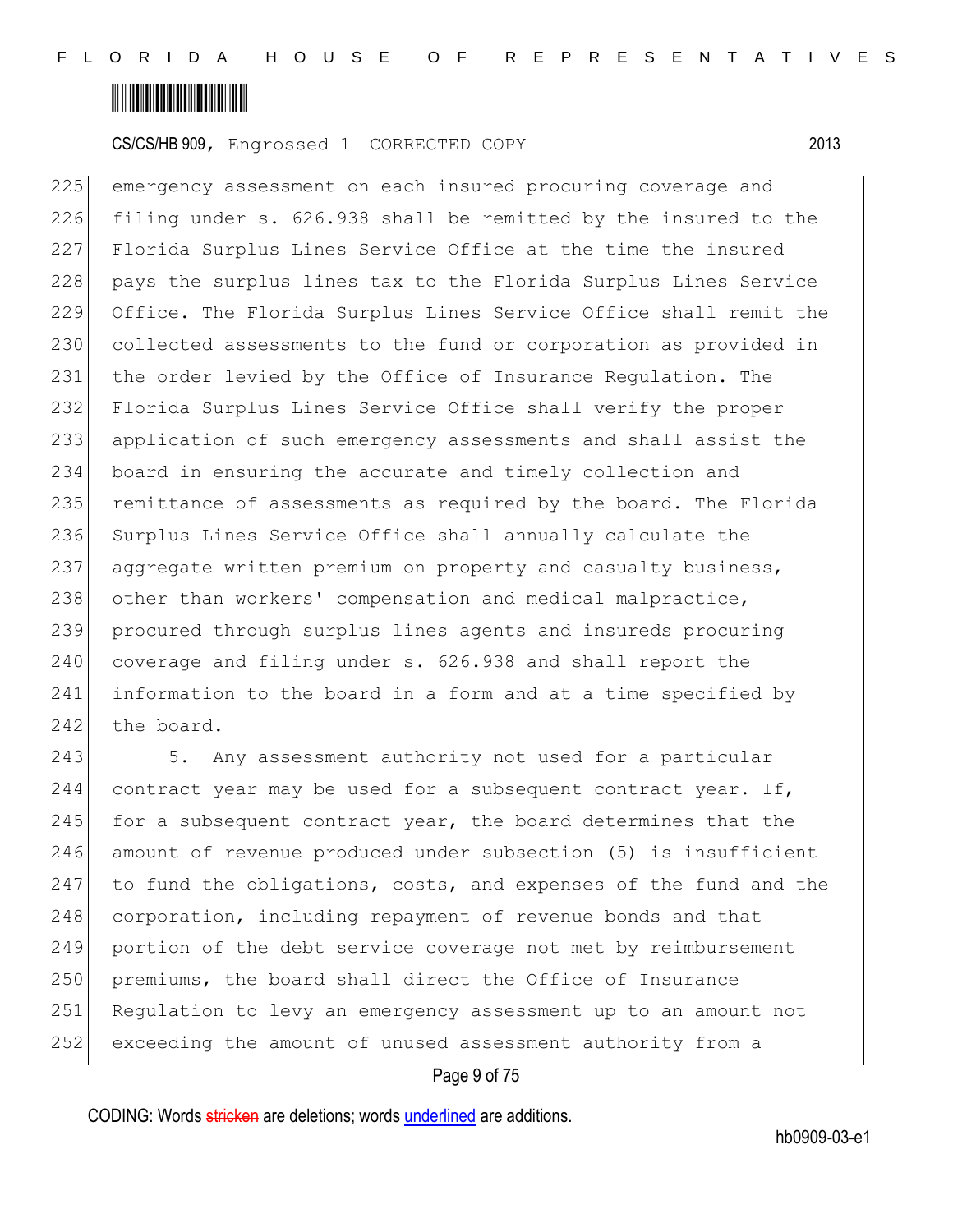emergency assessment on each insured procuring coverage and filing under s. 626.938 shall be remitted by the insured to the Florida Surplus Lines Service Office at the time the insured pays the surplus lines tax to the Florida Surplus Lines Service Office. The Florida Surplus Lines Service Office shall remit the collected assessments to the fund or corporation as provided in the order levied by the Office of Insurance Regulation. The Florida Surplus Lines Service Office shall verify the proper application of such emergency assessments and shall assist the board in ensuring the accurate and timely collection and remittance of assessments as required by the board. The Florida Surplus Lines Service Office shall annually calculate the aggregate written premium on property and casualty business, other than workers' compensation and medical malpractice, procured through surplus lines agents and insureds procuring coverage and filing under s. 626.938 and shall report the information to the board in a form and at a time specified by the board.

5. Any assessment authority not used for a particular contract year may be used for a subsequent contract year. If, for a subsequent contract year, the board determines that the amount of revenue produced under subsection (5) is insufficient to fund the obligations, costs, and expenses of the fund and the corporation, including repayment of revenue bonds and that portion of the debt service coverage not met by reimbursement premiums, the board shall direct the Office of Insurance Regulation to levy an emergency assessment up to an amount not exceeding the amount of unused assessment authority from a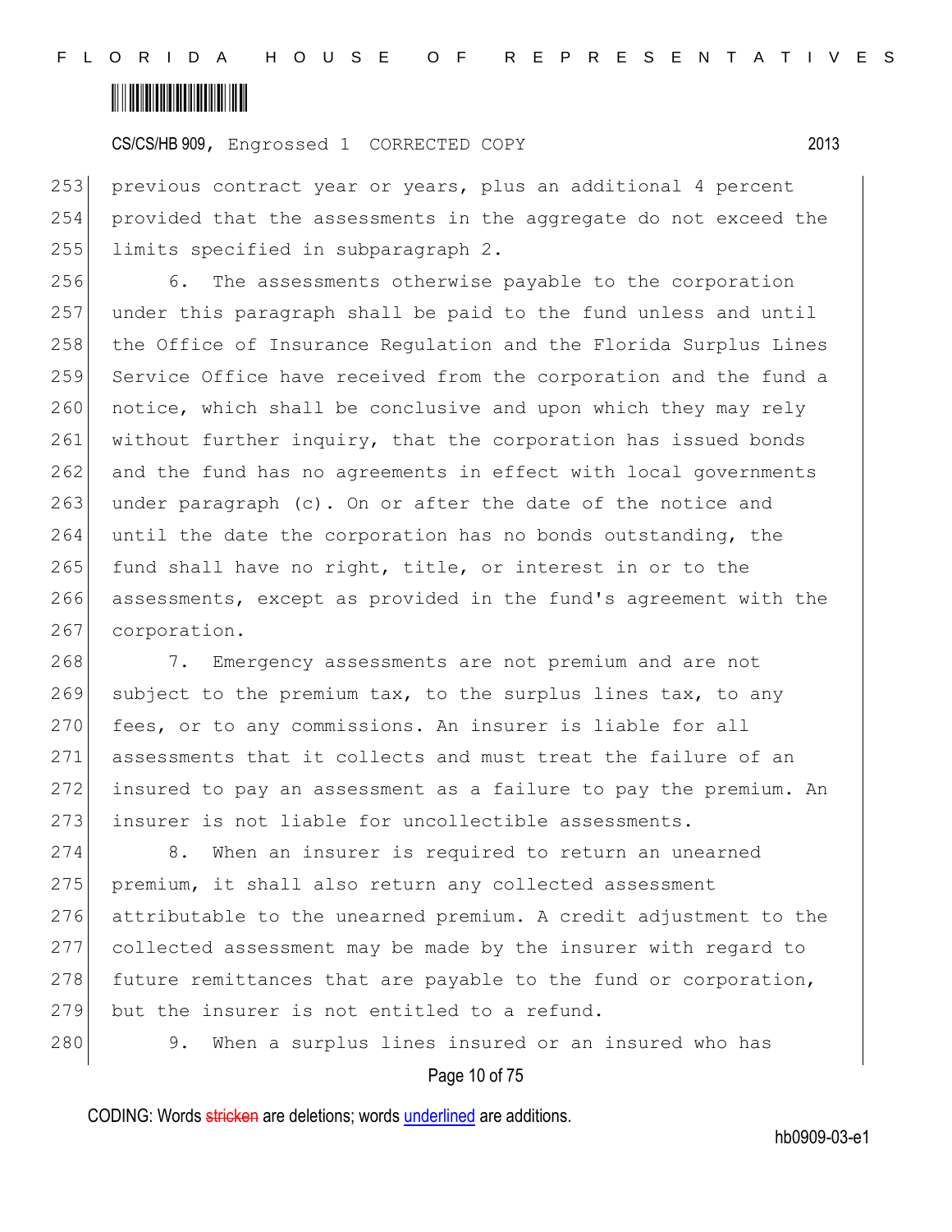previous contract year or years, plus an additional 4 percent provided that the assessments in the aggregate do not exceed the limits specified in subparagraph 2.

6. The assessments otherwise payable to the corporation under this paragraph shall be paid to the fund unless and until the Office of Insurance Regulation and the Florida Surplus Lines Service Office have received from the corporation and the fund a notice, which shall be conclusive and upon which they may rely without further inquiry, that the corporation has issued bonds and the fund has no agreements in effect with local governments under paragraph (c). On or after the date of the notice and until the date the corporation has no bonds outstanding, the fund shall have no right, title, or interest in or to the assessments, except as provided in the fund's agreement with the corporation.

7. Emergency assessments are not premium and are not subject to the premium tax, to the surplus lines tax, to any fees, or to any commissions. An insurer is liable for all assessments that it collects and must treat the failure of an insured to pay an assessment as a failure to pay the premium. An insurer is not liable for uncollectible assessments.

8. When an insurer is required to return an unearned premium, it shall also return any collected assessment attributable to the unearned premium. A credit adjustment to the collected assessment may be made by the insurer with regard to future remittances that are payable to the fund or corporation, but the insurer is not entitled to a refund.

9. When a surplus lines insured or an insured who has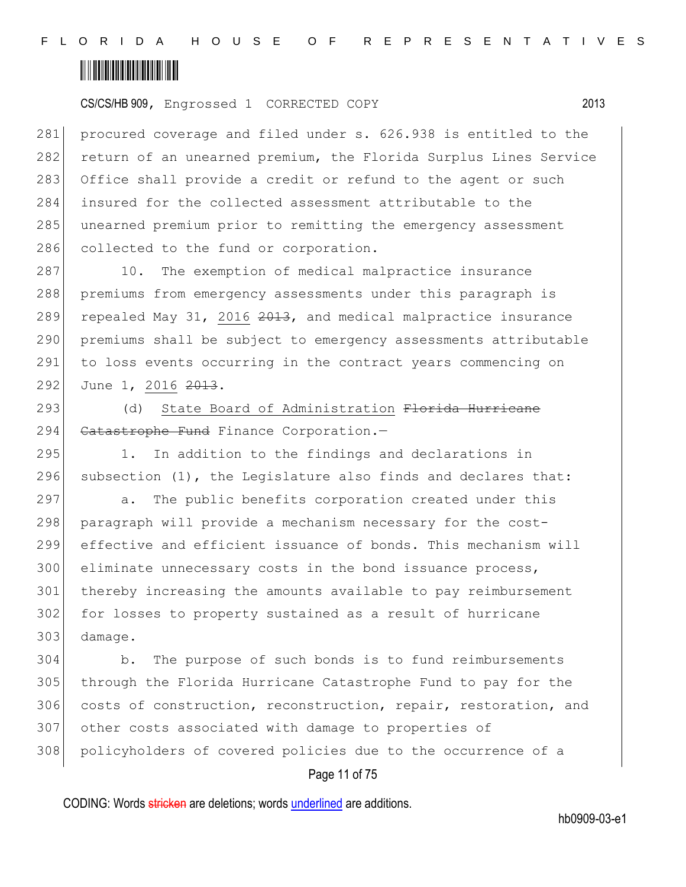procured coverage and filed under s. 626.938 is entitled to the return of an unearned premium, the Florida Surplus Lines Service Office shall provide a credit or refund to the agent or such insured for the collected assessment attributable to the unearned premium prior to remitting the emergency assessment collected to the fund or corporation.

10. The exemption of medical malpractice insurance premiums from emergency assessments under this paragraph is repealed May 31, <u>2016</u> ~~2013~~, and medical malpractice insurance premiums shall be subject to emergency assessments attributable to loss events occurring in the contract years commencing on June 1, <u>2016</u> ~~2013~~.

(d) <u>State Board of Administration</u> ~~Florida Hurricane Catastrophe Fund~~ Finance Corporation.—

1. In addition to the findings and declarations in subsection (1), the Legislature also finds and declares that:

a. The public benefits corporation created under this paragraph will provide a mechanism necessary for the cost-effective and efficient issuance of bonds. This mechanism will eliminate unnecessary costs in the bond issuance process, thereby increasing the amounts available to pay reimbursement for losses to property sustained as a result of hurricane damage.

b. The purpose of such bonds is to fund reimbursements through the Florida Hurricane Catastrophe Fund to pay for the costs of construction, reconstruction, repair, restoration, and other costs associated with damage to properties of policyholders of covered policies due to the occurrence of a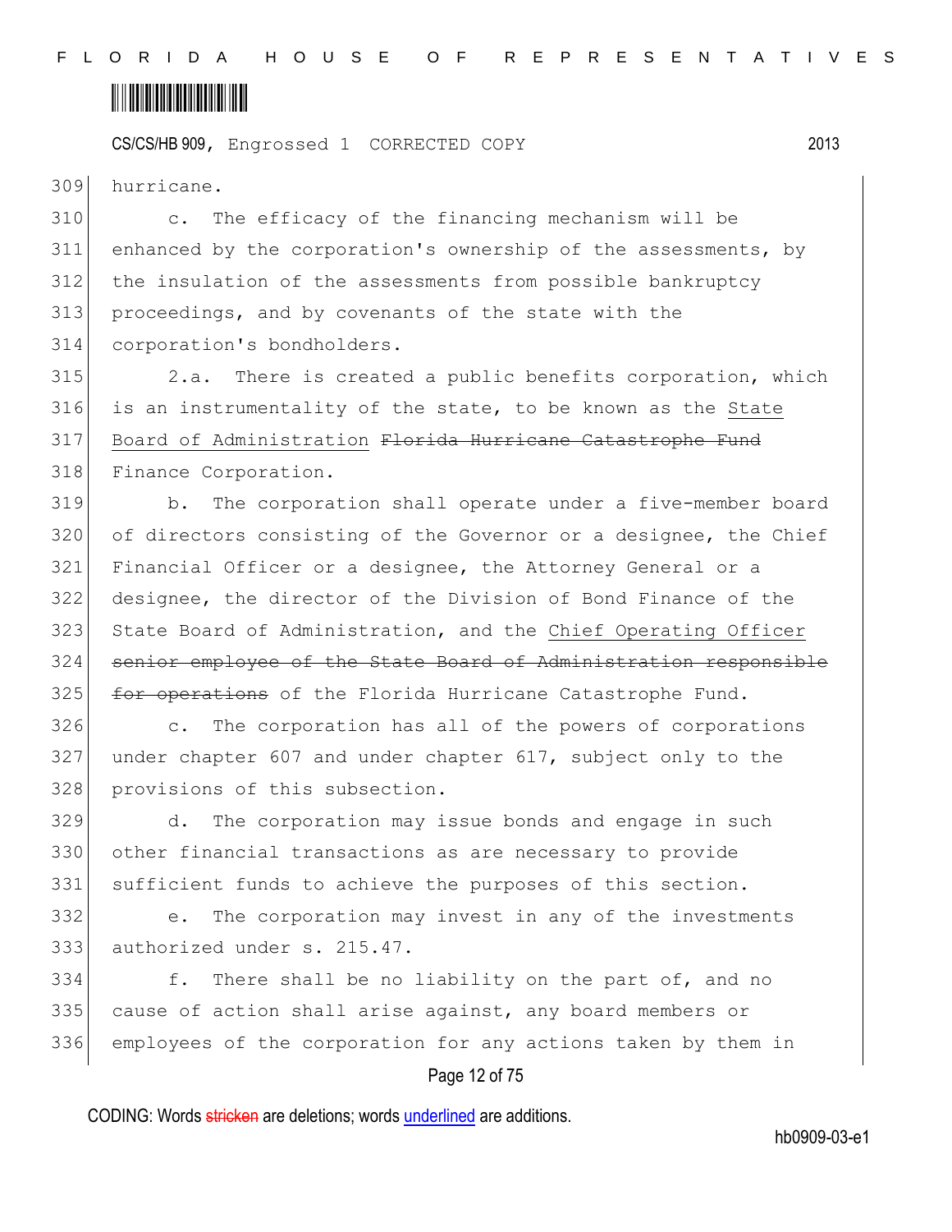hurricane.

c. The efficacy of the financing mechanism will be enhanced by the corporation's ownership of the assessments, by the insulation of the assessments from possible bankruptcy proceedings, and by covenants of the state with the corporation's bondholders.

2.a. There is created a public benefits corporation, which is an instrumentality of the state, to be known as the State Board of Administration ~~Florida Hurricane Catastrophe Fund~~ Finance Corporation.

b. The corporation shall operate under a five-member board of directors consisting of the Governor or a designee, the Chief Financial Officer or a designee, the Attorney General or a designee, the director of the Division of Bond Finance of the State Board of Administration, and the Chief Operating Officer ~~senior employee of the State Board of Administration responsible for operations~~ of the Florida Hurricane Catastrophe Fund.

c. The corporation has all of the powers of corporations under chapter 607 and under chapter 617, subject only to the provisions of this subsection.

d. The corporation may issue bonds and engage in such other financial transactions as are necessary to provide sufficient funds to achieve the purposes of this section.

e. The corporation may invest in any of the investments authorized under s. 215.47.

f. There shall be no liability on the part of, and no cause of action shall arise against, any board members or employees of the corporation for any actions taken by them in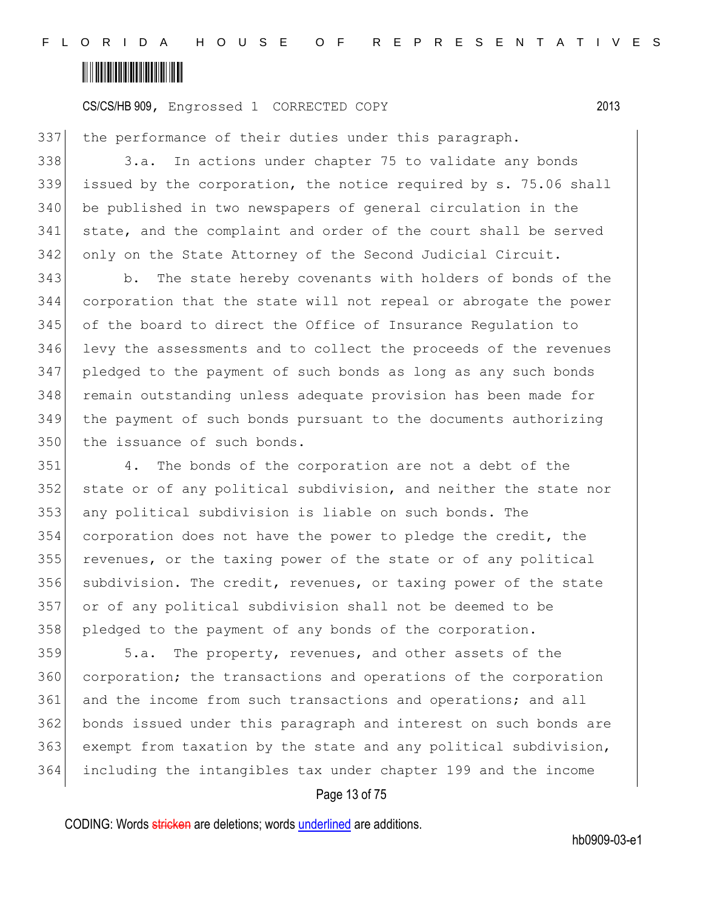the performance of their duties under this paragraph.

3.a. In actions under chapter 75 to validate any bonds issued by the corporation, the notice required by s. 75.06 shall be published in two newspapers of general circulation in the state, and the complaint and order of the court shall be served only on the State Attorney of the Second Judicial Circuit.

b. The state hereby covenants with holders of bonds of the corporation that the state will not repeal or abrogate the power of the board to direct the Office of Insurance Regulation to levy the assessments and to collect the proceeds of the revenues pledged to the payment of such bonds as long as any such bonds remain outstanding unless adequate provision has been made for the payment of such bonds pursuant to the documents authorizing the issuance of such bonds.

4. The bonds of the corporation are not a debt of the state or of any political subdivision, and neither the state nor any political subdivision is liable on such bonds. The corporation does not have the power to pledge the credit, the revenues, or the taxing power of the state or of any political subdivision. The credit, revenues, or taxing power of the state or of any political subdivision shall not be deemed to be pledged to the payment of any bonds of the corporation.

5.a. The property, revenues, and other assets of the corporation; the transactions and operations of the corporation and the income from such transactions and operations; and all bonds issued under this paragraph and interest on such bonds are exempt from taxation by the state and any political subdivision, including the intangibles tax under chapter 199 and the income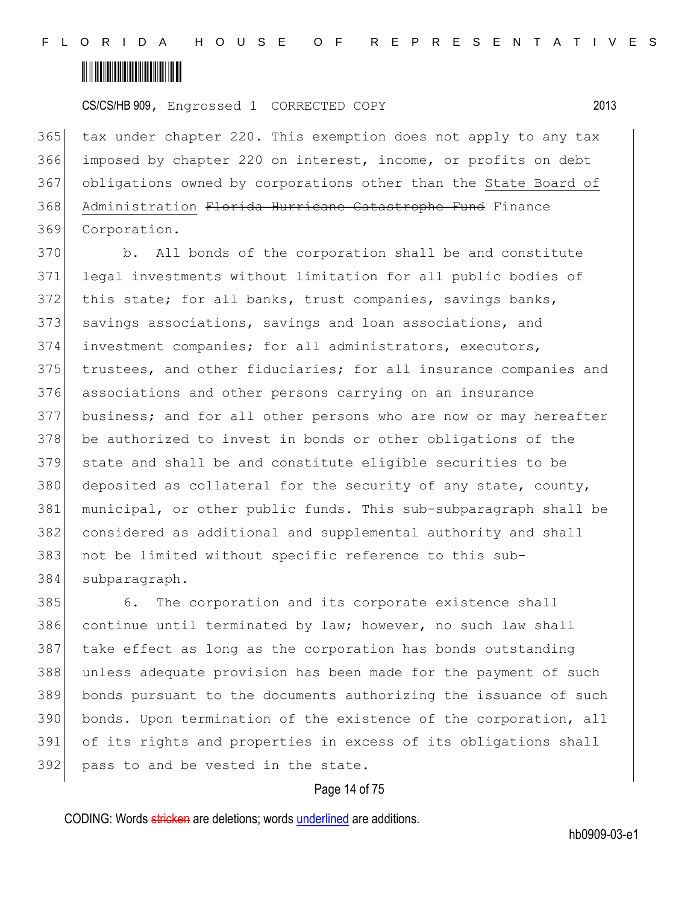tax under chapter 220. This exemption does not apply to any tax imposed by chapter 220 on interest, income, or profits on debt obligations owned by corporations other than the State Board of Administration ~~Florida Hurricane Catastrophe Fund~~ Finance Corporation.

b. All bonds of the corporation shall be and constitute legal investments without limitation for all public bodies of this state; for all banks, trust companies, savings banks, savings associations, savings and loan associations, and investment companies; for all administrators, executors, trustees, and other fiduciaries; for all insurance companies and associations and other persons carrying on an insurance business; and for all other persons who are now or may hereafter be authorized to invest in bonds or other obligations of the state and shall be and constitute eligible securities to be deposited as collateral for the security of any state, county, municipal, or other public funds. This sub-subparagraph shall be considered as additional and supplemental authority and shall not be limited without specific reference to this sub-subparagraph.

6. The corporation and its corporate existence shall continue until terminated by law; however, no such law shall take effect as long as the corporation has bonds outstanding unless adequate provision has been made for the payment of such bonds pursuant to the documents authorizing the issuance of such bonds. Upon termination of the existence of the corporation, all of its rights and properties in excess of its obligations shall pass to and be vested in the state.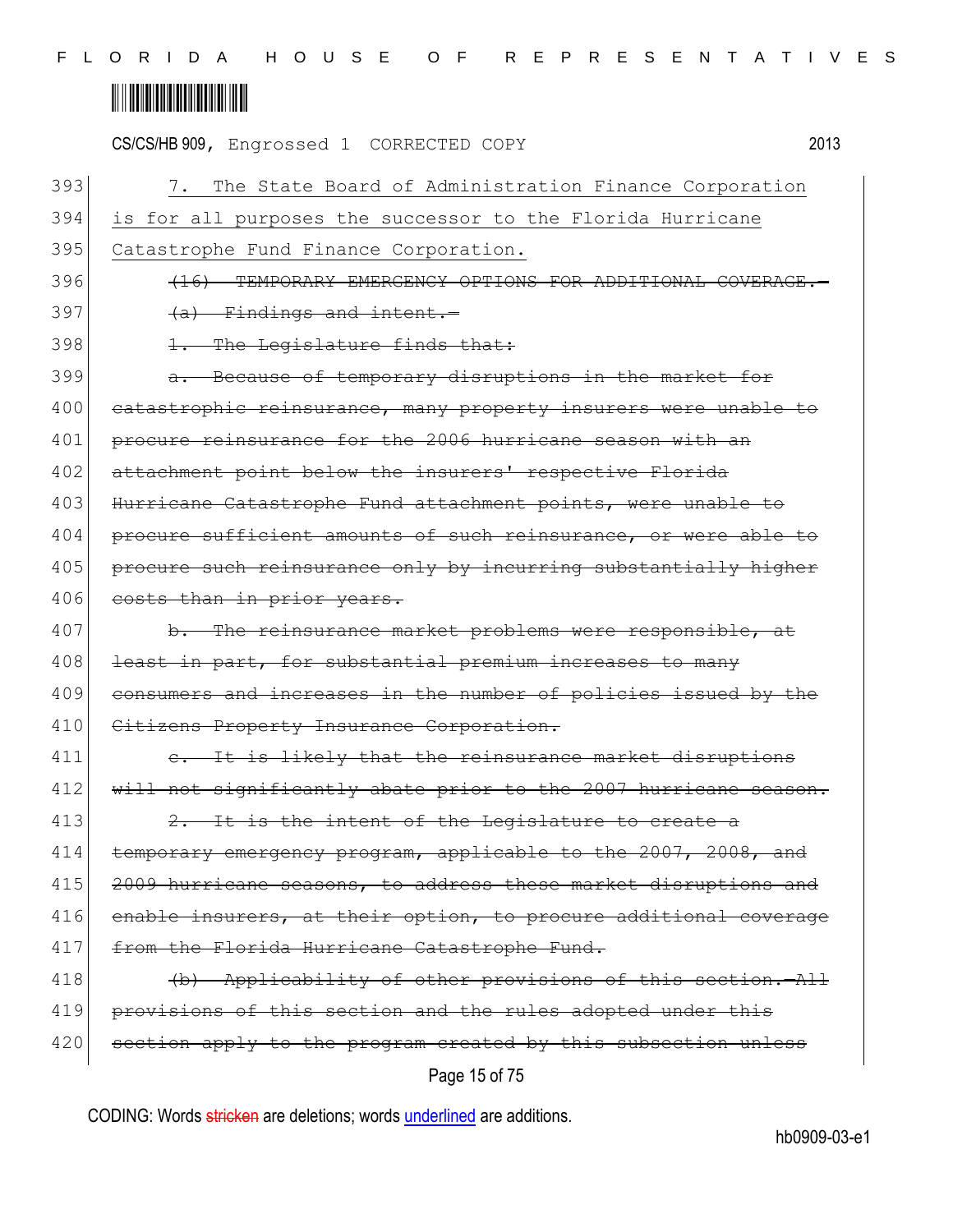393 7. The State Board of Administration Finance Corporation
394 is for all purposes the successor to the Florida Hurricane
395 Catastrophe Fund Finance Corporation.
396 ~~(16) TEMPORARY EMERGENCY OPTIONS FOR ADDITIONAL COVERAGE.—~~
397 ~~(a) Findings and intent.—~~
398 ~~1. The Legislature finds that:~~
399 ~~a. Because of temporary disruptions in the market for~~
400 ~~catastrophic reinsurance, many property insurers were unable to~~
401 ~~procure reinsurance for the 2006 hurricane season with an~~
402 ~~attachment point below the insurers' respective Florida~~
403 ~~Hurricane Catastrophe Fund attachment points, were unable to~~
404 ~~procure sufficient amounts of such reinsurance, or were able to~~
405 ~~procure such reinsurance only by incurring substantially higher~~
406 ~~costs than in prior years.~~
407 ~~b. The reinsurance market problems were responsible, at~~
408 ~~least in part, for substantial premium increases to many~~
409 ~~consumers and increases in the number of policies issued by the~~
410 ~~Citizens Property Insurance Corporation.~~
411 ~~c. It is likely that the reinsurance market disruptions~~
412 ~~will not significantly abate prior to the 2007 hurricane season.~~
413 ~~2. It is the intent of the Legislature to create a~~
414 ~~temporary emergency program, applicable to the 2007, 2008, and~~
415 ~~2009 hurricane seasons, to address these market disruptions and~~
416 ~~enable insurers, at their option, to procure additional coverage~~
417 ~~from the Florida Hurricane Catastrophe Fund.~~
418 ~~(b) Applicability of other provisions of this section.—All~~
419 ~~provisions of this section and the rules adopted under this~~
420 ~~section apply to the program created by this subsection unless~~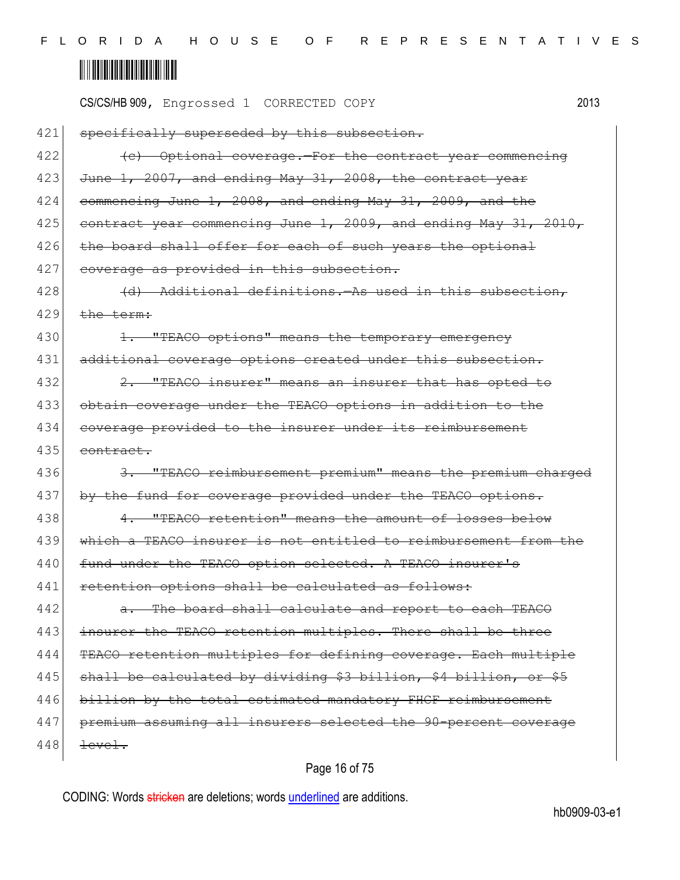~~specifically superseded by this subsection.~~

~~(c) Optional coverage.—For the contract year commencing June 1, 2007, and ending May 31, 2008, the contract year commencing June 1, 2008, and ending May 31, 2009, and the contract year commencing June 1, 2009, and ending May 31, 2010, the board shall offer for each of such years the optional coverage as provided in this subsection.~~

~~(d) Additional definitions.—As used in this subsection, the term:~~

~~1. "TEACO options" means the temporary emergency additional coverage options created under this subsection.~~

~~2. "TEACO insurer" means an insurer that has opted to obtain coverage under the TEACO options in addition to the coverage provided to the insurer under its reimbursement contract.~~

~~3. "TEACO reimbursement premium" means the premium charged by the fund for coverage provided under the TEACO options.~~

~~4. "TEACO retention" means the amount of losses below which a TEACO insurer is not entitled to reimbursement from the fund under the TEACO option selected. A TEACO insurer's retention options shall be calculated as follows:~~

~~a. The board shall calculate and report to each TEACO insurer the TEACO retention multiples. There shall be three TEACO retention multiples for defining coverage. Each multiple shall be calculated by dividing $3 billion, $4 billion, or $5 billion by the total estimated mandatory FHCF reimbursement premium assuming all insurers selected the 90-percent coverage level.~~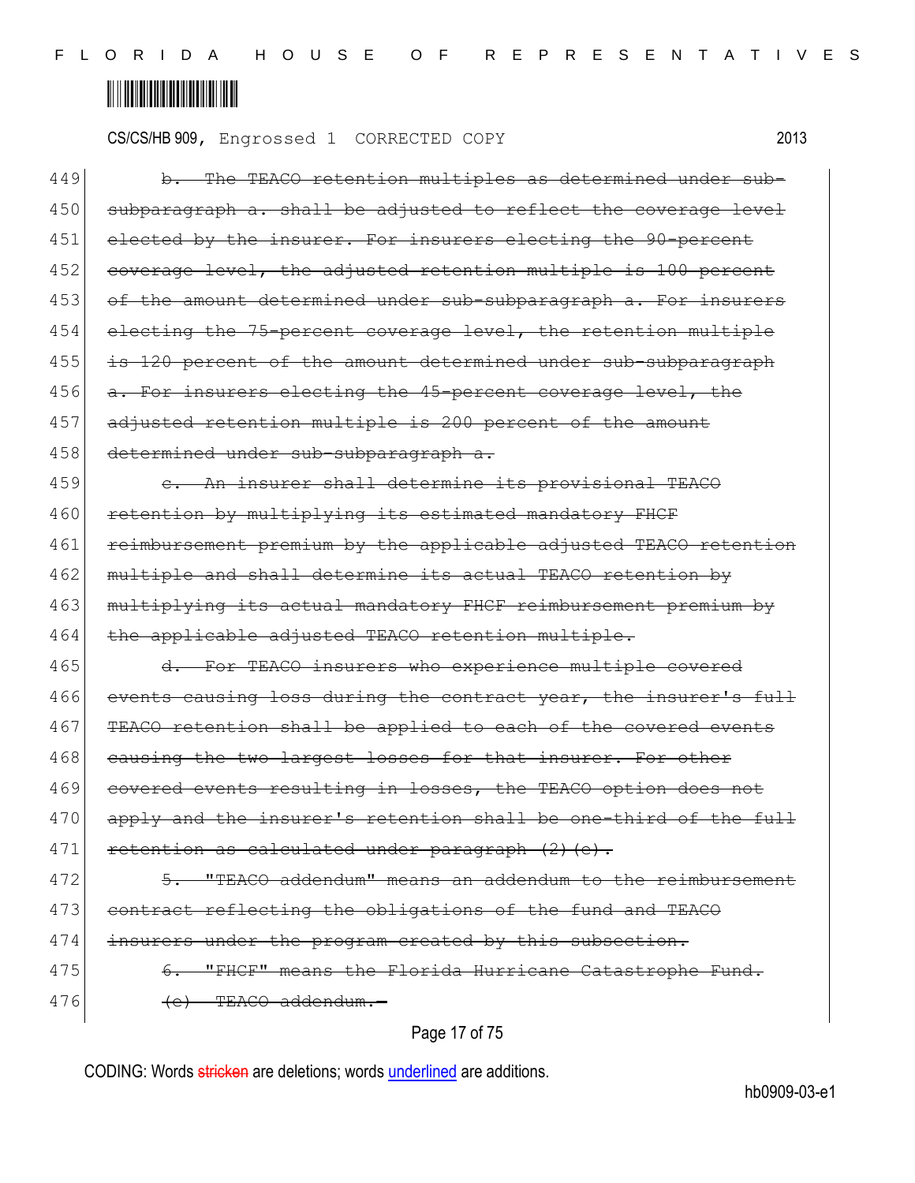449 ~~b. The TEACO retention multiples as determined under sub-~~
450 ~~subparagraph a. shall be adjusted to reflect the coverage level~~
451 ~~elected by the insurer. For insurers electing the 90-percent~~
452 ~~coverage level, the adjusted retention multiple is 100 percent~~
453 ~~of the amount determined under sub-subparagraph a. For insurers~~
454 ~~electing the 75-percent coverage level, the retention multiple~~
455 ~~is 120 percent of the amount determined under sub-subparagraph~~
456 ~~a. For insurers electing the 45-percent coverage level, the~~
457 ~~adjusted retention multiple is 200 percent of the amount~~
458 ~~determined under sub-subparagraph a.~~
459 ~~c. An insurer shall determine its provisional TEACO~~
460 ~~retention by multiplying its estimated mandatory FHCF~~
461 ~~reimbursement premium by the applicable adjusted TEACO retention~~
462 ~~multiple and shall determine its actual TEACO retention by~~
463 ~~multiplying its actual mandatory FHCF reimbursement premium by~~
464 ~~the applicable adjusted TEACO retention multiple.~~
465 ~~d. For TEACO insurers who experience multiple covered~~
466 ~~events causing loss during the contract year, the insurer's full~~
467 ~~TEACO retention shall be applied to each of the covered events~~
468 ~~causing the two largest losses for that insurer. For other~~
469 ~~covered events resulting in losses, the TEACO option does not~~
470 ~~apply and the insurer's retention shall be one-third of the full~~
471 ~~retention as calculated under paragraph (2)(e).~~
472 ~~5. "TEACO addendum" means an addendum to the reimbursement~~
473 ~~contract reflecting the obligations of the fund and TEACO~~
474 ~~insurers under the program created by this subsection.~~
475 ~~6. "FHCF" means the Florida Hurricane Catastrophe Fund.~~
476 ~~(c) TEACO addendum.—~~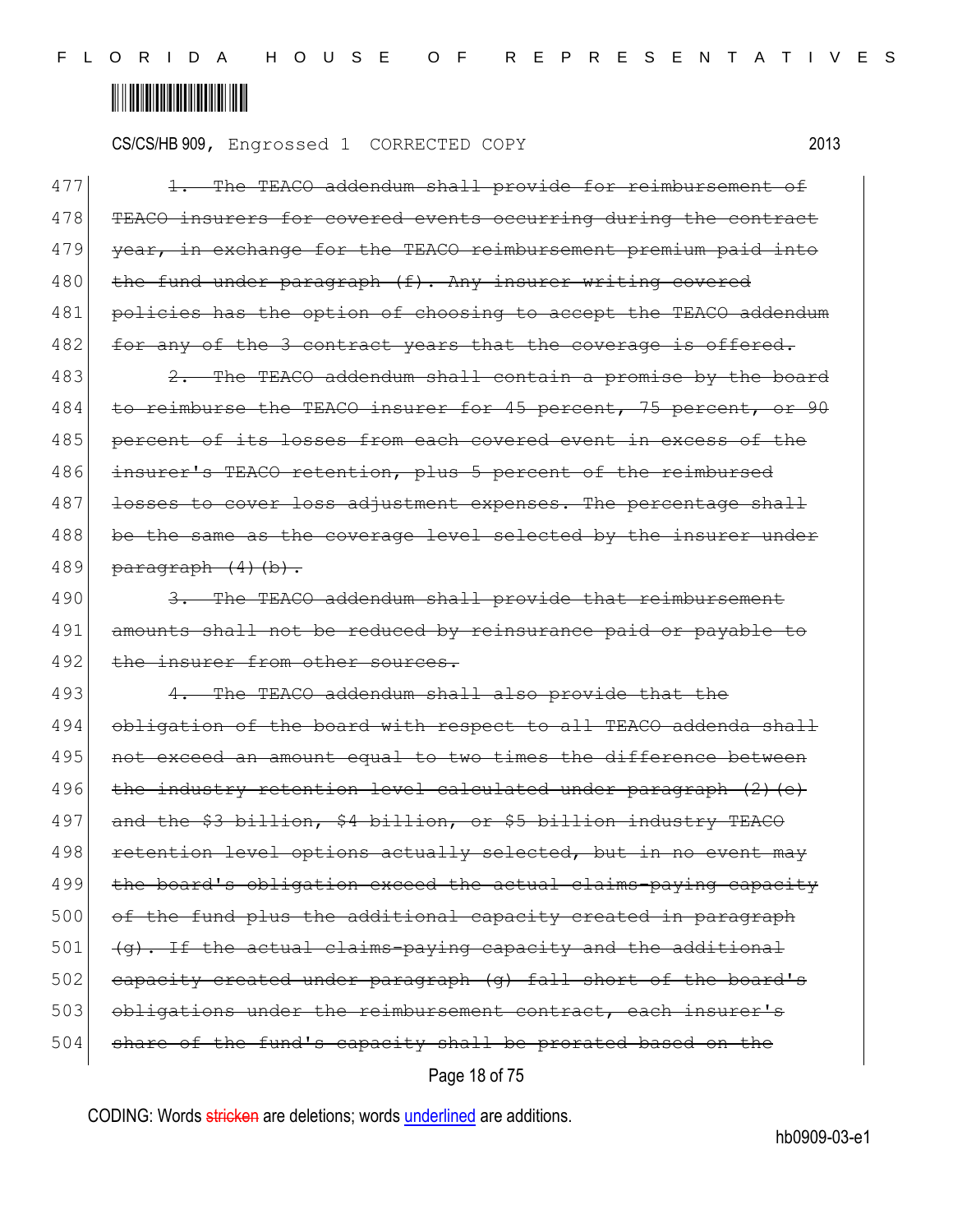477 ~~1. The TEACO addendum shall provide for reimbursement of~~
478 ~~TEACO insurers for covered events occurring during the contract~~
479 ~~year, in exchange for the TEACO reimbursement premium paid into~~
480 ~~the fund under paragraph (f). Any insurer writing covered~~
481 ~~policies has the option of choosing to accept the TEACO addendum~~
482 ~~for any of the 3 contract years that the coverage is offered.~~
483 ~~2. The TEACO addendum shall contain a promise by the board~~
484 ~~to reimburse the TEACO insurer for 45 percent, 75 percent, or 90~~
485 ~~percent of its losses from each covered event in excess of the~~
486 ~~insurer's TEACO retention, plus 5 percent of the reimbursed~~
487 ~~losses to cover loss adjustment expenses. The percentage shall~~
488 ~~be the same as the coverage level selected by the insurer under~~
489 ~~paragraph (4)(b).~~
490 ~~3. The TEACO addendum shall provide that reimbursement~~
491 ~~amounts shall not be reduced by reinsurance paid or payable to~~
492 ~~the insurer from other sources.~~
493 ~~4. The TEACO addendum shall also provide that the~~
494 ~~obligation of the board with respect to all TEACO addenda shall~~
495 ~~not exceed an amount equal to two times the difference between~~
496 ~~the industry retention level calculated under paragraph (2)(e)~~
497 ~~and the $3 billion, $4 billion, or $5 billion industry TEACO~~
498 ~~retention level options actually selected, but in no event may~~
499 ~~the board's obligation exceed the actual claims-paying capacity~~
500 ~~of the fund plus the additional capacity created in paragraph~~
501 ~~(g). If the actual claims-paying capacity and the additional~~
502 ~~capacity created under paragraph (g) fall short of the board's~~
503 ~~obligations under the reimbursement contract, each insurer's~~
504 ~~share of the fund's capacity shall be prorated based on the~~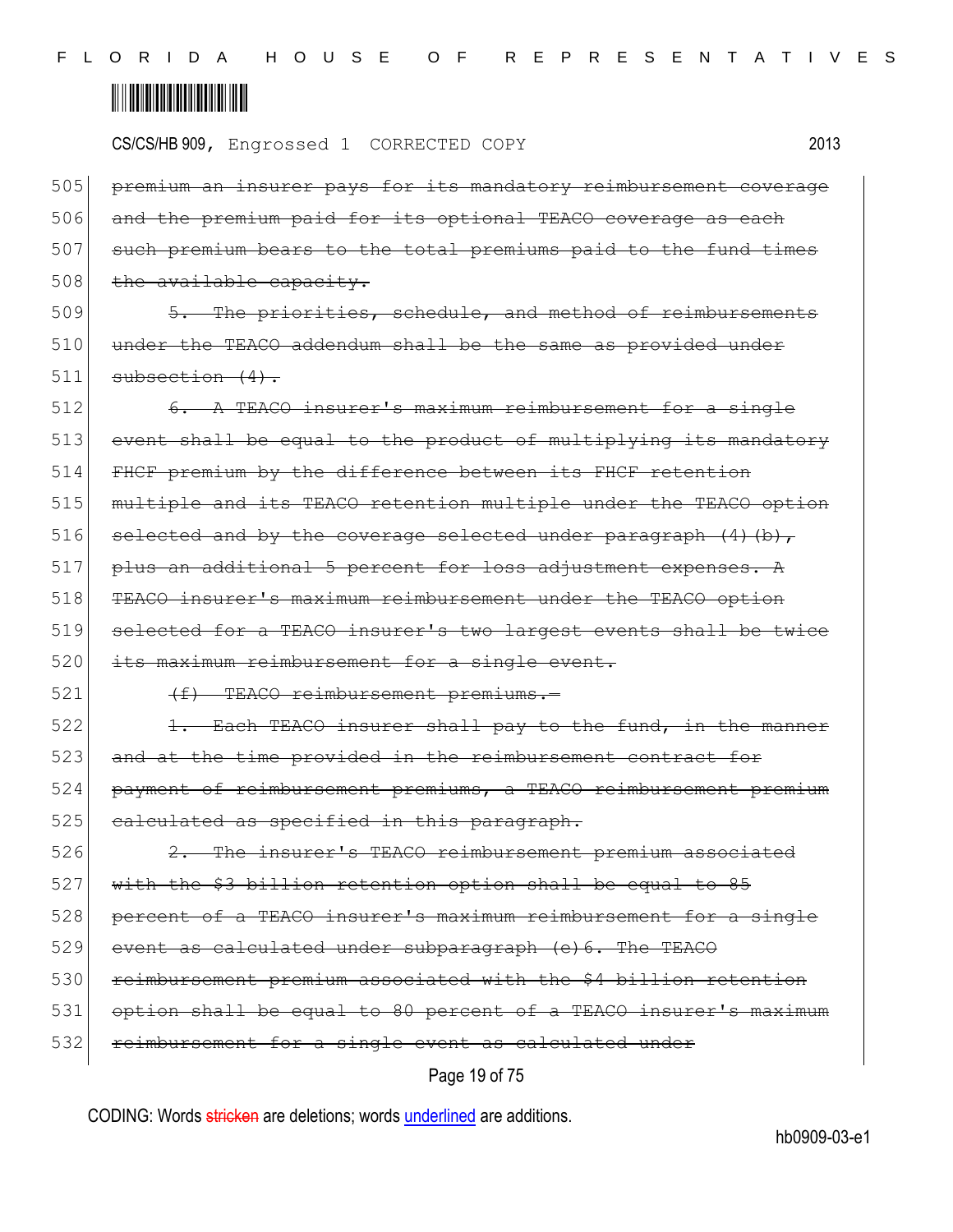CS/CS/HB 909, Engrossed 1 CORRECTED COPY 2013

505 ~~premium an insurer pays for its mandatory reimbursement coverage~~
506 ~~and the premium paid for its optional TEACO coverage as each~~
507 ~~such premium bears to the total premiums paid to the fund times~~
508 ~~the available capacity.~~

509 ~~5. The priorities, schedule, and method of reimbursements~~
510 ~~under the TEACO addendum shall be the same as provided under~~
511 ~~subsection (4).~~

512 ~~6. A TEACO insurer's maximum reimbursement for a single~~
513 ~~event shall be equal to the product of multiplying its mandatory~~
514 ~~FHCF premium by the difference between its FHCF retention~~
515 ~~multiple and its TEACO retention multiple under the TEACO option~~
516 ~~selected and by the coverage selected under paragraph (4)(b),~~
517 ~~plus an additional 5 percent for loss adjustment expenses. A~~
518 ~~TEACO insurer's maximum reimbursement under the TEACO option~~
519 ~~selected for a TEACO insurer's two largest events shall be twice~~
520 ~~its maximum reimbursement for a single event.~~

521 ~~(f) TEACO reimbursement premiums.—~~

522 ~~1. Each TEACO insurer shall pay to the fund, in the manner~~
523 ~~and at the time provided in the reimbursement contract for~~
524 ~~payment of reimbursement premiums, a TEACO reimbursement premium~~
525 ~~calculated as specified in this paragraph.~~

526 ~~2. The insurer's TEACO reimbursement premium associated~~
527 ~~with the $3 billion retention option shall be equal to 85~~
528 ~~percent of a TEACO insurer's maximum reimbursement for a single~~
529 ~~event as calculated under subparagraph (e)6. The TEACO~~
530 ~~reimbursement premium associated with the $4 billion retention~~
531 ~~option shall be equal to 80 percent of a TEACO insurer's maximum~~
532 ~~reimbursement for a single event as calculated under~~

CODING: Words ~~stricken~~ are deletions; words underlined are additions.

hb0909-03-e1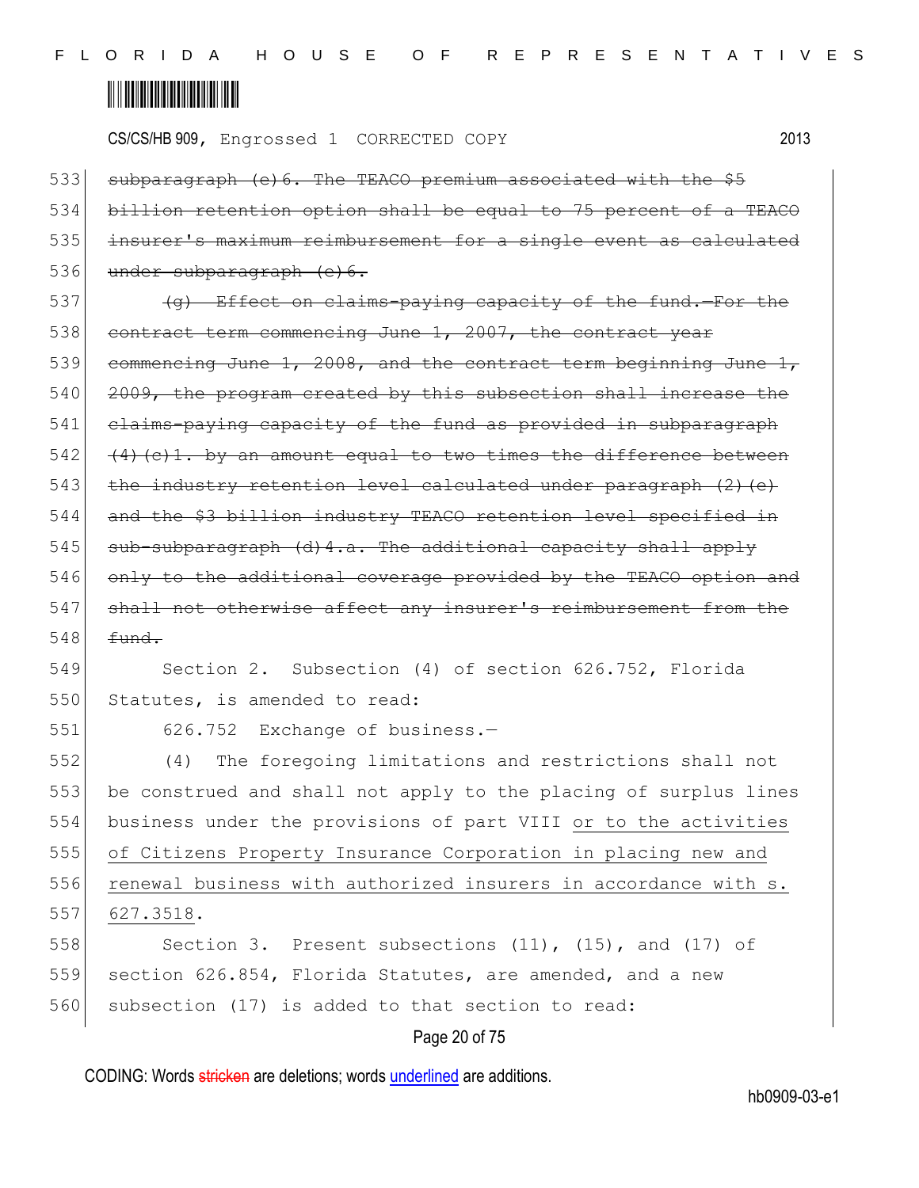~~subparagraph (e)6. The TEACO premium associated with the $5 billion retention option shall be equal to 75 percent of a TEACO insurer's maximum reimbursement for a single event as calculated under subparagraph (c)6.~~

~~(g) Effect on claims-paying capacity of the fund.—For the contract term commencing June 1, 2007, the contract year commencing June 1, 2008, and the contract term beginning June 1, 2009, the program created by this subsection shall increase the claims-paying capacity of the fund as provided in subparagraph (4)(c)1. by an amount equal to two times the difference between the industry retention level calculated under paragraph (2)(e) and the $3 billion industry TEACO retention level specified in sub-subparagraph (d)4.a. The additional capacity shall apply only to the additional coverage provided by the TEACO option and shall not otherwise affect any insurer's reimbursement from the fund.~~

Section 2. Subsection (4) of section 626.752, Florida Statutes, is amended to read:

626.752 Exchange of business.—

(4) The foregoing limitations and restrictions shall not be construed and shall not apply to the placing of surplus lines business under the provisions of part VIII <u>or to the activities of Citizens Property Insurance Corporation in placing new and renewal business with authorized insurers in accordance with s. 627.3518</u>.

Section 3. Present subsections (11), (15), and (17) of section 626.854, Florida Statutes, are amended, and a new subsection (17) is added to that section to read: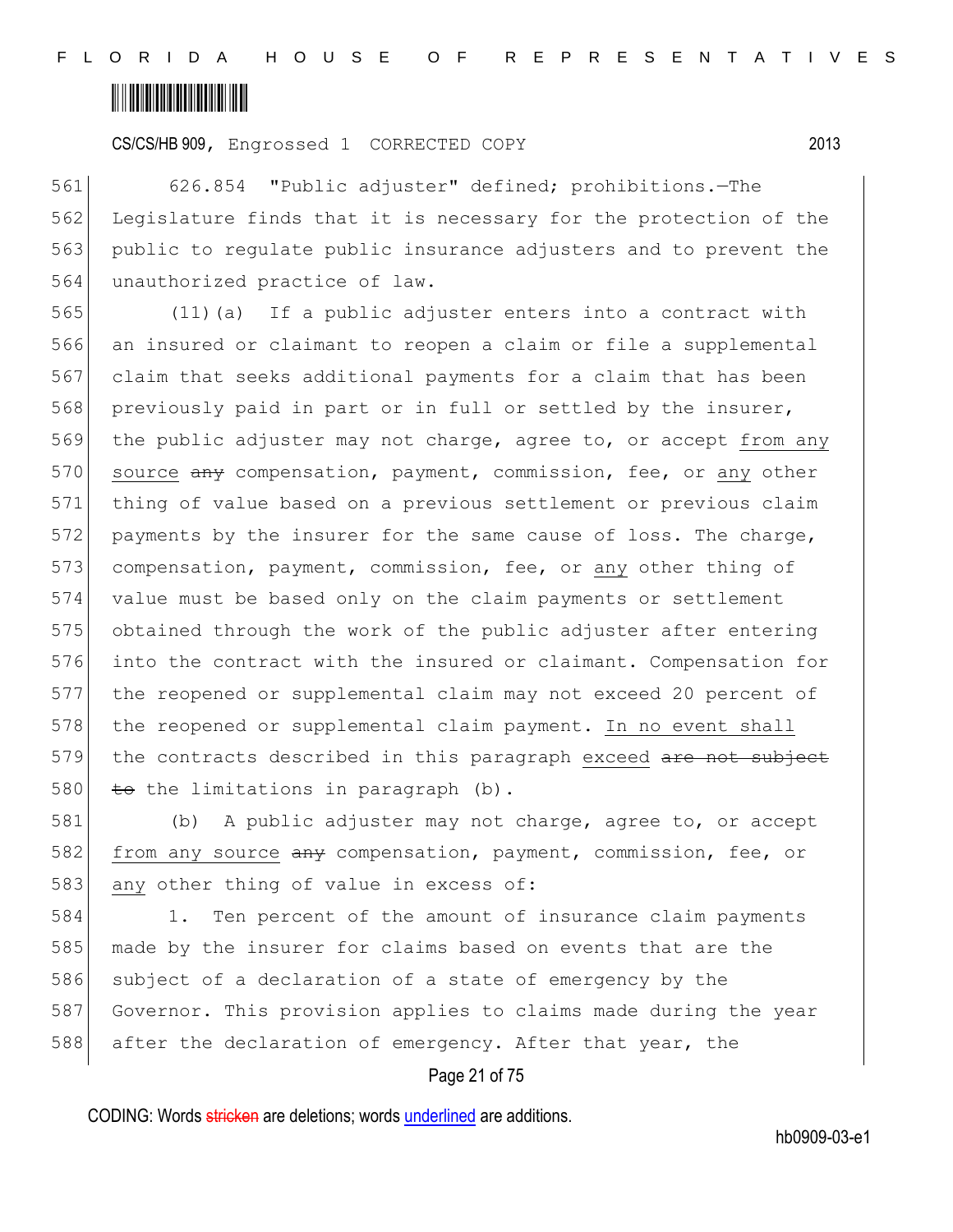626.854 "Public adjuster" defined; prohibitions.—The Legislature finds that it is necessary for the protection of the public to regulate public insurance adjusters and to prevent the unauthorized practice of law.

(11)(a) If a public adjuster enters into a contract with an insured or claimant to reopen a claim or file a supplemental claim that seeks additional payments for a claim that has been previously paid in part or in full or settled by the insurer, the public adjuster may not charge, agree to, or accept <u>from any source</u> ~~any~~ compensation, payment, commission, fee, or <u>any</u> other thing of value based on a previous settlement or previous claim payments by the insurer for the same cause of loss. The charge, compensation, payment, commission, fee, or <u>any</u> other thing of value must be based only on the claim payments or settlement obtained through the work of the public adjuster after entering into the contract with the insured or claimant. Compensation for the reopened or supplemental claim may not exceed 20 percent of the reopened or supplemental claim payment. <u>In no event shall</u> the contracts described in this paragraph <u>exceed</u> ~~are not subject to~~ the limitations in paragraph (b).

(b) A public adjuster may not charge, agree to, or accept <u>from any source</u> ~~any~~ compensation, payment, commission, fee, or <u>any</u> other thing of value in excess of:

1. Ten percent of the amount of insurance claim payments made by the insurer for claims based on events that are the subject of a declaration of a state of emergency by the Governor. This provision applies to claims made during the year after the declaration of emergency. After that year, the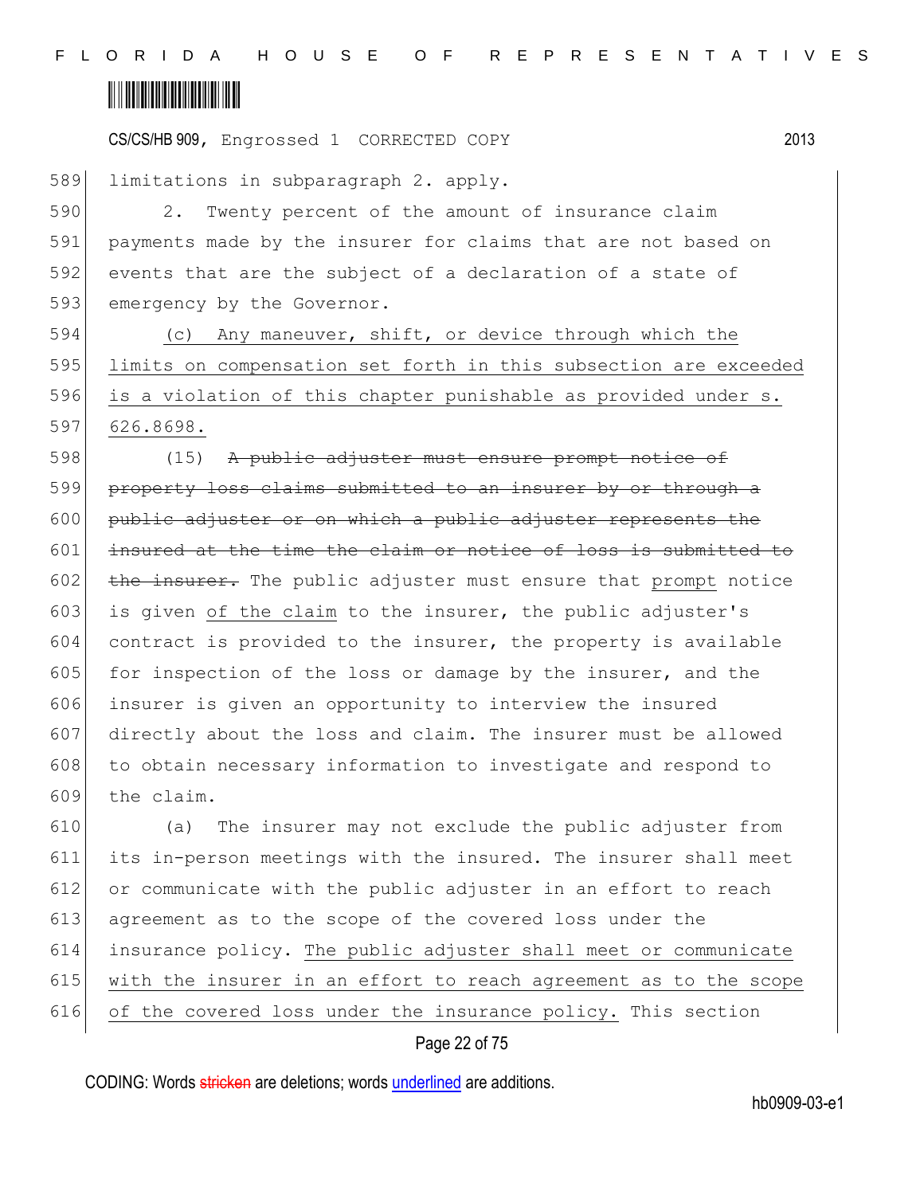limitations in subparagraph 2. apply.

2. Twenty percent of the amount of insurance claim payments made by the insurer for claims that are not based on events that are the subject of a declaration of a state of emergency by the Governor.

(c) Any maneuver, shift, or device through which the limits on compensation set forth in this subsection are exceeded is a violation of this chapter punishable as provided under s. 626.8698.

(15) ~~A public adjuster must ensure prompt notice of property loss claims submitted to an insurer by or through a public adjuster or on which a public adjuster represents the insured at the time the claim or notice of loss is submitted to the insurer.~~ The public adjuster must ensure that prompt notice is given of the claim to the insurer, the public adjuster's contract is provided to the insurer, the property is available for inspection of the loss or damage by the insurer, and the insurer is given an opportunity to interview the insured directly about the loss and claim. The insurer must be allowed to obtain necessary information to investigate and respond to the claim.

(a) The insurer may not exclude the public adjuster from its in-person meetings with the insured. The insurer shall meet or communicate with the public adjuster in an effort to reach agreement as to the scope of the covered loss under the insurance policy. The public adjuster shall meet or communicate with the insurer in an effort to reach agreement as to the scope of the covered loss under the insurance policy. This section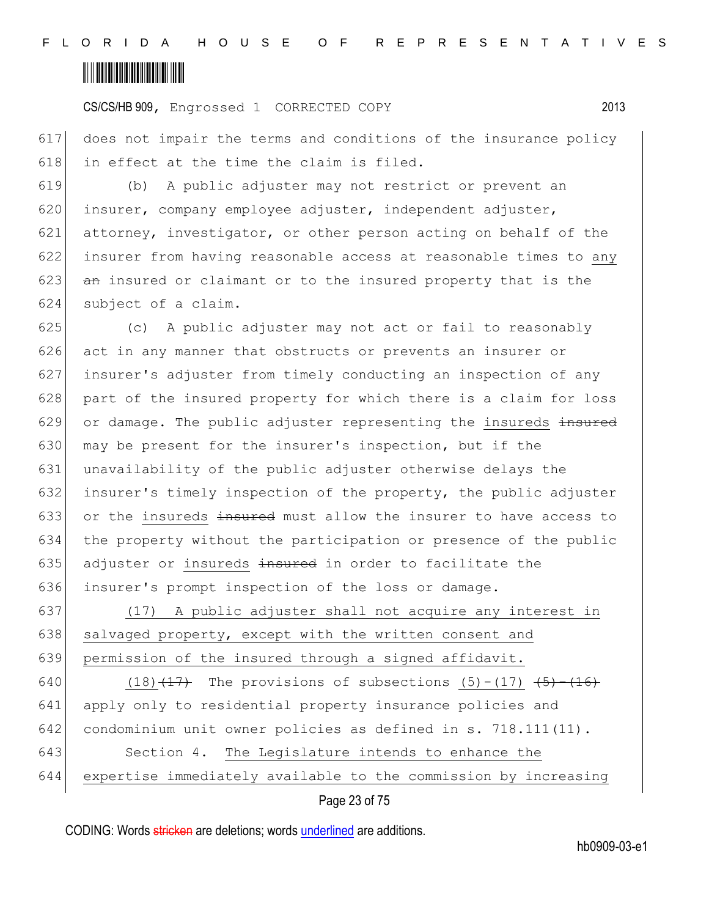does not impair the terms and conditions of the insurance policy in effect at the time the claim is filed.

(b) A public adjuster may not restrict or prevent an insurer, company employee adjuster, independent adjuster, attorney, investigator, or other person acting on behalf of the insurer from having reasonable access at reasonable times to <u>any</u> ~~an~~ insured or claimant or to the insured property that is the subject of a claim.

(c) A public adjuster may not act or fail to reasonably act in any manner that obstructs or prevents an insurer or insurer's adjuster from timely conducting an inspection of any part of the insured property for which there is a claim for loss or damage. The public adjuster representing the <u>insureds</u> ~~insured~~ may be present for the insurer's inspection, but if the unavailability of the public adjuster otherwise delays the insurer's timely inspection of the property, the public adjuster or the <u>insureds</u> ~~insured~~ must allow the insurer to have access to the property without the participation or presence of the public adjuster or <u>insureds</u> ~~insured~~ in order to facilitate the insurer's prompt inspection of the loss or damage.

<u>(17) A public adjuster shall not acquire any interest in salvaged property, except with the written consent and permission of the insured through a signed affidavit.</u>

<u>(18)</u>~~(17)~~ The provisions of subsections <u>(5)-(17)</u> ~~(5)-(16)~~ apply only to residential property insurance policies and condominium unit owner policies as defined in s. 718.111(11).

Section 4. <u>The Legislature intends to enhance the expertise immediately available to the commission by increasing</u>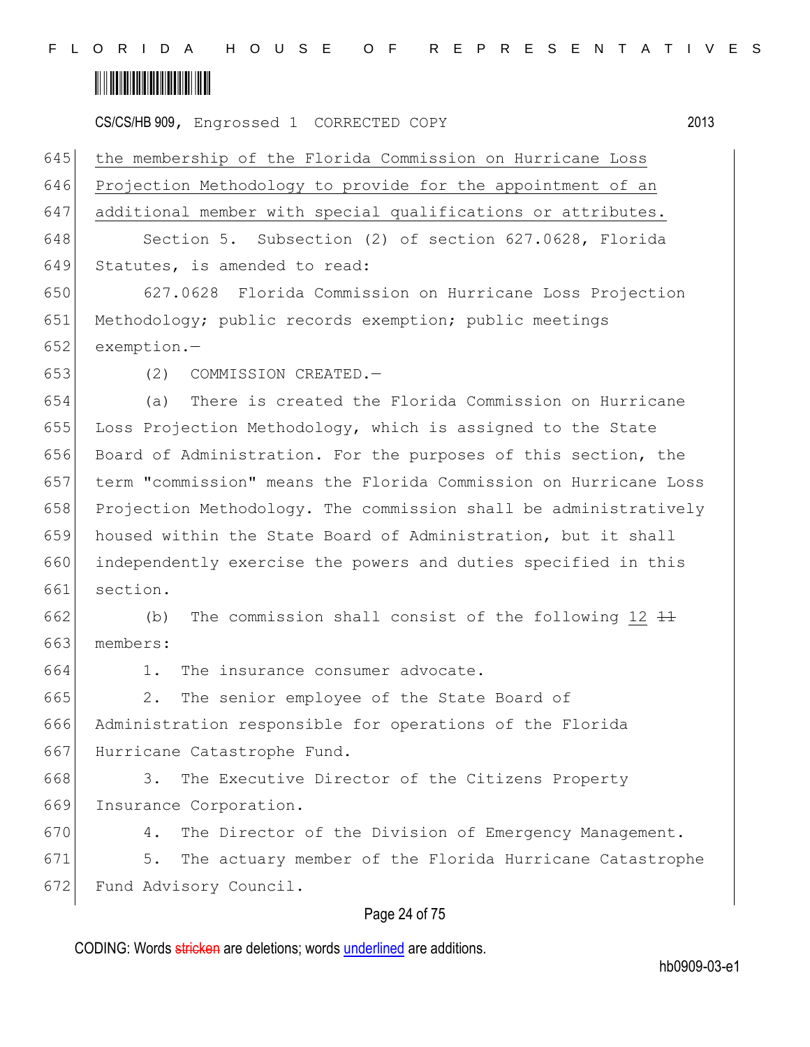the membership of the Florida Commission on Hurricane Loss Projection Methodology to provide for the appointment of an additional member with special qualifications or attributes.

Section 5. Subsection (2) of section 627.0628, Florida Statutes, is amended to read:

627.0628 Florida Commission on Hurricane Loss Projection Methodology; public records exemption; public meetings exemption.—

(2) COMMISSION CREATED.—

(a) There is created the Florida Commission on Hurricane Loss Projection Methodology, which is assigned to the State Board of Administration. For the purposes of this section, the term "commission" means the Florida Commission on Hurricane Loss Projection Methodology. The commission shall be administratively housed within the State Board of Administration, but it shall independently exercise the powers and duties specified in this section.

(b) The commission shall consist of the following 12 ~~11~~ members:

1. The insurance consumer advocate.

2. The senior employee of the State Board of Administration responsible for operations of the Florida Hurricane Catastrophe Fund.

3. The Executive Director of the Citizens Property Insurance Corporation.

4. The Director of the Division of Emergency Management.

5. The actuary member of the Florida Hurricane Catastrophe Fund Advisory Council.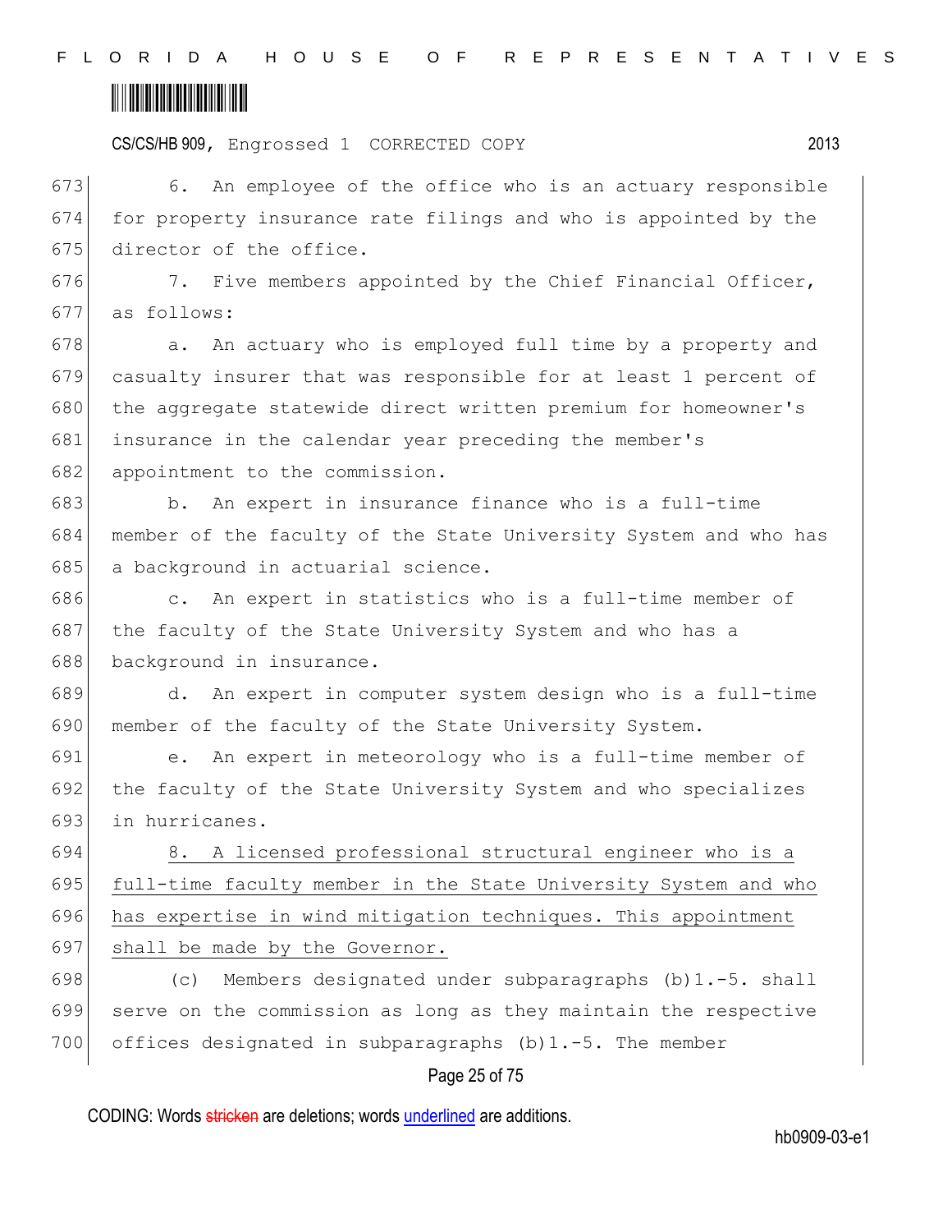6. An employee of the office who is an actuary responsible for property insurance rate filings and who is appointed by the director of the office.

7. Five members appointed by the Chief Financial Officer, as follows:

a. An actuary who is employed full time by a property and casualty insurer that was responsible for at least 1 percent of the aggregate statewide direct written premium for homeowner's insurance in the calendar year preceding the member's appointment to the commission.

b. An expert in insurance finance who is a full-time member of the faculty of the State University System and who has a background in actuarial science.

c. An expert in statistics who is a full-time member of the faculty of the State University System and who has a background in insurance.

d. An expert in computer system design who is a full-time member of the faculty of the State University System.

e. An expert in meteorology who is a full-time member of the faculty of the State University System and who specializes in hurricanes.

8. A licensed professional structural engineer who is a full-time faculty member in the State University System and who has expertise in wind mitigation techniques. This appointment shall be made by the Governor.

(c) Members designated under subparagraphs (b)1.-5. shall serve on the commission as long as they maintain the respective offices designated in subparagraphs (b)1.-5. The member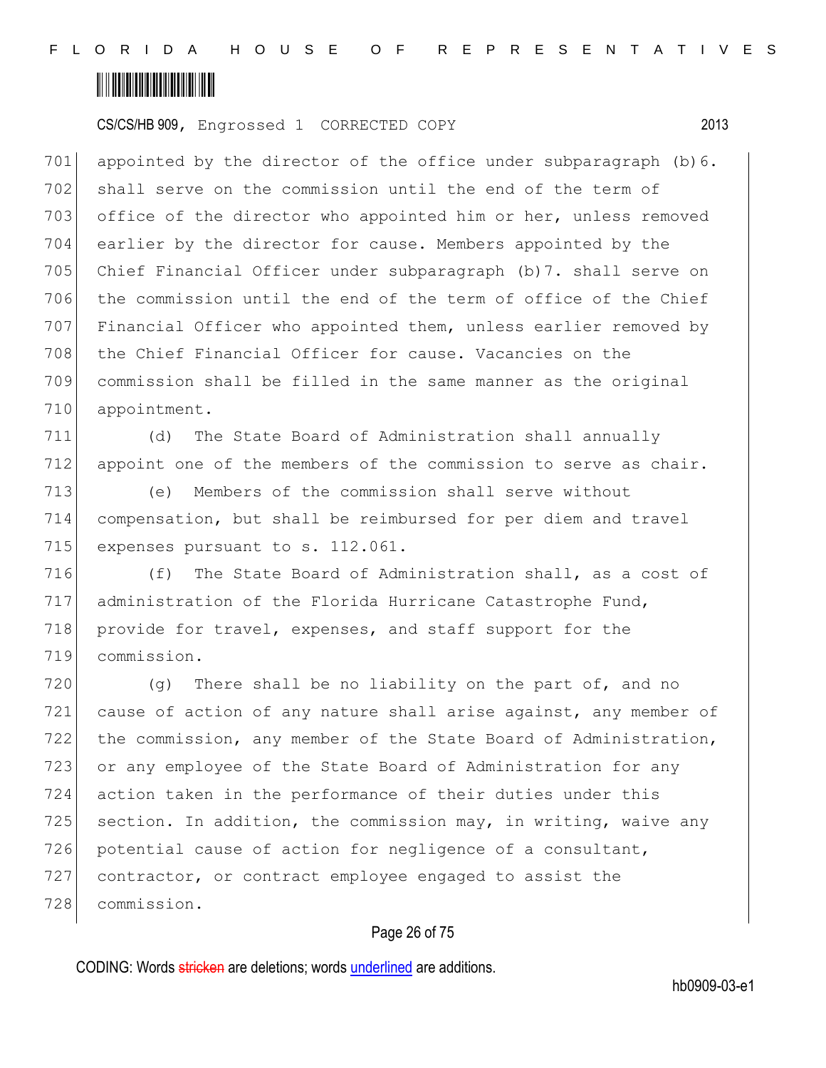appointed by the director of the office under subparagraph (b)6. shall serve on the commission until the end of the term of office of the director who appointed him or her, unless removed earlier by the director for cause. Members appointed by the Chief Financial Officer under subparagraph (b)7. shall serve on the commission until the end of the term of office of the Chief Financial Officer who appointed them, unless earlier removed by the Chief Financial Officer for cause. Vacancies on the commission shall be filled in the same manner as the original appointment.

(d) The State Board of Administration shall annually appoint one of the members of the commission to serve as chair.

(e) Members of the commission shall serve without compensation, but shall be reimbursed for per diem and travel expenses pursuant to s. 112.061.

(f) The State Board of Administration shall, as a cost of administration of the Florida Hurricane Catastrophe Fund, provide for travel, expenses, and staff support for the commission.

(g) There shall be no liability on the part of, and no cause of action of any nature shall arise against, any member of the commission, any member of the State Board of Administration, or any employee of the State Board of Administration for any action taken in the performance of their duties under this section. In addition, the commission may, in writing, waive any potential cause of action for negligence of a consultant, contractor, or contract employee engaged to assist the commission.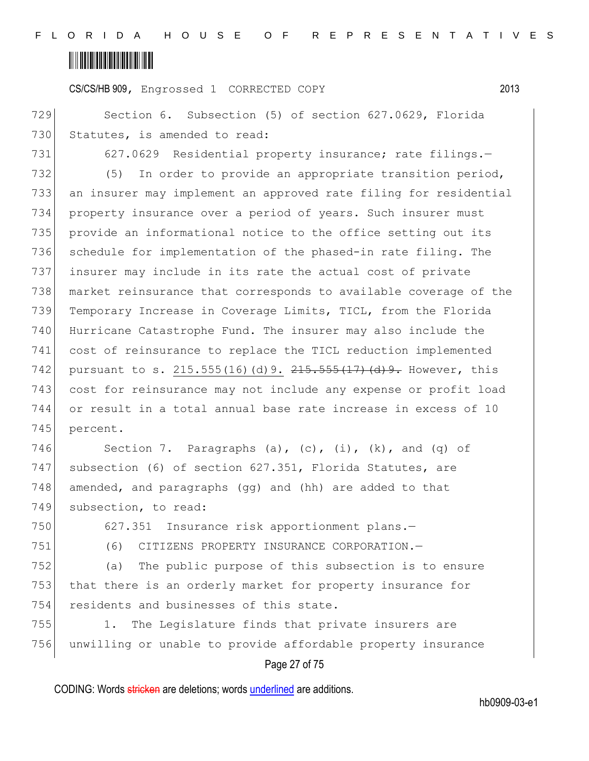Section 6. Subsection (5) of section 627.0629, Florida Statutes, is amended to read:

627.0629 Residential property insurance; rate filings.—

(5) In order to provide an appropriate transition period, an insurer may implement an approved rate filing for residential property insurance over a period of years. Such insurer must provide an informational notice to the office setting out its schedule for implementation of the phased-in rate filing. The insurer may include in its rate the actual cost of private market reinsurance that corresponds to available coverage of the Temporary Increase in Coverage Limits, TICL, from the Florida Hurricane Catastrophe Fund. The insurer may also include the cost of reinsurance to replace the TICL reduction implemented pursuant to s. 215.555(16)(d)9. ~~215.555(17)(d)9.~~ However, this cost for reinsurance may not include any expense or profit load or result in a total annual base rate increase in excess of 10 percent.

Section 7. Paragraphs (a), (c), (i), (k), and (q) of subsection (6) of section 627.351, Florida Statutes, are amended, and paragraphs (gg) and (hh) are added to that subsection, to read:

627.351 Insurance risk apportionment plans.—

(6) CITIZENS PROPERTY INSURANCE CORPORATION.—

(a) The public purpose of this subsection is to ensure that there is an orderly market for property insurance for residents and businesses of this state.

1. The Legislature finds that private insurers are unwilling or unable to provide affordable property insurance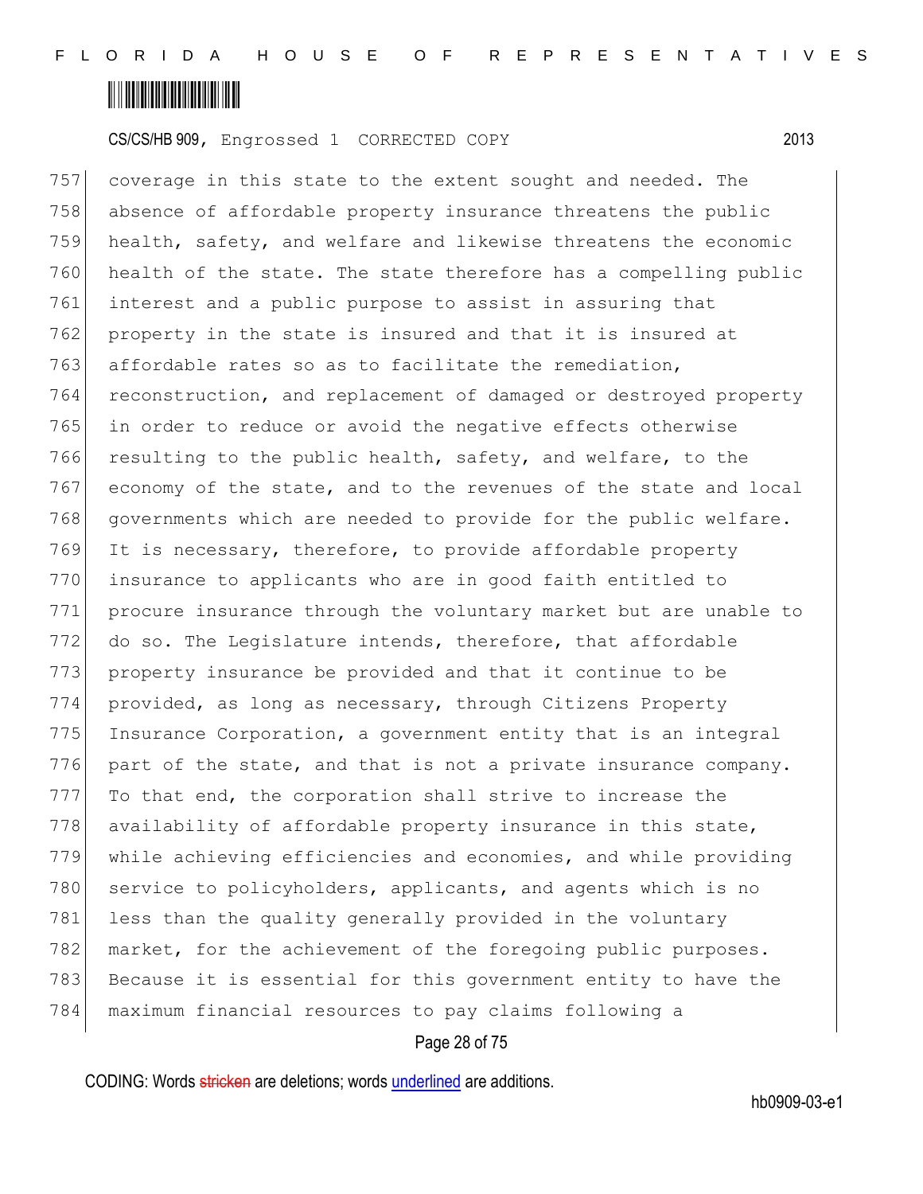coverage in this state to the extent sought and needed. The absence of affordable property insurance threatens the public health, safety, and welfare and likewise threatens the economic health of the state. The state therefore has a compelling public interest and a public purpose to assist in assuring that property in the state is insured and that it is insured at affordable rates so as to facilitate the remediation, reconstruction, and replacement of damaged or destroyed property in order to reduce or avoid the negative effects otherwise resulting to the public health, safety, and welfare, to the economy of the state, and to the revenues of the state and local governments which are needed to provide for the public welfare. It is necessary, therefore, to provide affordable property insurance to applicants who are in good faith entitled to procure insurance through the voluntary market but are unable to do so. The Legislature intends, therefore, that affordable property insurance be provided and that it continue to be provided, as long as necessary, through Citizens Property Insurance Corporation, a government entity that is an integral part of the state, and that is not a private insurance company. To that end, the corporation shall strive to increase the availability of affordable property insurance in this state, while achieving efficiencies and economies, and while providing service to policyholders, applicants, and agents which is no less than the quality generally provided in the voluntary market, for the achievement of the foregoing public purposes. Because it is essential for this government entity to have the maximum financial resources to pay claims following a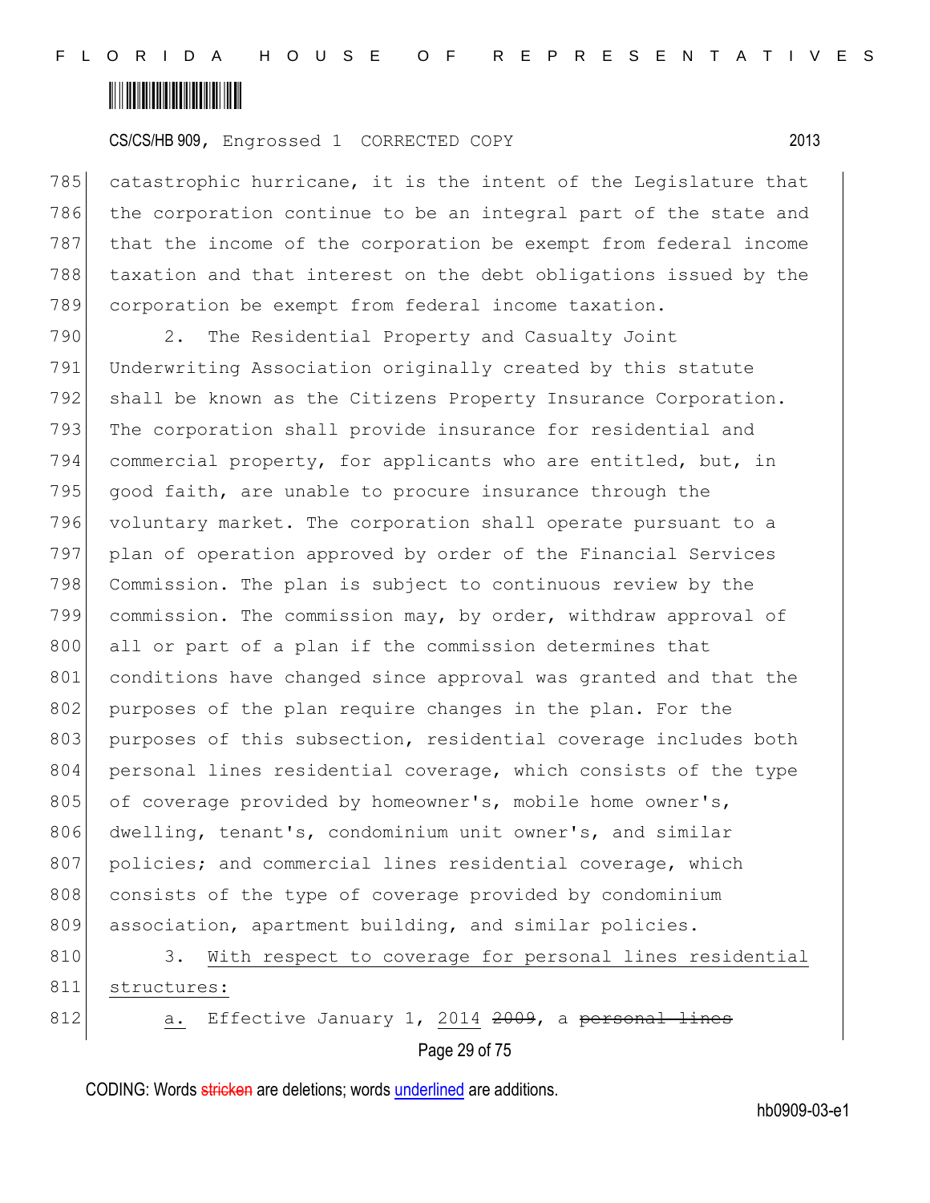catastrophic hurricane, it is the intent of the Legislature that the corporation continue to be an integral part of the state and that the income of the corporation be exempt from federal income taxation and that interest on the debt obligations issued by the corporation be exempt from federal income taxation.

2. The Residential Property and Casualty Joint Underwriting Association originally created by this statute shall be known as the Citizens Property Insurance Corporation. The corporation shall provide insurance for residential and commercial property, for applicants who are entitled, but, in good faith, are unable to procure insurance through the voluntary market. The corporation shall operate pursuant to a plan of operation approved by order of the Financial Services Commission. The plan is subject to continuous review by the commission. The commission may, by order, withdraw approval of all or part of a plan if the commission determines that conditions have changed since approval was granted and that the purposes of the plan require changes in the plan. For the purposes of this subsection, residential coverage includes both personal lines residential coverage, which consists of the type of coverage provided by homeowner's, mobile home owner's, dwelling, tenant's, condominium unit owner's, and similar policies; and commercial lines residential coverage, which consists of the type of coverage provided by condominium association, apartment building, and similar policies.

3. <u>With respect to coverage for personal lines residential structures:</u>

<u>a.</u> Effective January 1, <u>2014</u> ~~2009~~, a ~~personal lines~~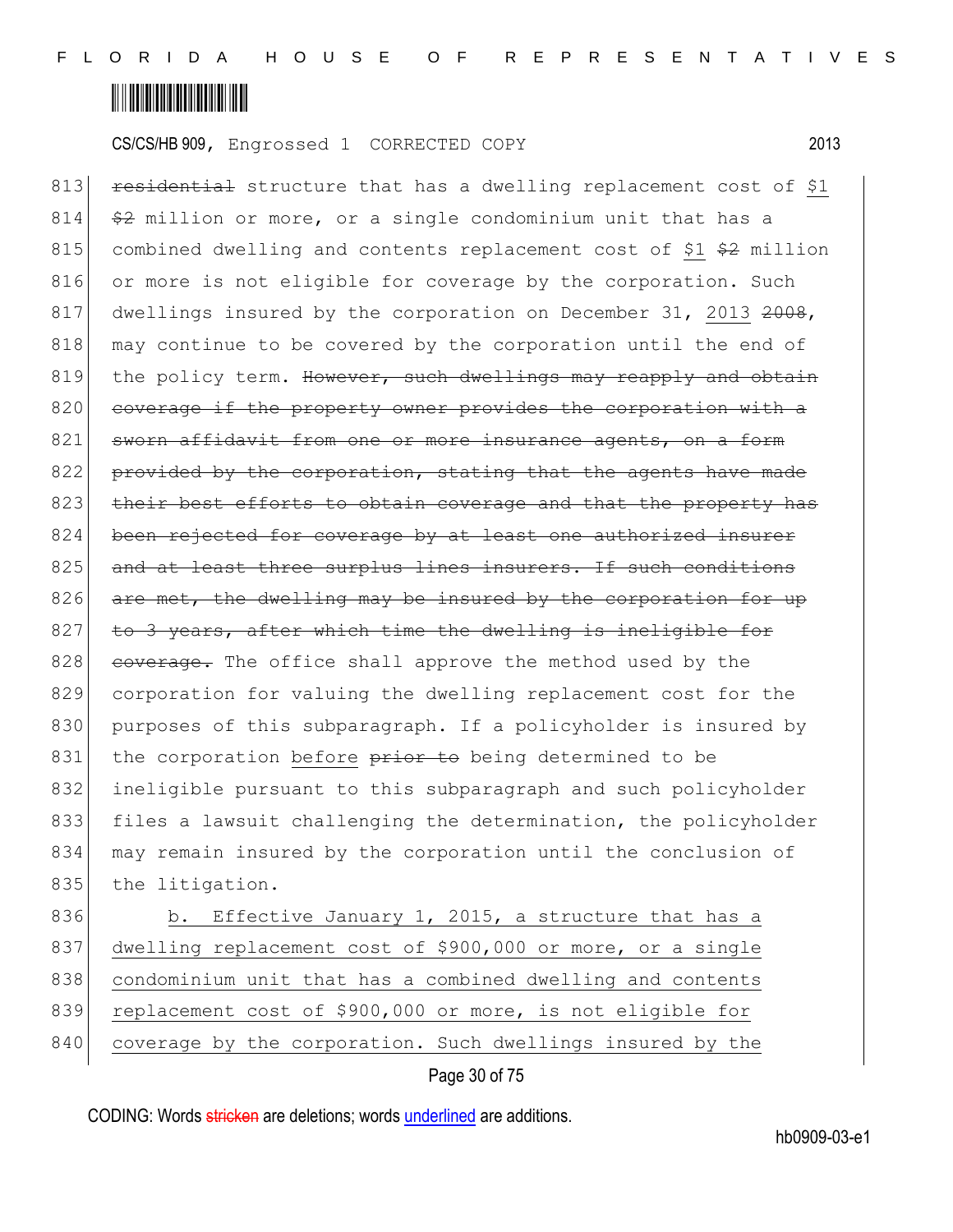813 ~~residential~~ structure that has a dwelling replacement cost of <u>$1</u>
814 ~~$2~~ million or more, or a single condominium unit that has a
815 combined dwelling and contents replacement cost of <u>$1</u> ~~$2~~ million
816 or more is not eligible for coverage by the corporation. Such
817 dwellings insured by the corporation on December 31, <u>2013</u> ~~2008~~,
818 may continue to be covered by the corporation until the end of
819 the policy term. ~~However, such dwellings may reapply and obtain~~
820 ~~coverage if the property owner provides the corporation with a~~
821 ~~sworn affidavit from one or more insurance agents, on a form~~
822 ~~provided by the corporation, stating that the agents have made~~
823 ~~their best efforts to obtain coverage and that the property has~~
824 ~~been rejected for coverage by at least one authorized insurer~~
825 ~~and at least three surplus lines insurers. If such conditions~~
826 ~~are met, the dwelling may be insured by the corporation for up~~
827 ~~to 3 years, after which time the dwelling is ineligible for~~
828 ~~coverage.~~ The office shall approve the method used by the
829 corporation for valuing the dwelling replacement cost for the
830 purposes of this subparagraph. If a policyholder is insured by
831 the corporation <u>before</u> ~~prior to~~ being determined to be
832 ineligible pursuant to this subparagraph and such policyholder
833 files a lawsuit challenging the determination, the policyholder
834 may remain insured by the corporation until the conclusion of
835 the litigation.

836 <u>b. Effective January 1, 2015, a structure that has a</u>
837 <u>dwelling replacement cost of $900,000 or more, or a single</u>
838 <u>condominium unit that has a combined dwelling and contents</u>
839 <u>replacement cost of $900,000 or more, is not eligible for</u>
840 <u>coverage by the corporation. Such dwellings insured by the</u>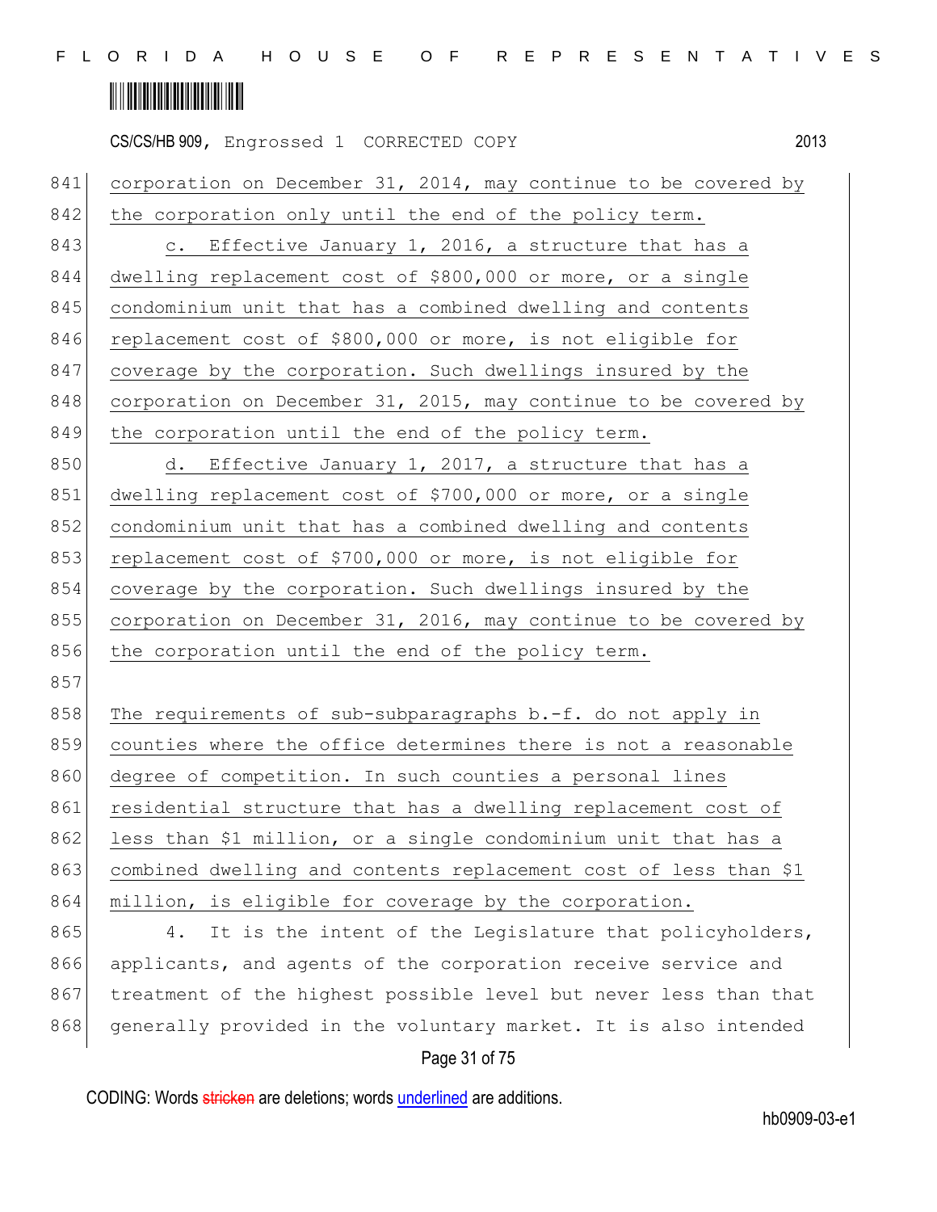corporation on December 31, 2014, may continue to be covered by the corporation only until the end of the policy term.

c. Effective January 1, 2016, a structure that has a dwelling replacement cost of $800,000 or more, or a single condominium unit that has a combined dwelling and contents replacement cost of $800,000 or more, is not eligible for coverage by the corporation. Such dwellings insured by the corporation on December 31, 2015, may continue to be covered by the corporation until the end of the policy term.

d. Effective January 1, 2017, a structure that has a dwelling replacement cost of $700,000 or more, or a single condominium unit that has a combined dwelling and contents replacement cost of $700,000 or more, is not eligible for coverage by the corporation. Such dwellings insured by the corporation on December 31, 2016, may continue to be covered by the corporation until the end of the policy term.

The requirements of sub-subparagraphs b.-f. do not apply in counties where the office determines there is not a reasonable degree of competition. In such counties a personal lines residential structure that has a dwelling replacement cost of less than $1 million, or a single condominium unit that has a combined dwelling and contents replacement cost of less than $1 million, is eligible for coverage by the corporation.

4. It is the intent of the Legislature that policyholders, applicants, and agents of the corporation receive service and treatment of the highest possible level but never less than that generally provided in the voluntary market. It is also intended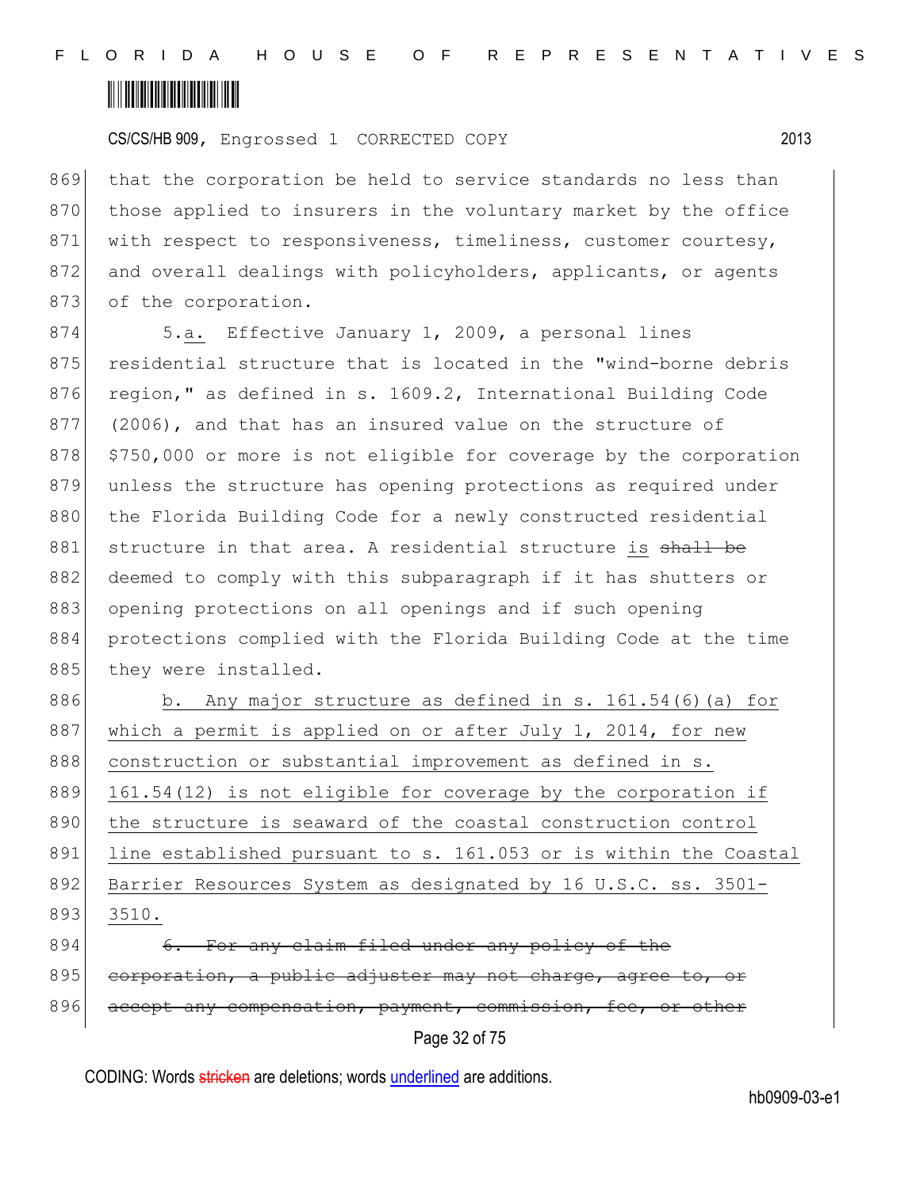that the corporation be held to service standards no less than those applied to insurers in the voluntary market by the office with respect to responsiveness, timeliness, customer courtesy, and overall dealings with policyholders, applicants, or agents of the corporation.

5.a. Effective January 1, 2009, a personal lines residential structure that is located in the "wind-borne debris region," as defined in s. 1609.2, International Building Code (2006), and that has an insured value on the structure of $750,000 or more is not eligible for coverage by the corporation unless the structure has opening protections as required under the Florida Building Code for a newly constructed residential structure in that area. A residential structure is ~~shall be~~ deemed to comply with this subparagraph if it has shutters or opening protections on all openings and if such opening protections complied with the Florida Building Code at the time they were installed.

b. Any major structure as defined in s. 161.54(6)(a) for which a permit is applied on or after July 1, 2014, for new construction or substantial improvement as defined in s. 161.54(12) is not eligible for coverage by the corporation if the structure is seaward of the coastal construction control line established pursuant to s. 161.053 or is within the Coastal Barrier Resources System as designated by 16 U.S.C. ss. 3501-3510.

~~6. For any claim filed under any policy of the corporation, a public adjuster may not charge, agree to, or accept any compensation, payment, commission, fee, or other~~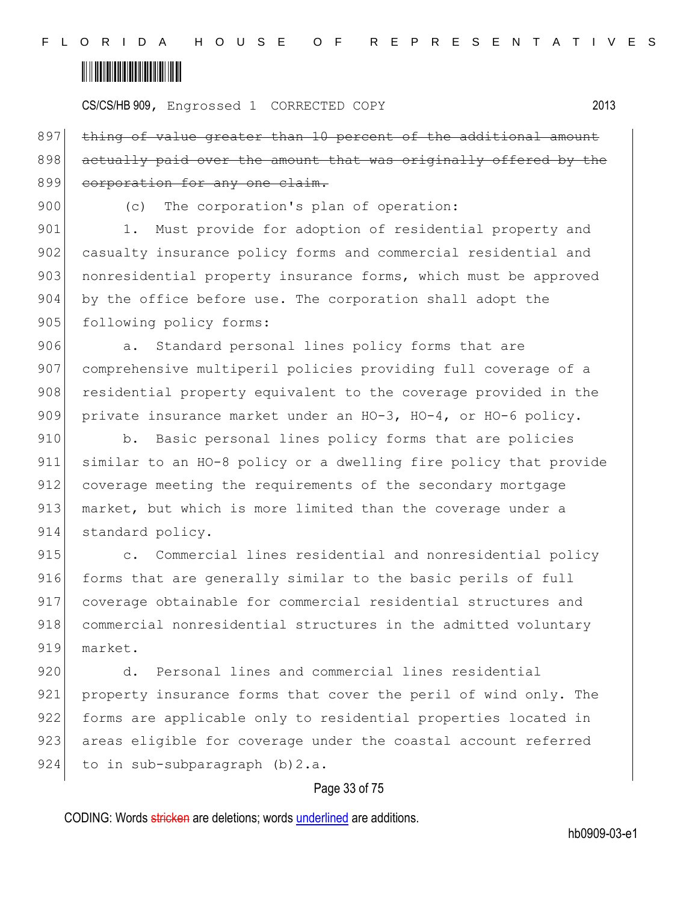~~thing of value greater than 10 percent of the additional amount actually paid over the amount that was originally offered by the corporation for any one claim.~~

(c) The corporation's plan of operation:

1. Must provide for adoption of residential property and casualty insurance policy forms and commercial residential and nonresidential property insurance forms, which must be approved by the office before use. The corporation shall adopt the following policy forms:

a. Standard personal lines policy forms that are comprehensive multiperil policies providing full coverage of a residential property equivalent to the coverage provided in the private insurance market under an HO-3, HO-4, or HO-6 policy.

b. Basic personal lines policy forms that are policies similar to an HO-8 policy or a dwelling fire policy that provide coverage meeting the requirements of the secondary mortgage market, but which is more limited than the coverage under a standard policy.

c. Commercial lines residential and nonresidential policy forms that are generally similar to the basic perils of full coverage obtainable for commercial residential structures and commercial nonresidential structures in the admitted voluntary market.

d. Personal lines and commercial lines residential property insurance forms that cover the peril of wind only. The forms are applicable only to residential properties located in areas eligible for coverage under the coastal account referred to in sub-subparagraph (b)2.a.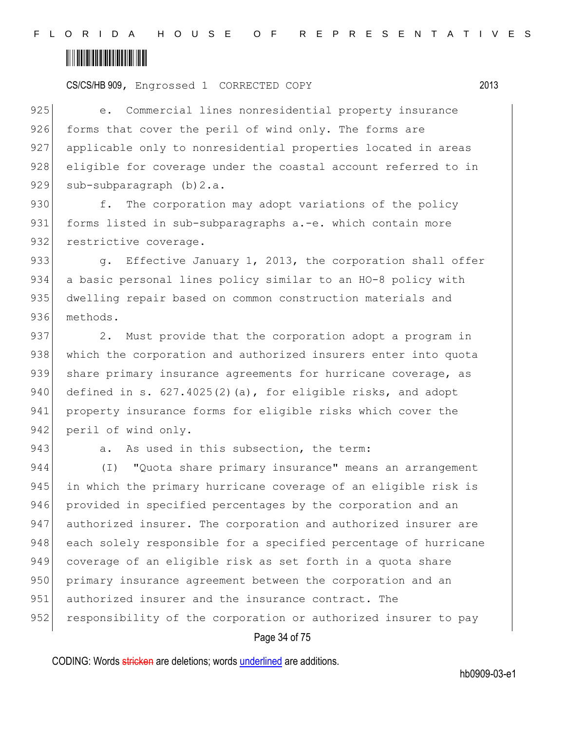e. Commercial lines nonresidential property insurance forms that cover the peril of wind only. The forms are applicable only to nonresidential properties located in areas eligible for coverage under the coastal account referred to in sub-subparagraph (b)2.a.

f. The corporation may adopt variations of the policy forms listed in sub-subparagraphs a.-e. which contain more restrictive coverage.

g. Effective January 1, 2013, the corporation shall offer a basic personal lines policy similar to an HO-8 policy with dwelling repair based on common construction materials and methods.

2. Must provide that the corporation adopt a program in which the corporation and authorized insurers enter into quota share primary insurance agreements for hurricane coverage, as defined in s. 627.4025(2)(a), for eligible risks, and adopt property insurance forms for eligible risks which cover the peril of wind only.

a. As used in this subsection, the term:

(I) "Quota share primary insurance" means an arrangement in which the primary hurricane coverage of an eligible risk is provided in specified percentages by the corporation and an authorized insurer. The corporation and authorized insurer are each solely responsible for a specified percentage of hurricane coverage of an eligible risk as set forth in a quota share primary insurance agreement between the corporation and an authorized insurer and the insurance contract. The responsibility of the corporation or authorized insurer to pay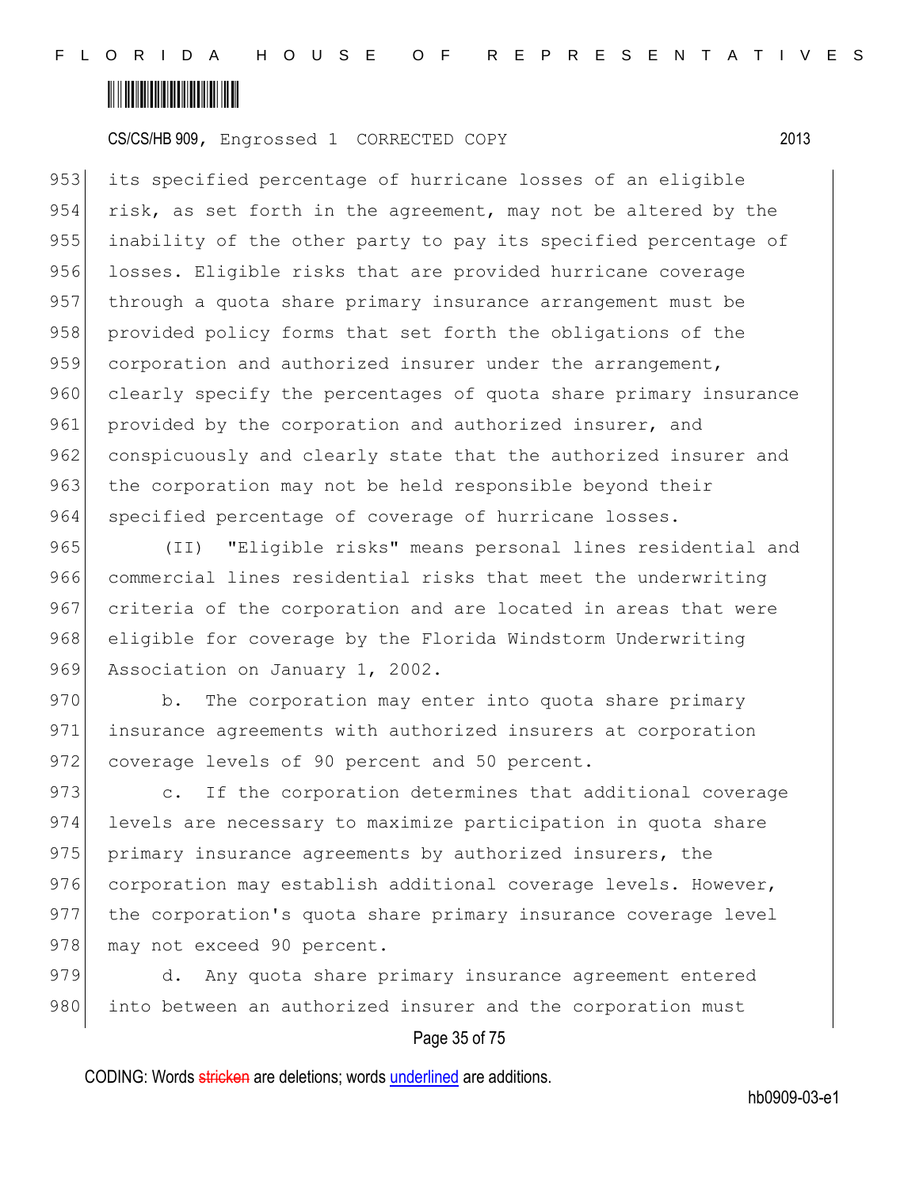its specified percentage of hurricane losses of an eligible risk, as set forth in the agreement, may not be altered by the inability of the other party to pay its specified percentage of losses. Eligible risks that are provided hurricane coverage through a quota share primary insurance arrangement must be provided policy forms that set forth the obligations of the corporation and authorized insurer under the arrangement, clearly specify the percentages of quota share primary insurance provided by the corporation and authorized insurer, and conspicuously and clearly state that the authorized insurer and the corporation may not be held responsible beyond their specified percentage of coverage of hurricane losses.

(II) "Eligible risks" means personal lines residential and commercial lines residential risks that meet the underwriting criteria of the corporation and are located in areas that were eligible for coverage by the Florida Windstorm Underwriting Association on January 1, 2002.

b. The corporation may enter into quota share primary insurance agreements with authorized insurers at corporation coverage levels of 90 percent and 50 percent.

c. If the corporation determines that additional coverage levels are necessary to maximize participation in quota share primary insurance agreements by authorized insurers, the corporation may establish additional coverage levels. However, the corporation's quota share primary insurance coverage level may not exceed 90 percent.

d. Any quota share primary insurance agreement entered into between an authorized insurer and the corporation must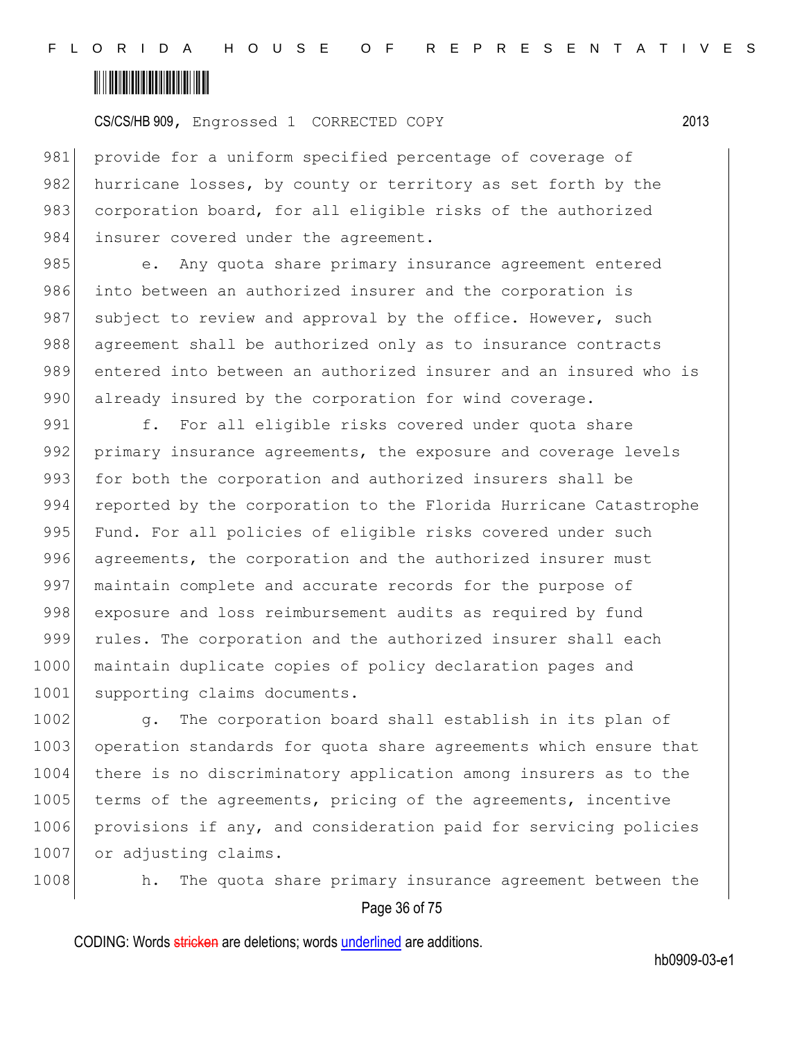provide for a uniform specified percentage of coverage of hurricane losses, by county or territory as set forth by the corporation board, for all eligible risks of the authorized insurer covered under the agreement.

e. Any quota share primary insurance agreement entered into between an authorized insurer and the corporation is subject to review and approval by the office. However, such agreement shall be authorized only as to insurance contracts entered into between an authorized insurer and an insured who is already insured by the corporation for wind coverage.

f. For all eligible risks covered under quota share primary insurance agreements, the exposure and coverage levels for both the corporation and authorized insurers shall be reported by the corporation to the Florida Hurricane Catastrophe Fund. For all policies of eligible risks covered under such agreements, the corporation and the authorized insurer must maintain complete and accurate records for the purpose of exposure and loss reimbursement audits as required by fund rules. The corporation and the authorized insurer shall each maintain duplicate copies of policy declaration pages and supporting claims documents.

g. The corporation board shall establish in its plan of operation standards for quota share agreements which ensure that there is no discriminatory application among insurers as to the terms of the agreements, pricing of the agreements, incentive provisions if any, and consideration paid for servicing policies or adjusting claims.

h. The quota share primary insurance agreement between the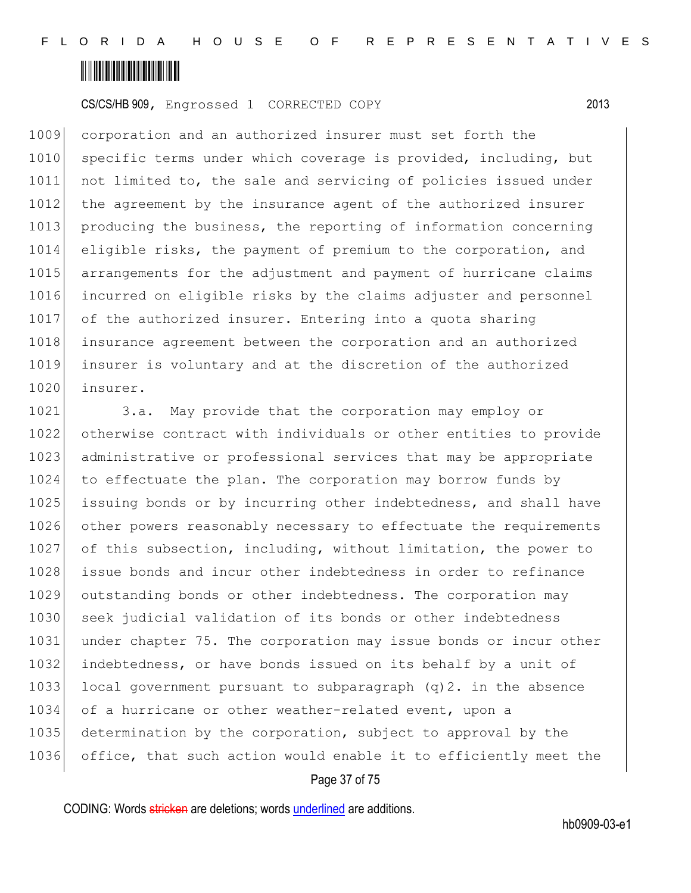corporation and an authorized insurer must set forth the specific terms under which coverage is provided, including, but not limited to, the sale and servicing of policies issued under the agreement by the insurance agent of the authorized insurer producing the business, the reporting of information concerning eligible risks, the payment of premium to the corporation, and arrangements for the adjustment and payment of hurricane claims incurred on eligible risks by the claims adjuster and personnel of the authorized insurer. Entering into a quota sharing insurance agreement between the corporation and an authorized insurer is voluntary and at the discretion of the authorized insurer.

3.a. May provide that the corporation may employ or otherwise contract with individuals or other entities to provide administrative or professional services that may be appropriate to effectuate the plan. The corporation may borrow funds by issuing bonds or by incurring other indebtedness, and shall have other powers reasonably necessary to effectuate the requirements of this subsection, including, without limitation, the power to issue bonds and incur other indebtedness in order to refinance outstanding bonds or other indebtedness. The corporation may seek judicial validation of its bonds or other indebtedness under chapter 75. The corporation may issue bonds or incur other indebtedness, or have bonds issued on its behalf by a unit of local government pursuant to subparagraph (q)2. in the absence of a hurricane or other weather-related event, upon a determination by the corporation, subject to approval by the office, that such action would enable it to efficiently meet the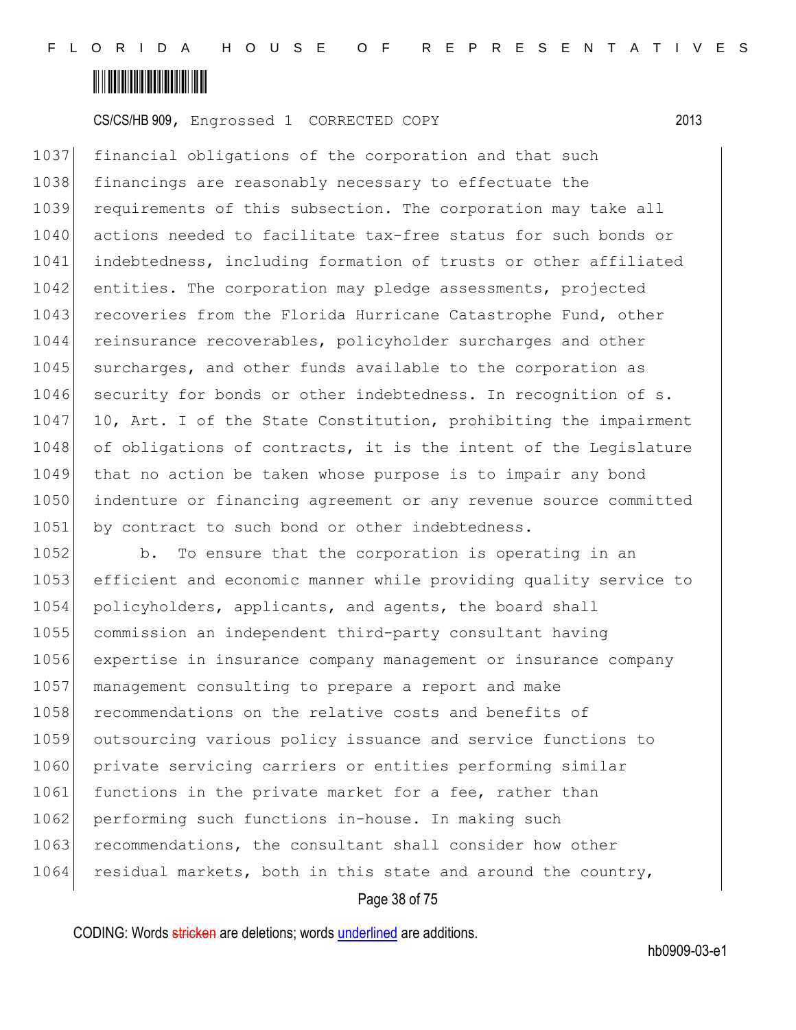financial obligations of the corporation and that such financings are reasonably necessary to effectuate the requirements of this subsection. The corporation may take all actions needed to facilitate tax-free status for such bonds or indebtedness, including formation of trusts or other affiliated entities. The corporation may pledge assessments, projected recoveries from the Florida Hurricane Catastrophe Fund, other reinsurance recoverables, policyholder surcharges and other surcharges, and other funds available to the corporation as security for bonds or other indebtedness. In recognition of s. 10, Art. I of the State Constitution, prohibiting the impairment of obligations of contracts, it is the intent of the Legislature that no action be taken whose purpose is to impair any bond indenture or financing agreement or any revenue source committed by contract to such bond or other indebtedness.

b. To ensure that the corporation is operating in an efficient and economic manner while providing quality service to policyholders, applicants, and agents, the board shall commission an independent third-party consultant having expertise in insurance company management or insurance company management consulting to prepare a report and make recommendations on the relative costs and benefits of outsourcing various policy issuance and service functions to private servicing carriers or entities performing similar functions in the private market for a fee, rather than performing such functions in-house. In making such recommendations, the consultant shall consider how other residual markets, both in this state and around the country,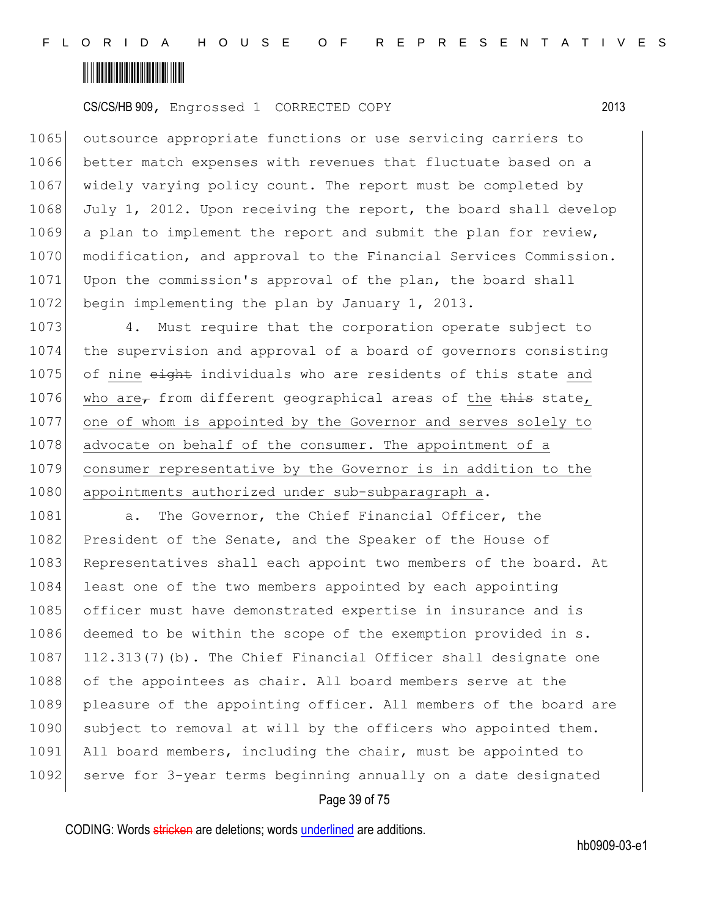outsource appropriate functions or use servicing carriers to better match expenses with revenues that fluctuate based on a widely varying policy count. The report must be completed by July 1, 2012. Upon receiving the report, the board shall develop a plan to implement the report and submit the plan for review, modification, and approval to the Financial Services Commission. Upon the commission's approval of the plan, the board shall begin implementing the plan by January 1, 2013.

4. Must require that the corporation operate subject to the supervision and approval of a board of governors consisting of <u>nine</u> ~~eight~~ individuals who are residents of this state <u>and who are</u>~~,~~ from different geographical areas of <u>the</u> ~~this~~ state<u>, one of whom is appointed by the Governor and serves solely to advocate on behalf of the consumer. The appointment of a consumer representative by the Governor is in addition to the appointments authorized under sub-subparagraph a</u>.

a. The Governor, the Chief Financial Officer, the President of the Senate, and the Speaker of the House of Representatives shall each appoint two members of the board. At least one of the two members appointed by each appointing officer must have demonstrated expertise in insurance and is deemed to be within the scope of the exemption provided in s. 112.313(7)(b). The Chief Financial Officer shall designate one of the appointees as chair. All board members serve at the pleasure of the appointing officer. All members of the board are subject to removal at will by the officers who appointed them. All board members, including the chair, must be appointed to serve for 3-year terms beginning annually on a date designated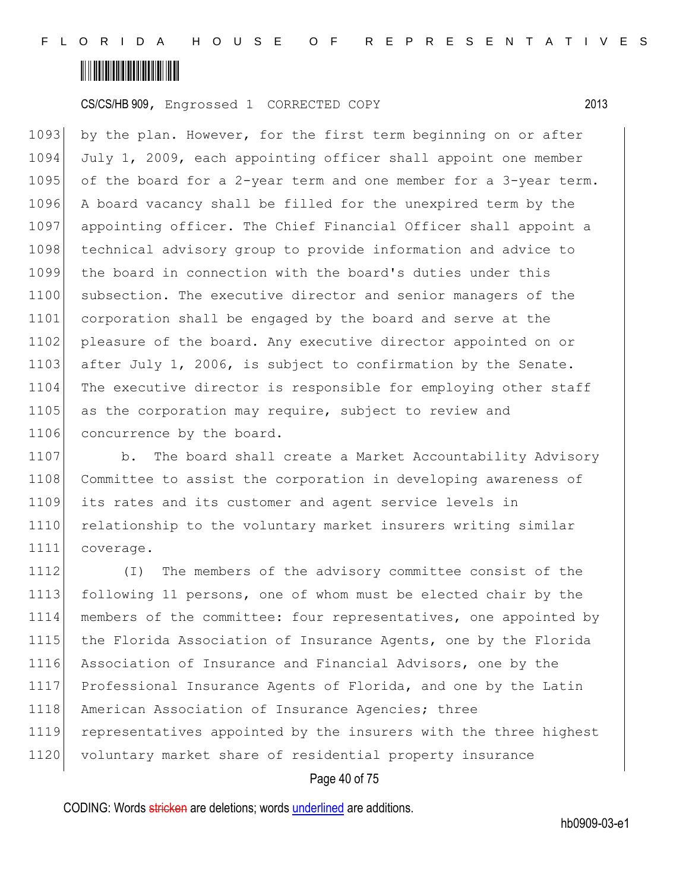by the plan. However, for the first term beginning on or after July 1, 2009, each appointing officer shall appoint one member of the board for a 2-year term and one member for a 3-year term. A board vacancy shall be filled for the unexpired term by the appointing officer. The Chief Financial Officer shall appoint a technical advisory group to provide information and advice to the board in connection with the board's duties under this subsection. The executive director and senior managers of the corporation shall be engaged by the board and serve at the pleasure of the board. Any executive director appointed on or after July 1, 2006, is subject to confirmation by the Senate. The executive director is responsible for employing other staff as the corporation may require, subject to review and concurrence by the board.

b. The board shall create a Market Accountability Advisory Committee to assist the corporation in developing awareness of its rates and its customer and agent service levels in relationship to the voluntary market insurers writing similar coverage.

(I) The members of the advisory committee consist of the following 11 persons, one of whom must be elected chair by the members of the committee: four representatives, one appointed by the Florida Association of Insurance Agents, one by the Florida Association of Insurance and Financial Advisors, one by the Professional Insurance Agents of Florida, and one by the Latin American Association of Insurance Agencies; three representatives appointed by the insurers with the three highest voluntary market share of residential property insurance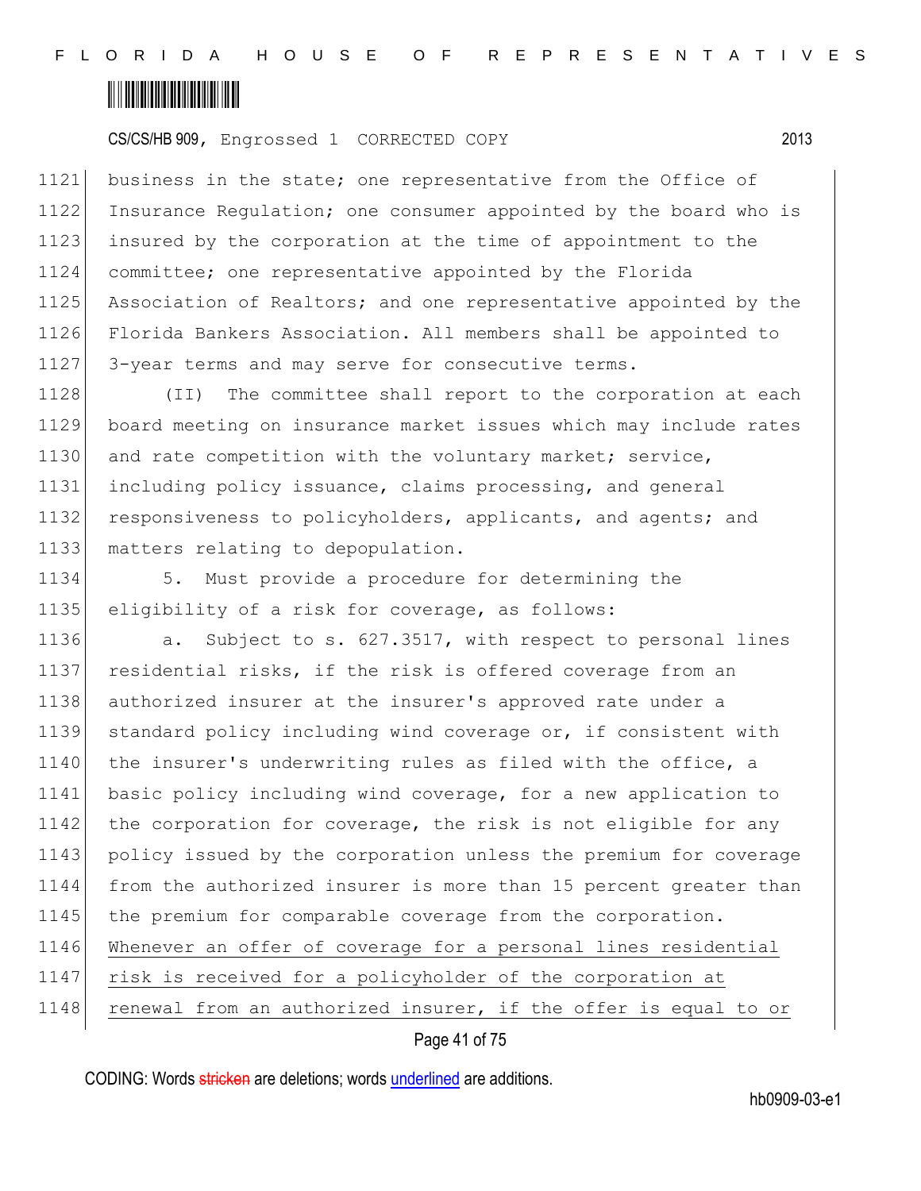business in the state; one representative from the Office of Insurance Regulation; one consumer appointed by the board who is insured by the corporation at the time of appointment to the committee; one representative appointed by the Florida Association of Realtors; and one representative appointed by the Florida Bankers Association. All members shall be appointed to 3-year terms and may serve for consecutive terms.

(II) The committee shall report to the corporation at each board meeting on insurance market issues which may include rates and rate competition with the voluntary market; service, including policy issuance, claims processing, and general responsiveness to policyholders, applicants, and agents; and matters relating to depopulation.

5. Must provide a procedure for determining the eligibility of a risk for coverage, as follows:

a. Subject to s. 627.3517, with respect to personal lines residential risks, if the risk is offered coverage from an authorized insurer at the insurer's approved rate under a standard policy including wind coverage or, if consistent with the insurer's underwriting rules as filed with the office, a basic policy including wind coverage, for a new application to the corporation for coverage, the risk is not eligible for any policy issued by the corporation unless the premium for coverage from the authorized insurer is more than 15 percent greater than the premium for comparable coverage from the corporation. <u>Whenever an offer of coverage for a personal lines residential risk is received for a policyholder of the corporation at renewal from an authorized insurer, if the offer is equal to or</u>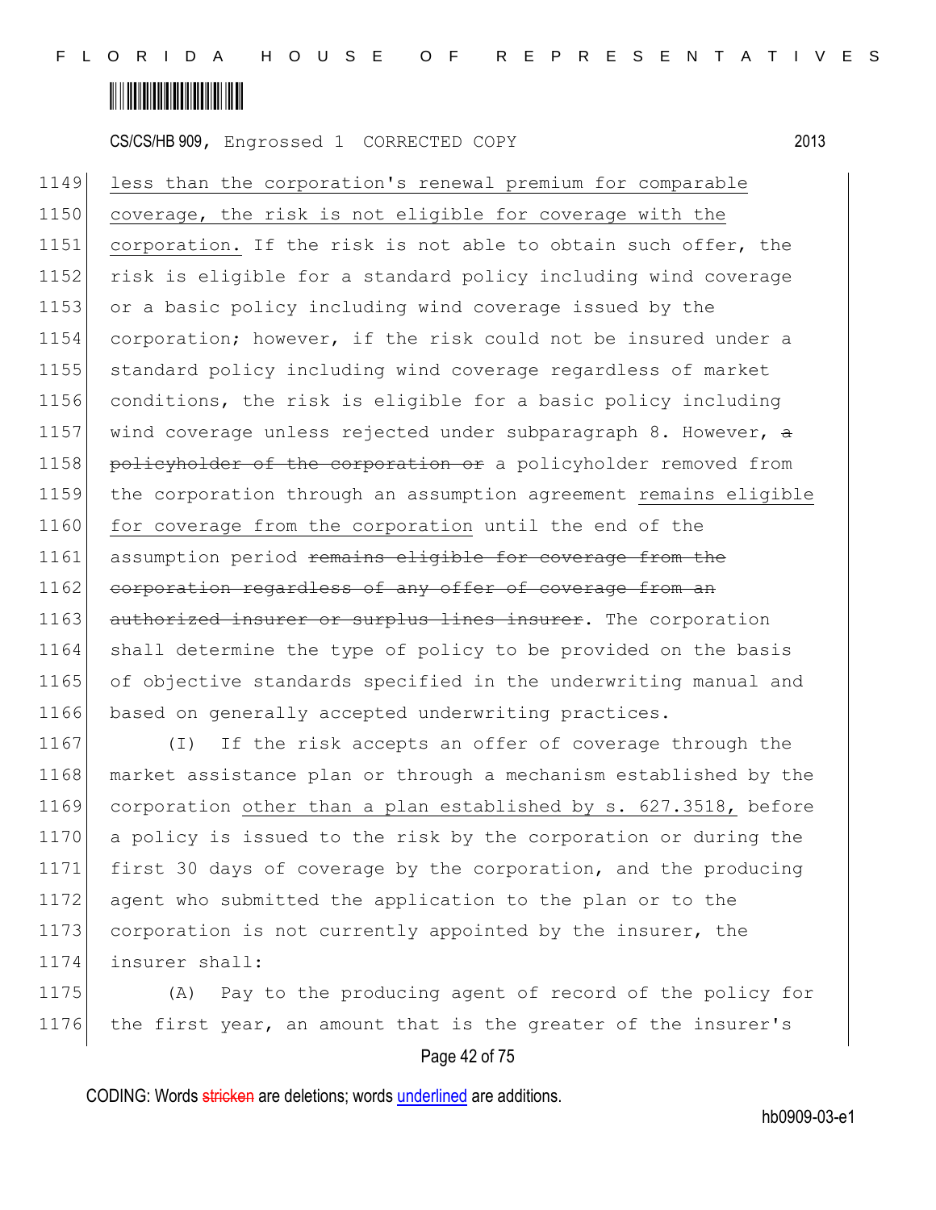less than the corporation's renewal premium for comparable coverage, the risk is not eligible for coverage with the corporation. If the risk is not able to obtain such offer, the risk is eligible for a standard policy including wind coverage or a basic policy including wind coverage issued by the corporation; however, if the risk could not be insured under a standard policy including wind coverage regardless of market conditions, the risk is eligible for a basic policy including wind coverage unless rejected under subparagraph 8. However, ~~a policyholder of the corporation or~~ a policyholder removed from the corporation through an assumption agreement remains eligible for coverage from the corporation until the end of the assumption period ~~remains eligible for coverage from the corporation regardless of any offer of coverage from an authorized insurer or surplus lines insurer~~. The corporation shall determine the type of policy to be provided on the basis of objective standards specified in the underwriting manual and based on generally accepted underwriting practices.

(I) If the risk accepts an offer of coverage through the market assistance plan or through a mechanism established by the corporation other than a plan established by s. 627.3518, before a policy is issued to the risk by the corporation or during the first 30 days of coverage by the corporation, and the producing agent who submitted the application to the plan or to the corporation is not currently appointed by the insurer, the insurer shall:

(A) Pay to the producing agent of record of the policy for the first year, an amount that is the greater of the insurer's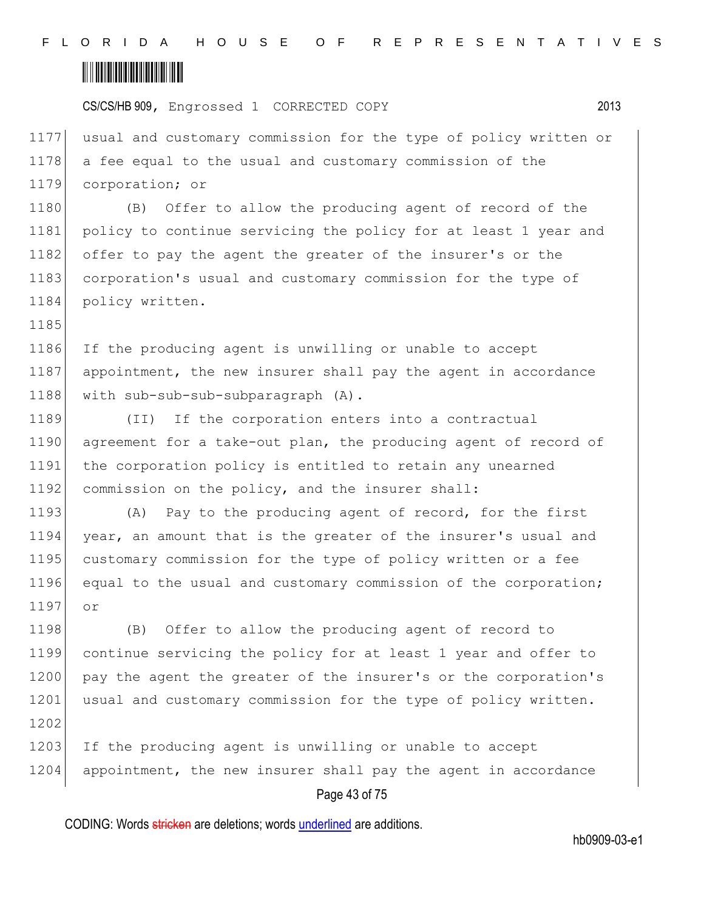usual and customary commission for the type of policy written or a fee equal to the usual and customary commission of the corporation; or

(B) Offer to allow the producing agent of record of the policy to continue servicing the policy for at least 1 year and offer to pay the agent the greater of the insurer's or the corporation's usual and customary commission for the type of policy written.

If the producing agent is unwilling or unable to accept appointment, the new insurer shall pay the agent in accordance with sub-sub-sub-subparagraph (A).

(II) If the corporation enters into a contractual agreement for a take-out plan, the producing agent of record of the corporation policy is entitled to retain any unearned commission on the policy, and the insurer shall:

(A) Pay to the producing agent of record, for the first year, an amount that is the greater of the insurer's usual and customary commission for the type of policy written or a fee equal to the usual and customary commission of the corporation; or

(B) Offer to allow the producing agent of record to continue servicing the policy for at least 1 year and offer to pay the agent the greater of the insurer's or the corporation's usual and customary commission for the type of policy written.

If the producing agent is unwilling or unable to accept appointment, the new insurer shall pay the agent in accordance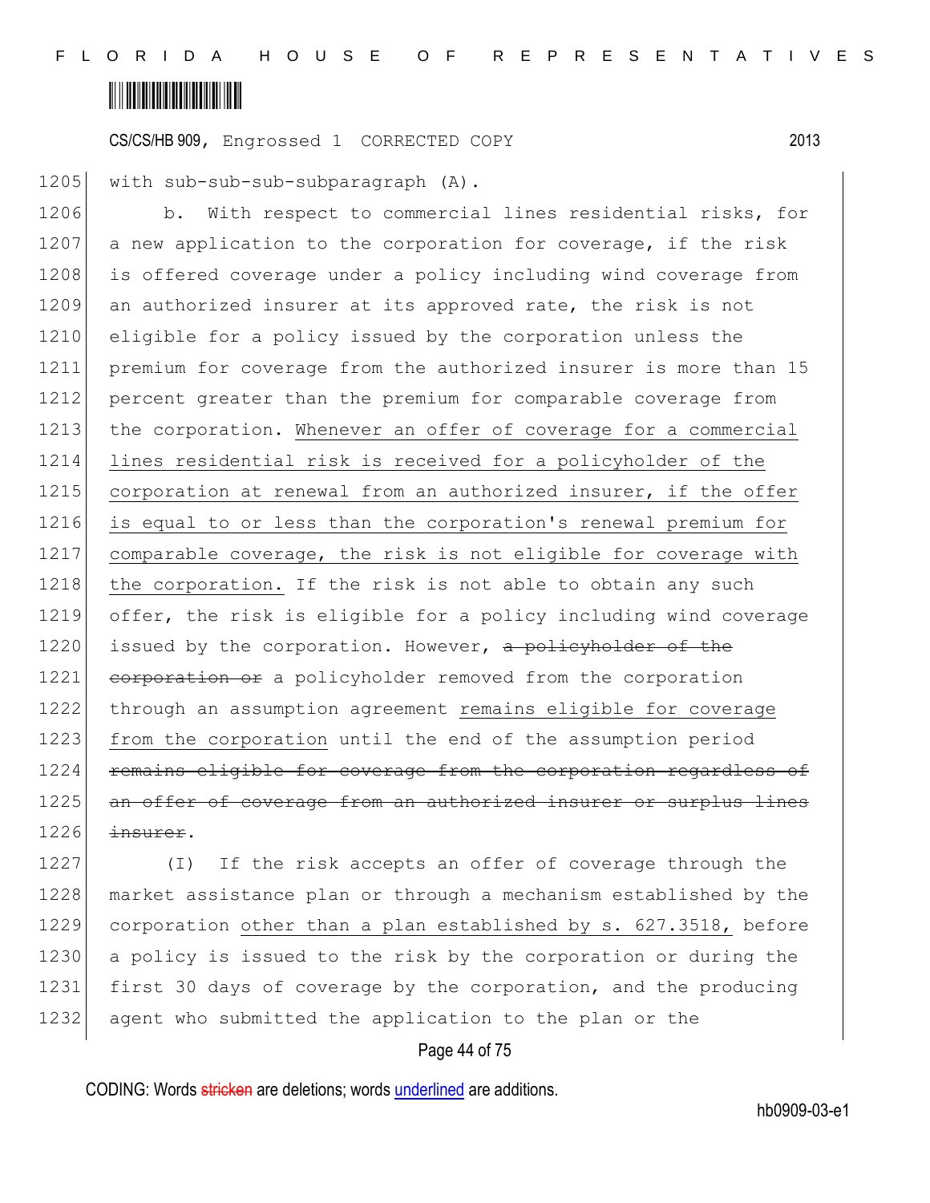1205 with sub-sub-sub-subparagraph (A).

1206 b. With respect to commercial lines residential risks, for
1207 a new application to the corporation for coverage, if the risk
1208 is offered coverage under a policy including wind coverage from
1209 an authorized insurer at its approved rate, the risk is not
1210 eligible for a policy issued by the corporation unless the
1211 premium for coverage from the authorized insurer is more than 15
1212 percent greater than the premium for comparable coverage from
1213 the corporation. <u>Whenever an offer of coverage for a commercial</u>
1214 <u>lines residential risk is received for a policyholder of the</u>
1215 <u>corporation at renewal from an authorized insurer, if the offer</u>
1216 <u>is equal to or less than the corporation's renewal premium for</u>
1217 <u>comparable coverage, the risk is not eligible for coverage with</u>
1218 <u>the corporation.</u> If the risk is not able to obtain any such
1219 offer, the risk is eligible for a policy including wind coverage
1220 issued by the corporation. However, ~~a policyholder of the~~
1221 ~~corporation or~~ a policyholder removed from the corporation
1222 through an assumption agreement <u>remains eligible for coverage</u>
1223 <u>from the corporation</u> until the end of the assumption period
1224 ~~remains eligible for coverage from the corporation regardless of~~
1225 ~~an offer of coverage from an authorized insurer or surplus lines~~
1226 ~~insurer~~.

1227 (I) If the risk accepts an offer of coverage through the
1228 market assistance plan or through a mechanism established by the
1229 corporation <u>other than a plan established by s. 627.3518,</u> before
1230 a policy is issued to the risk by the corporation or during the
1231 first 30 days of coverage by the corporation, and the producing
1232 agent who submitted the application to the plan or the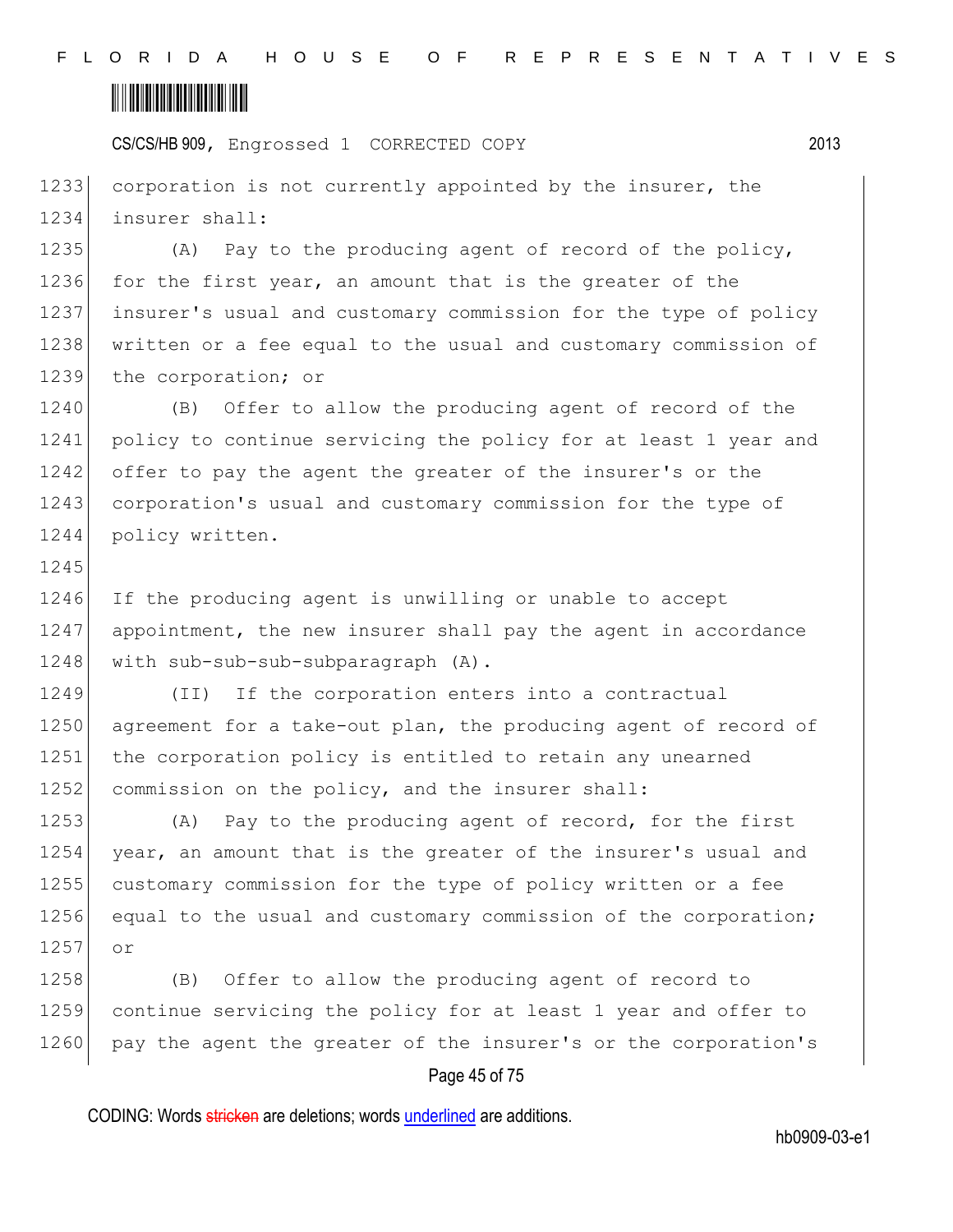corporation is not currently appointed by the insurer, the insurer shall:

(A) Pay to the producing agent of record of the policy, for the first year, an amount that is the greater of the insurer's usual and customary commission for the type of policy written or a fee equal to the usual and customary commission of the corporation; or

(B) Offer to allow the producing agent of record of the policy to continue servicing the policy for at least 1 year and offer to pay the agent the greater of the insurer's or the corporation's usual and customary commission for the type of policy written.

If the producing agent is unwilling or unable to accept appointment, the new insurer shall pay the agent in accordance with sub-sub-sub-subparagraph (A).

(II) If the corporation enters into a contractual agreement for a take-out plan, the producing agent of record of the corporation policy is entitled to retain any unearned commission on the policy, and the insurer shall:

(A) Pay to the producing agent of record, for the first year, an amount that is the greater of the insurer's usual and customary commission for the type of policy written or a fee equal to the usual and customary commission of the corporation; or

(B) Offer to allow the producing agent of record to continue servicing the policy for at least 1 year and offer to pay the agent the greater of the insurer's or the corporation's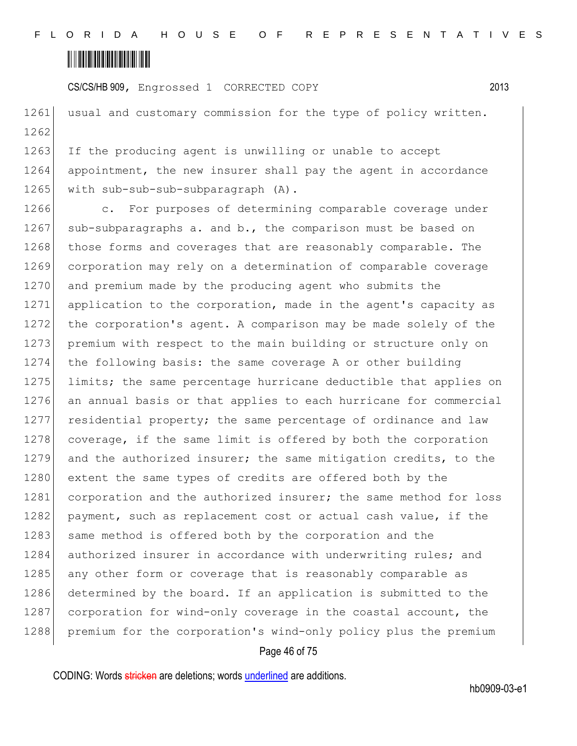usual and customary commission for the type of policy written.

If the producing agent is unwilling or unable to accept appointment, the new insurer shall pay the agent in accordance with sub-sub-sub-subparagraph (A).

c. For purposes of determining comparable coverage under sub-subparagraphs a. and b., the comparison must be based on those forms and coverages that are reasonably comparable. The corporation may rely on a determination of comparable coverage and premium made by the producing agent who submits the application to the corporation, made in the agent's capacity as the corporation's agent. A comparison may be made solely of the premium with respect to the main building or structure only on the following basis: the same coverage A or other building limits; the same percentage hurricane deductible that applies on an annual basis or that applies to each hurricane for commercial residential property; the same percentage of ordinance and law coverage, if the same limit is offered by both the corporation and the authorized insurer; the same mitigation credits, to the extent the same types of credits are offered both by the corporation and the authorized insurer; the same method for loss payment, such as replacement cost or actual cash value, if the same method is offered both by the corporation and the authorized insurer in accordance with underwriting rules; and any other form or coverage that is reasonably comparable as determined by the board. If an application is submitted to the corporation for wind-only coverage in the coastal account, the premium for the corporation's wind-only policy plus the premium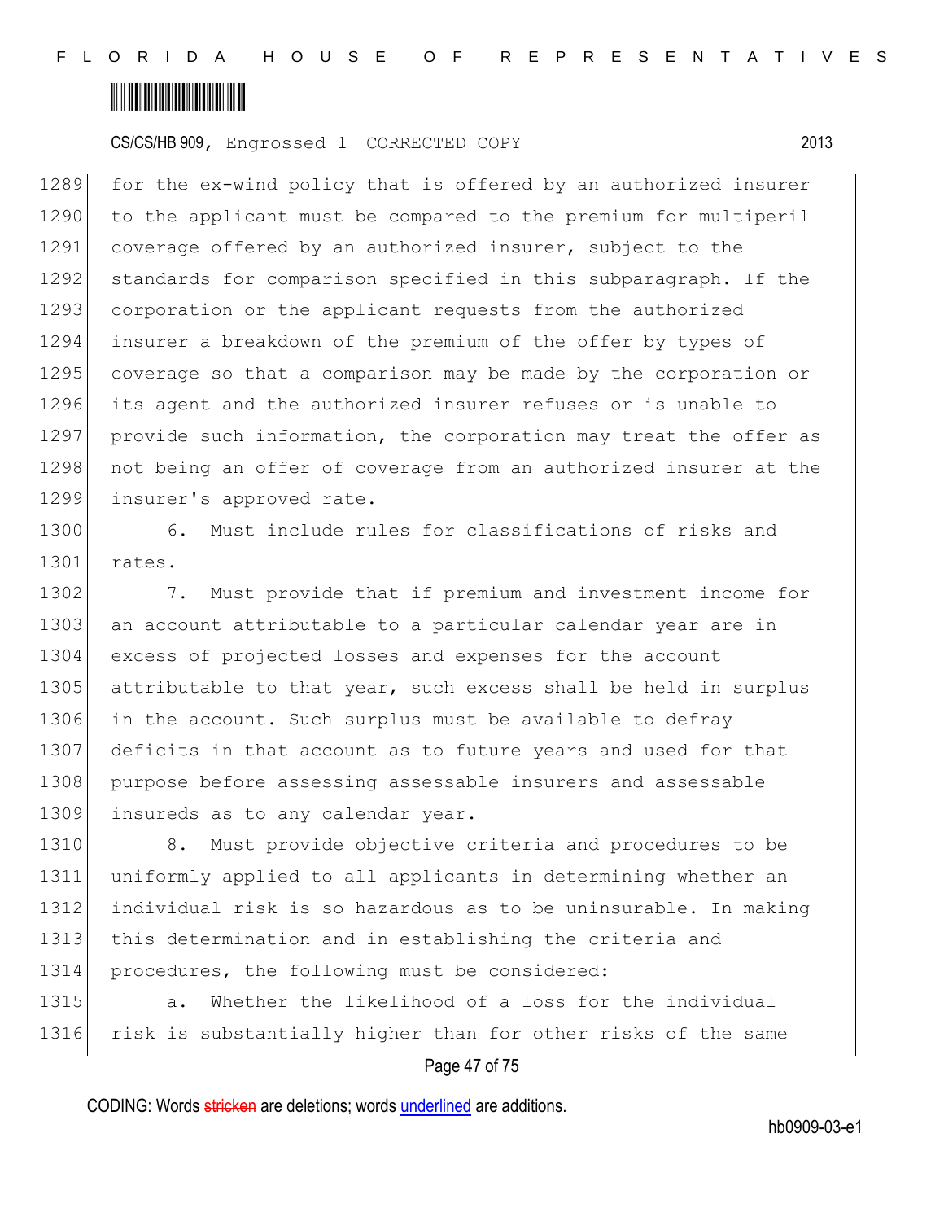for the ex-wind policy that is offered by an authorized insurer to the applicant must be compared to the premium for multiperil coverage offered by an authorized insurer, subject to the standards for comparison specified in this subparagraph. If the corporation or the applicant requests from the authorized insurer a breakdown of the premium of the offer by types of coverage so that a comparison may be made by the corporation or its agent and the authorized insurer refuses or is unable to provide such information, the corporation may treat the offer as not being an offer of coverage from an authorized insurer at the insurer's approved rate.

6. Must include rules for classifications of risks and rates.

7. Must provide that if premium and investment income for an account attributable to a particular calendar year are in excess of projected losses and expenses for the account attributable to that year, such excess shall be held in surplus in the account. Such surplus must be available to defray deficits in that account as to future years and used for that purpose before assessing assessable insurers and assessable insureds as to any calendar year.

8. Must provide objective criteria and procedures to be uniformly applied to all applicants in determining whether an individual risk is so hazardous as to be uninsurable. In making this determination and in establishing the criteria and procedures, the following must be considered:

a. Whether the likelihood of a loss for the individual risk is substantially higher than for other risks of the same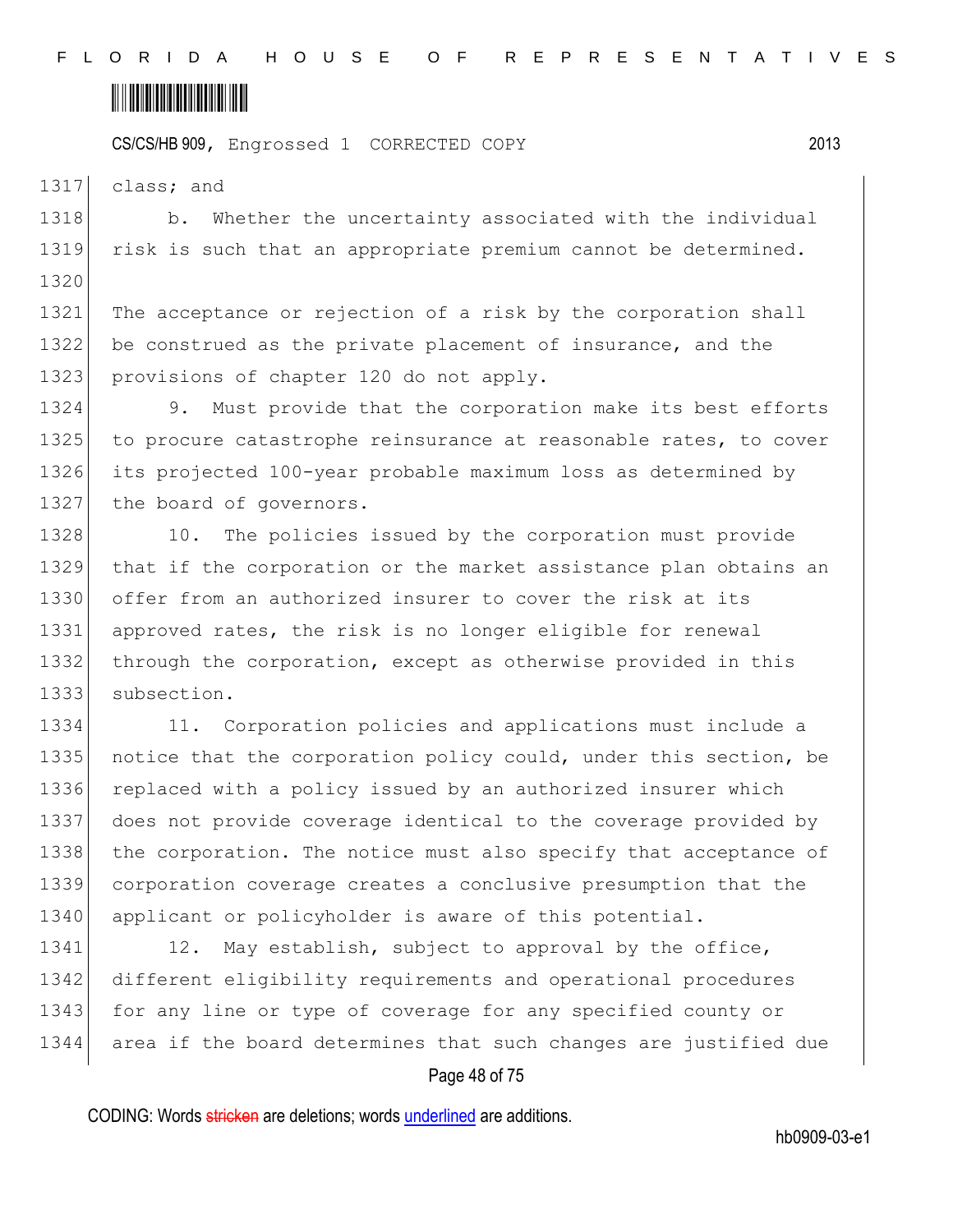class; and

b. Whether the uncertainty associated with the individual risk is such that an appropriate premium cannot be determined.

The acceptance or rejection of a risk by the corporation shall be construed as the private placement of insurance, and the provisions of chapter 120 do not apply.

9. Must provide that the corporation make its best efforts to procure catastrophe reinsurance at reasonable rates, to cover its projected 100-year probable maximum loss as determined by the board of governors.

10. The policies issued by the corporation must provide that if the corporation or the market assistance plan obtains an offer from an authorized insurer to cover the risk at its approved rates, the risk is no longer eligible for renewal through the corporation, except as otherwise provided in this subsection.

11. Corporation policies and applications must include a notice that the corporation policy could, under this section, be replaced with a policy issued by an authorized insurer which does not provide coverage identical to the coverage provided by the corporation. The notice must also specify that acceptance of corporation coverage creates a conclusive presumption that the applicant or policyholder is aware of this potential.

12. May establish, subject to approval by the office, different eligibility requirements and operational procedures for any line or type of coverage for any specified county or area if the board determines that such changes are justified due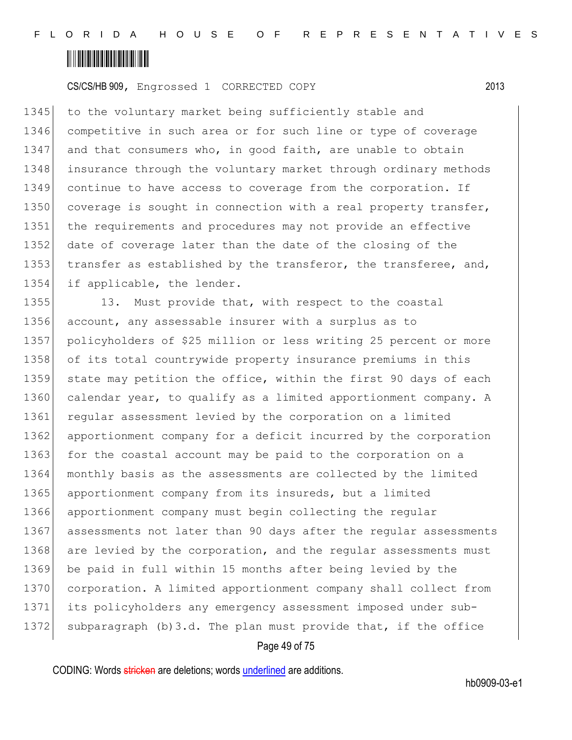to the voluntary market being sufficiently stable and competitive in such area or for such line or type of coverage and that consumers who, in good faith, are unable to obtain insurance through the voluntary market through ordinary methods continue to have access to coverage from the corporation. If coverage is sought in connection with a real property transfer, the requirements and procedures may not provide an effective date of coverage later than the date of the closing of the transfer as established by the transferor, the transferee, and, if applicable, the lender.

13. Must provide that, with respect to the coastal account, any assessable insurer with a surplus as to policyholders of $25 million or less writing 25 percent or more of its total countrywide property insurance premiums in this state may petition the office, within the first 90 days of each calendar year, to qualify as a limited apportionment company. A regular assessment levied by the corporation on a limited apportionment company for a deficit incurred by the corporation for the coastal account may be paid to the corporation on a monthly basis as the assessments are collected by the limited apportionment company from its insureds, but a limited apportionment company must begin collecting the regular assessments not later than 90 days after the regular assessments are levied by the corporation, and the regular assessments must be paid in full within 15 months after being levied by the corporation. A limited apportionment company shall collect from its policyholders any emergency assessment imposed under sub-subparagraph (b)3.d. The plan must provide that, if the office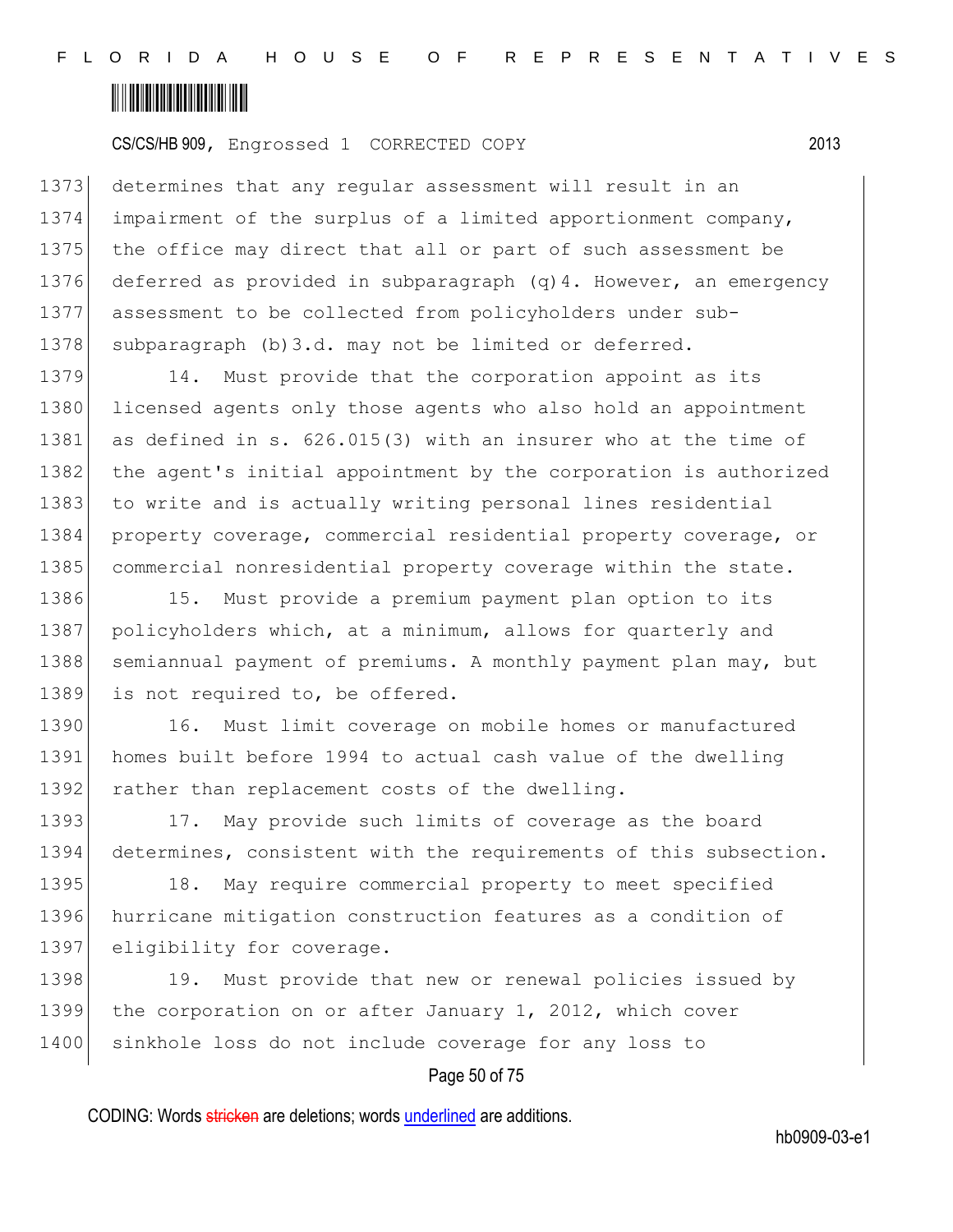determines that any regular assessment will result in an impairment of the surplus of a limited apportionment company, the office may direct that all or part of such assessment be deferred as provided in subparagraph (q)4. However, an emergency assessment to be collected from policyholders under sub-subparagraph (b)3.d. may not be limited or deferred.

14. Must provide that the corporation appoint as its licensed agents only those agents who also hold an appointment as defined in s. 626.015(3) with an insurer who at the time of the agent's initial appointment by the corporation is authorized to write and is actually writing personal lines residential property coverage, commercial residential property coverage, or commercial nonresidential property coverage within the state.

15. Must provide a premium payment plan option to its policyholders which, at a minimum, allows for quarterly and semiannual payment of premiums. A monthly payment plan may, but is not required to, be offered.

16. Must limit coverage on mobile homes or manufactured homes built before 1994 to actual cash value of the dwelling rather than replacement costs of the dwelling.

17. May provide such limits of coverage as the board determines, consistent with the requirements of this subsection.

18. May require commercial property to meet specified hurricane mitigation construction features as a condition of eligibility for coverage.

19. Must provide that new or renewal policies issued by the corporation on or after January 1, 2012, which cover sinkhole loss do not include coverage for any loss to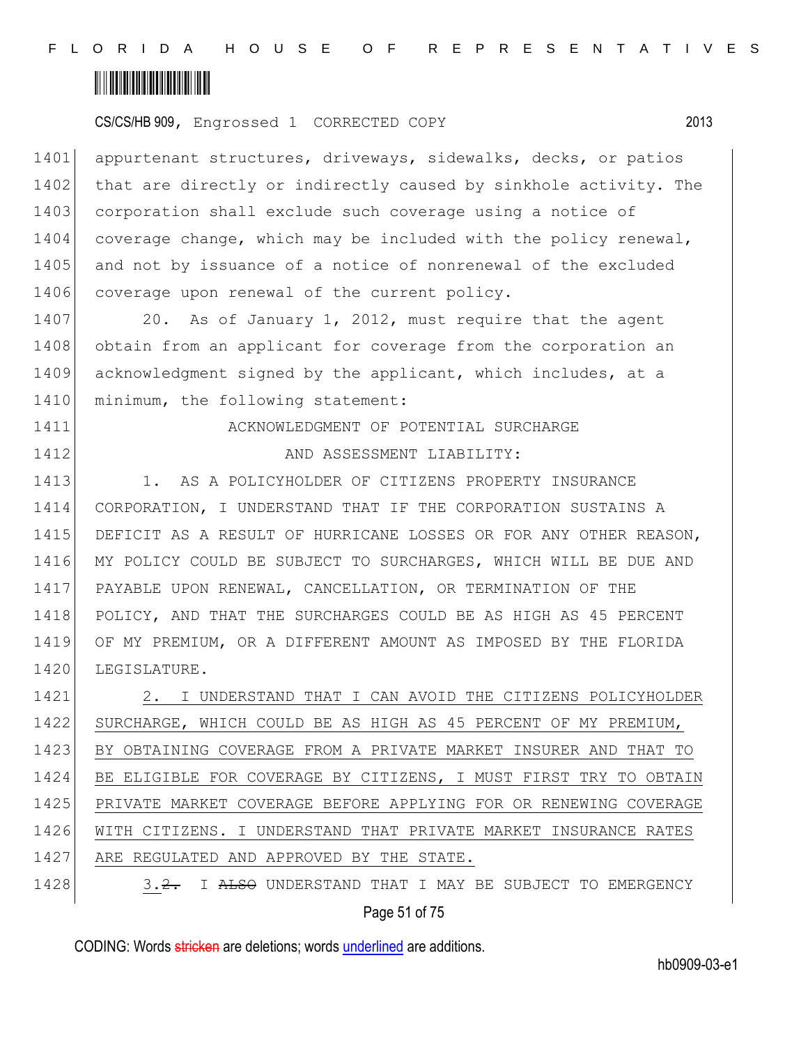appurtenant structures, driveways, sidewalks, decks, or patios that are directly or indirectly caused by sinkhole activity. The corporation shall exclude such coverage using a notice of coverage change, which may be included with the policy renewal, and not by issuance of a notice of nonrenewal of the excluded coverage upon renewal of the current policy.

20. As of January 1, 2012, must require that the agent obtain from an applicant for coverage from the corporation an acknowledgment signed by the applicant, which includes, at a minimum, the following statement:

ACKNOWLEDGMENT OF POTENTIAL SURCHARGE
AND ASSESSMENT LIABILITY:

1. AS A POLICYHOLDER OF CITIZENS PROPERTY INSURANCE CORPORATION, I UNDERSTAND THAT IF THE CORPORATION SUSTAINS A DEFICIT AS A RESULT OF HURRICANE LOSSES OR FOR ANY OTHER REASON, MY POLICY COULD BE SUBJECT TO SURCHARGES, WHICH WILL BE DUE AND PAYABLE UPON RENEWAL, CANCELLATION, OR TERMINATION OF THE POLICY, AND THAT THE SURCHARGES COULD BE AS HIGH AS 45 PERCENT OF MY PREMIUM, OR A DIFFERENT AMOUNT AS IMPOSED BY THE FLORIDA LEGISLATURE.

2. I UNDERSTAND THAT I CAN AVOID THE CITIZENS POLICYHOLDER SURCHARGE, WHICH COULD BE AS HIGH AS 45 PERCENT OF MY PREMIUM, BY OBTAINING COVERAGE FROM A PRIVATE MARKET INSURER AND THAT TO BE ELIGIBLE FOR COVERAGE BY CITIZENS, I MUST FIRST TRY TO OBTAIN PRIVATE MARKET COVERAGE BEFORE APPLYING FOR OR RENEWING COVERAGE WITH CITIZENS. I UNDERSTAND THAT PRIVATE MARKET INSURANCE RATES ARE REGULATED AND APPROVED BY THE STATE.

3.~~2.~~ I ~~ALSO~~ UNDERSTAND THAT I MAY BE SUBJECT TO EMERGENCY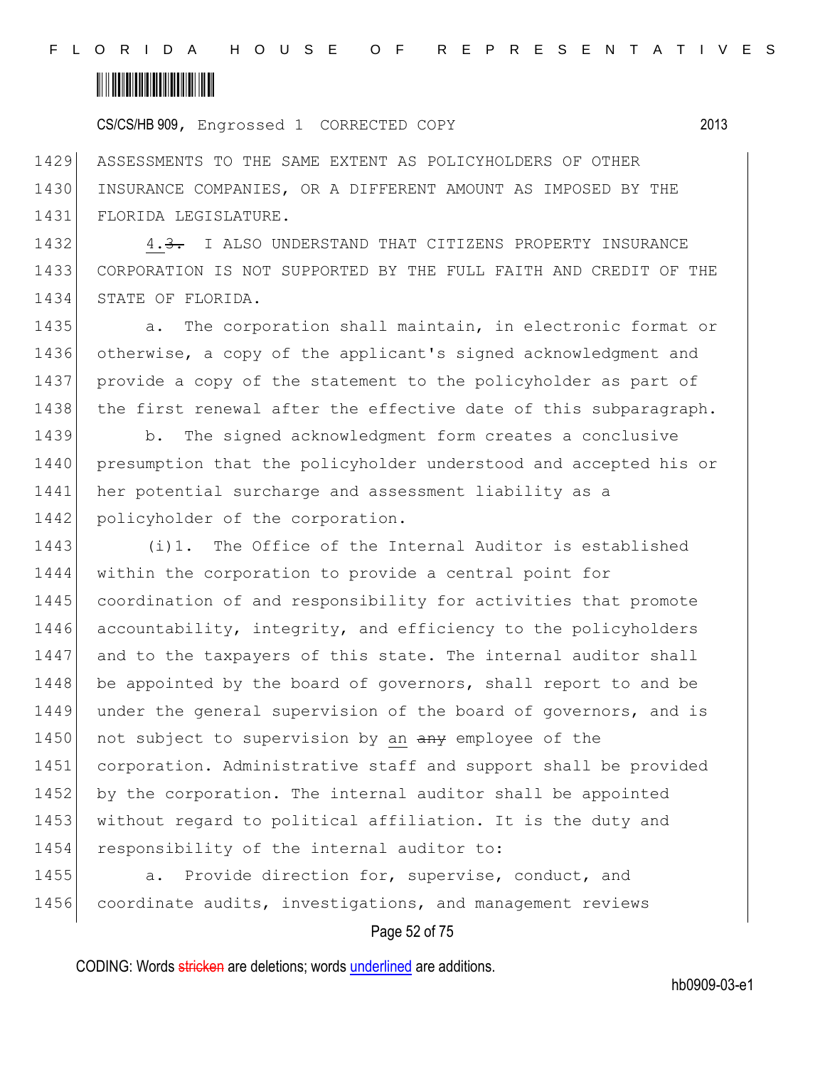ASSESSMENTS TO THE SAME EXTENT AS POLICYHOLDERS OF OTHER INSURANCE COMPANIES, OR A DIFFERENT AMOUNT AS IMPOSED BY THE FLORIDA LEGISLATURE.

4.~~3.~~ I ALSO UNDERSTAND THAT CITIZENS PROPERTY INSURANCE CORPORATION IS NOT SUPPORTED BY THE FULL FAITH AND CREDIT OF THE STATE OF FLORIDA.

a. The corporation shall maintain, in electronic format or otherwise, a copy of the applicant's signed acknowledgment and provide a copy of the statement to the policyholder as part of the first renewal after the effective date of this subparagraph.

b. The signed acknowledgment form creates a conclusive presumption that the policyholder understood and accepted his or her potential surcharge and assessment liability as a policyholder of the corporation.

(i)1. The Office of the Internal Auditor is established within the corporation to provide a central point for coordination of and responsibility for activities that promote accountability, integrity, and efficiency to the policyholders and to the taxpayers of this state. The internal auditor shall be appointed by the board of governors, shall report to and be under the general supervision of the board of governors, and is not subject to supervision by an ~~any~~ employee of the corporation. Administrative staff and support shall be provided by the corporation. The internal auditor shall be appointed without regard to political affiliation. It is the duty and responsibility of the internal auditor to:

a. Provide direction for, supervise, conduct, and coordinate audits, investigations, and management reviews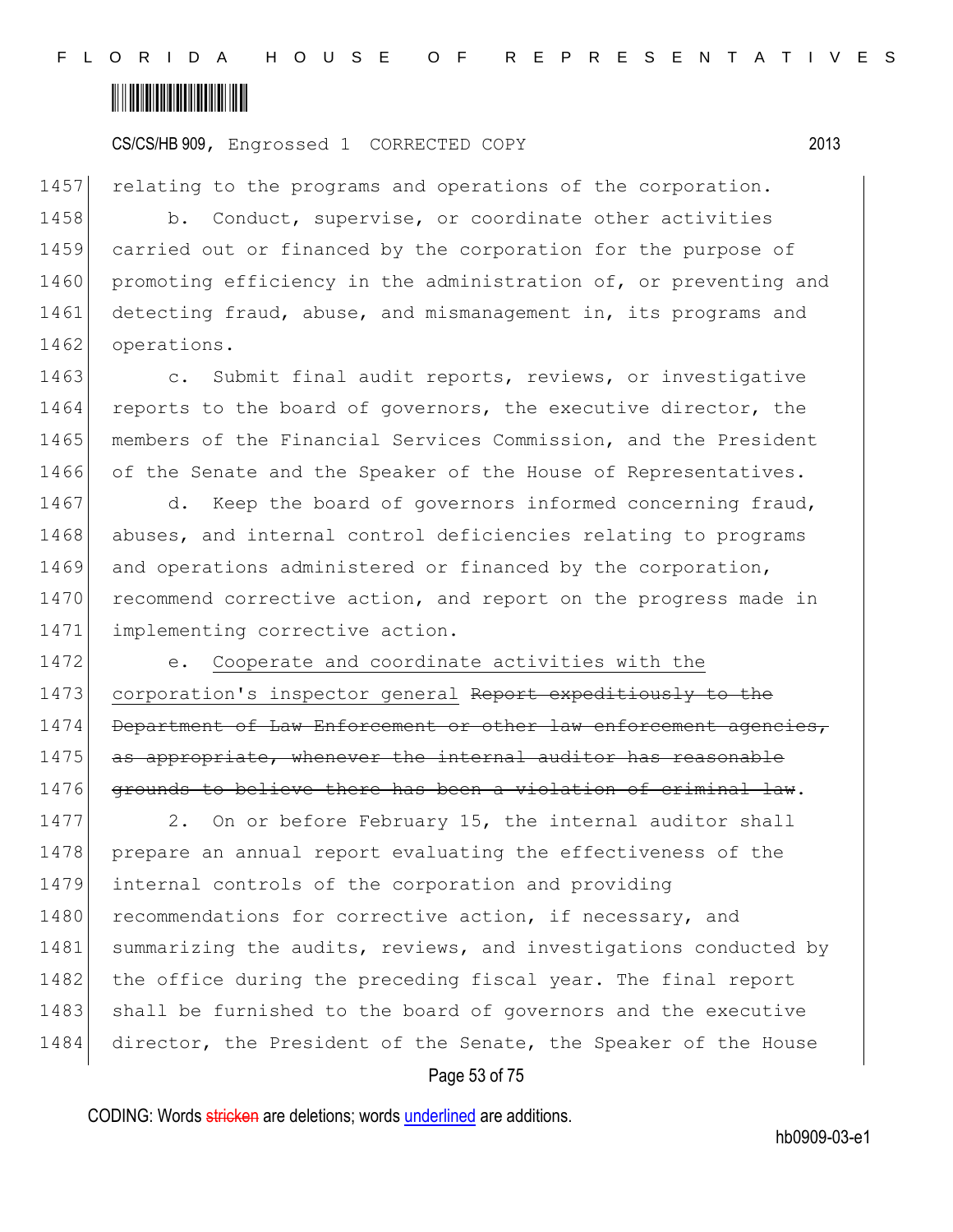relating to the programs and operations of the corporation.

b. Conduct, supervise, or coordinate other activities carried out or financed by the corporation for the purpose of promoting efficiency in the administration of, or preventing and detecting fraud, abuse, and mismanagement in, its programs and operations.

c. Submit final audit reports, reviews, or investigative reports to the board of governors, the executive director, the members of the Financial Services Commission, and the President of the Senate and the Speaker of the House of Representatives.

d. Keep the board of governors informed concerning fraud, abuses, and internal control deficiencies relating to programs and operations administered or financed by the corporation, recommend corrective action, and report on the progress made in implementing corrective action.

e. <u>Cooperate and coordinate activities with the corporation's inspector general</u> ~~Report expeditiously to the Department of Law Enforcement or other law enforcement agencies, as appropriate, whenever the internal auditor has reasonable grounds to believe there has been a violation of criminal law~~.

2. On or before February 15, the internal auditor shall prepare an annual report evaluating the effectiveness of the internal controls of the corporation and providing recommendations for corrective action, if necessary, and summarizing the audits, reviews, and investigations conducted by the office during the preceding fiscal year. The final report shall be furnished to the board of governors and the executive director, the President of the Senate, the Speaker of the House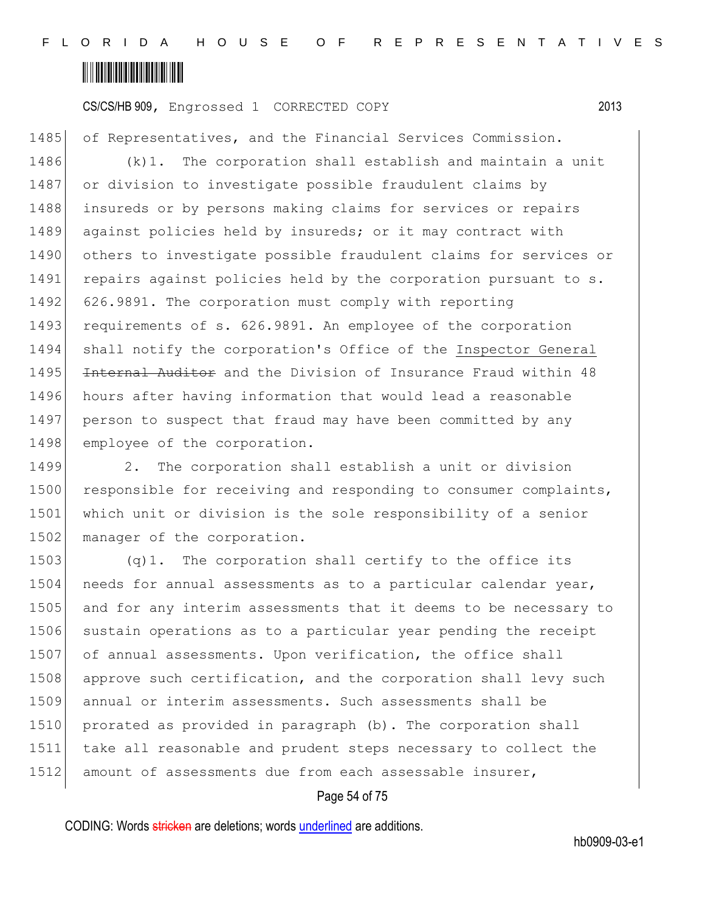of Representatives, and the Financial Services Commission.

(k)1. The corporation shall establish and maintain a unit or division to investigate possible fraudulent claims by insureds or by persons making claims for services or repairs against policies held by insureds; or it may contract with others to investigate possible fraudulent claims for services or repairs against policies held by the corporation pursuant to s. 626.9891. The corporation must comply with reporting requirements of s. 626.9891. An employee of the corporation shall notify the corporation's Office of the <u>Inspector General</u> ~~Internal Auditor~~ and the Division of Insurance Fraud within 48 hours after having information that would lead a reasonable person to suspect that fraud may have been committed by any employee of the corporation.

2. The corporation shall establish a unit or division responsible for receiving and responding to consumer complaints, which unit or division is the sole responsibility of a senior manager of the corporation.

(q)1. The corporation shall certify to the office its needs for annual assessments as to a particular calendar year, and for any interim assessments that it deems to be necessary to sustain operations as to a particular year pending the receipt of annual assessments. Upon verification, the office shall approve such certification, and the corporation shall levy such annual or interim assessments. Such assessments shall be prorated as provided in paragraph (b). The corporation shall take all reasonable and prudent steps necessary to collect the amount of assessments due from each assessable insurer,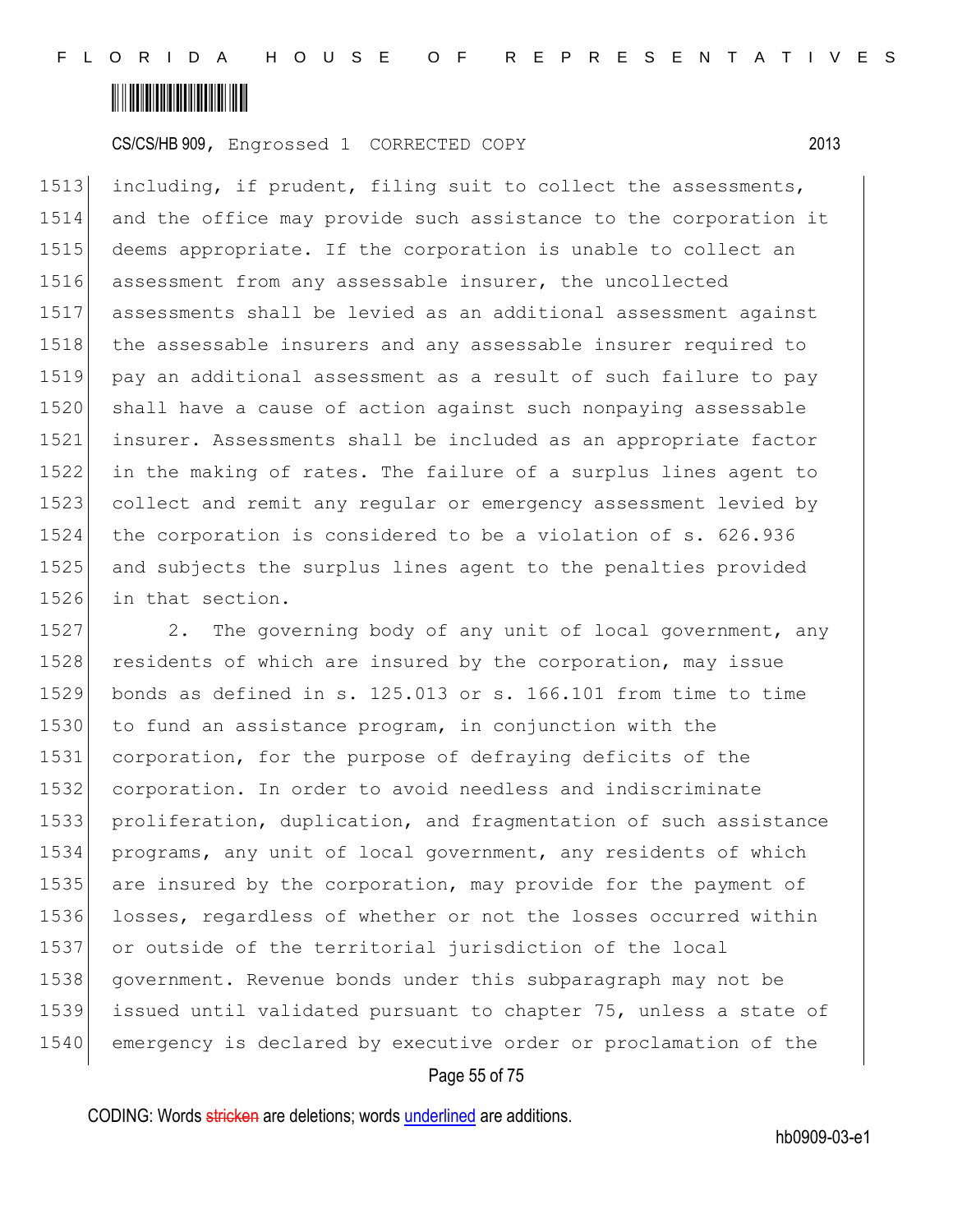including, if prudent, filing suit to collect the assessments, and the office may provide such assistance to the corporation it deems appropriate. If the corporation is unable to collect an assessment from any assessable insurer, the uncollected assessments shall be levied as an additional assessment against the assessable insurers and any assessable insurer required to pay an additional assessment as a result of such failure to pay shall have a cause of action against such nonpaying assessable insurer. Assessments shall be included as an appropriate factor in the making of rates. The failure of a surplus lines agent to collect and remit any regular or emergency assessment levied by the corporation is considered to be a violation of s. 626.936 and subjects the surplus lines agent to the penalties provided in that section.

2. The governing body of any unit of local government, any residents of which are insured by the corporation, may issue bonds as defined in s. 125.013 or s. 166.101 from time to time to fund an assistance program, in conjunction with the corporation, for the purpose of defraying deficits of the corporation. In order to avoid needless and indiscriminate proliferation, duplication, and fragmentation of such assistance programs, any unit of local government, any residents of which are insured by the corporation, may provide for the payment of losses, regardless of whether or not the losses occurred within or outside of the territorial jurisdiction of the local government. Revenue bonds under this subparagraph may not be issued until validated pursuant to chapter 75, unless a state of emergency is declared by executive order or proclamation of the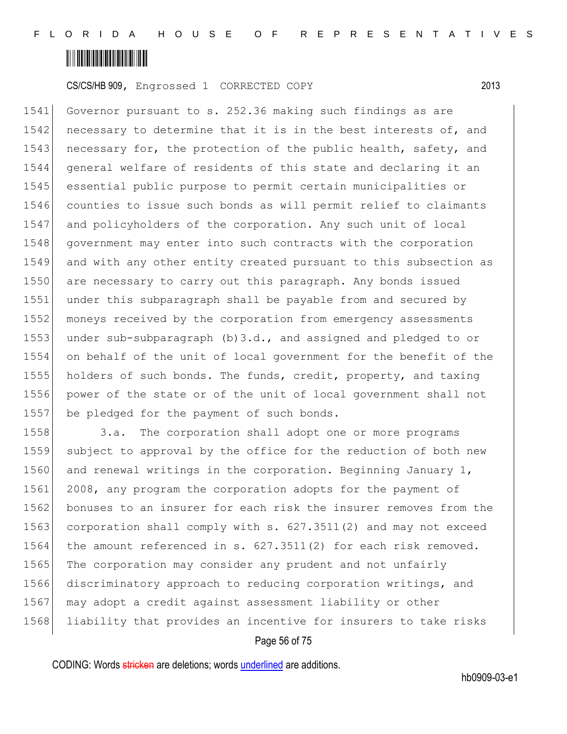Governor pursuant to s. 252.36 making such findings as are necessary to determine that it is in the best interests of, and necessary for, the protection of the public health, safety, and general welfare of residents of this state and declaring it an essential public purpose to permit certain municipalities or counties to issue such bonds as will permit relief to claimants and policyholders of the corporation. Any such unit of local government may enter into such contracts with the corporation and with any other entity created pursuant to this subsection as are necessary to carry out this paragraph. Any bonds issued under this subparagraph shall be payable from and secured by moneys received by the corporation from emergency assessments under sub-subparagraph (b)3.d., and assigned and pledged to or on behalf of the unit of local government for the benefit of the holders of such bonds. The funds, credit, property, and taxing power of the state or of the unit of local government shall not be pledged for the payment of such bonds.

3.a. The corporation shall adopt one or more programs subject to approval by the office for the reduction of both new and renewal writings in the corporation. Beginning January 1, 2008, any program the corporation adopts for the payment of bonuses to an insurer for each risk the insurer removes from the corporation shall comply with s. 627.3511(2) and may not exceed the amount referenced in s. 627.3511(2) for each risk removed. The corporation may consider any prudent and not unfairly discriminatory approach to reducing corporation writings, and may adopt a credit against assessment liability or other liability that provides an incentive for insurers to take risks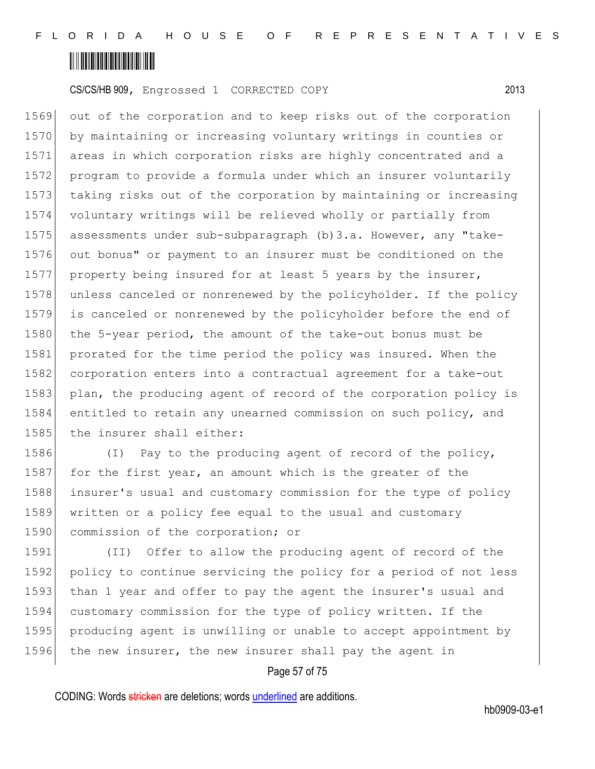out of the corporation and to keep risks out of the corporation by maintaining or increasing voluntary writings in counties or areas in which corporation risks are highly concentrated and a program to provide a formula under which an insurer voluntarily taking risks out of the corporation by maintaining or increasing voluntary writings will be relieved wholly or partially from assessments under sub-subparagraph (b)3.a. However, any "take-out bonus" or payment to an insurer must be conditioned on the property being insured for at least 5 years by the insurer, unless canceled or nonrenewed by the policyholder. If the policy is canceled or nonrenewed by the policyholder before the end of the 5-year period, the amount of the take-out bonus must be prorated for the time period the policy was insured. When the corporation enters into a contractual agreement for a take-out plan, the producing agent of record of the corporation policy is entitled to retain any unearned commission on such policy, and the insurer shall either:

(I) Pay to the producing agent of record of the policy, for the first year, an amount which is the greater of the insurer's usual and customary commission for the type of policy written or a policy fee equal to the usual and customary commission of the corporation; or

(II) Offer to allow the producing agent of record of the policy to continue servicing the policy for a period of not less than 1 year and offer to pay the agent the insurer's usual and customary commission for the type of policy written. If the producing agent is unwilling or unable to accept appointment by the new insurer, the new insurer shall pay the agent in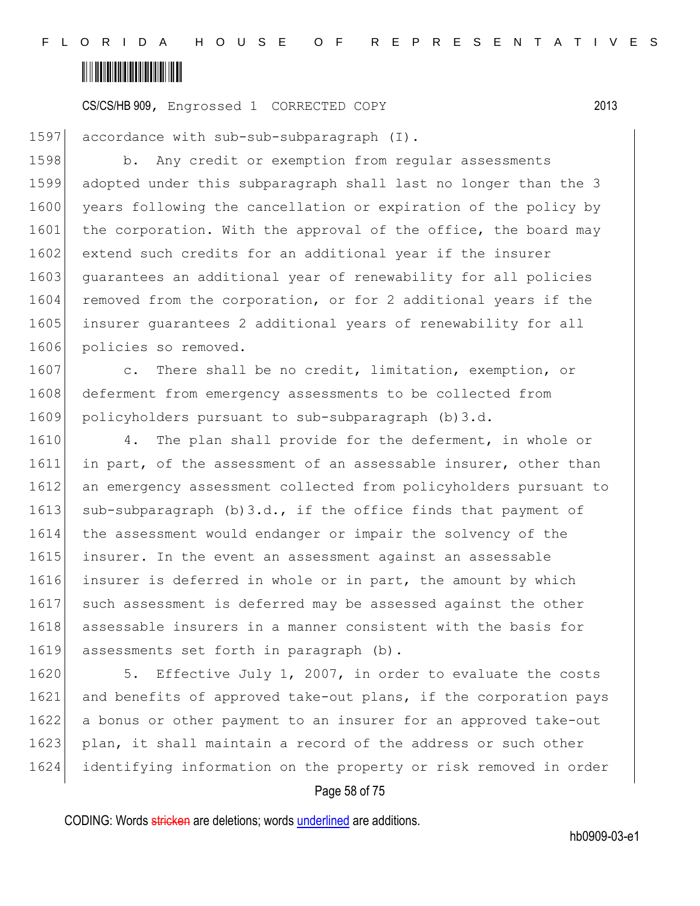accordance with sub-sub-subparagraph (I).

b. Any credit or exemption from regular assessments adopted under this subparagraph shall last no longer than the 3 years following the cancellation or expiration of the policy by the corporation. With the approval of the office, the board may extend such credits for an additional year if the insurer guarantees an additional year of renewability for all policies removed from the corporation, or for 2 additional years if the insurer guarantees 2 additional years of renewability for all policies so removed.

c. There shall be no credit, limitation, exemption, or deferment from emergency assessments to be collected from policyholders pursuant to sub-subparagraph (b)3.d.

4. The plan shall provide for the deferment, in whole or in part, of the assessment of an assessable insurer, other than an emergency assessment collected from policyholders pursuant to sub-subparagraph (b)3.d., if the office finds that payment of the assessment would endanger or impair the solvency of the insurer. In the event an assessment against an assessable insurer is deferred in whole or in part, the amount by which such assessment is deferred may be assessed against the other assessable insurers in a manner consistent with the basis for assessments set forth in paragraph (b).

5. Effective July 1, 2007, in order to evaluate the costs and benefits of approved take-out plans, if the corporation pays a bonus or other payment to an insurer for an approved take-out plan, it shall maintain a record of the address or such other identifying information on the property or risk removed in order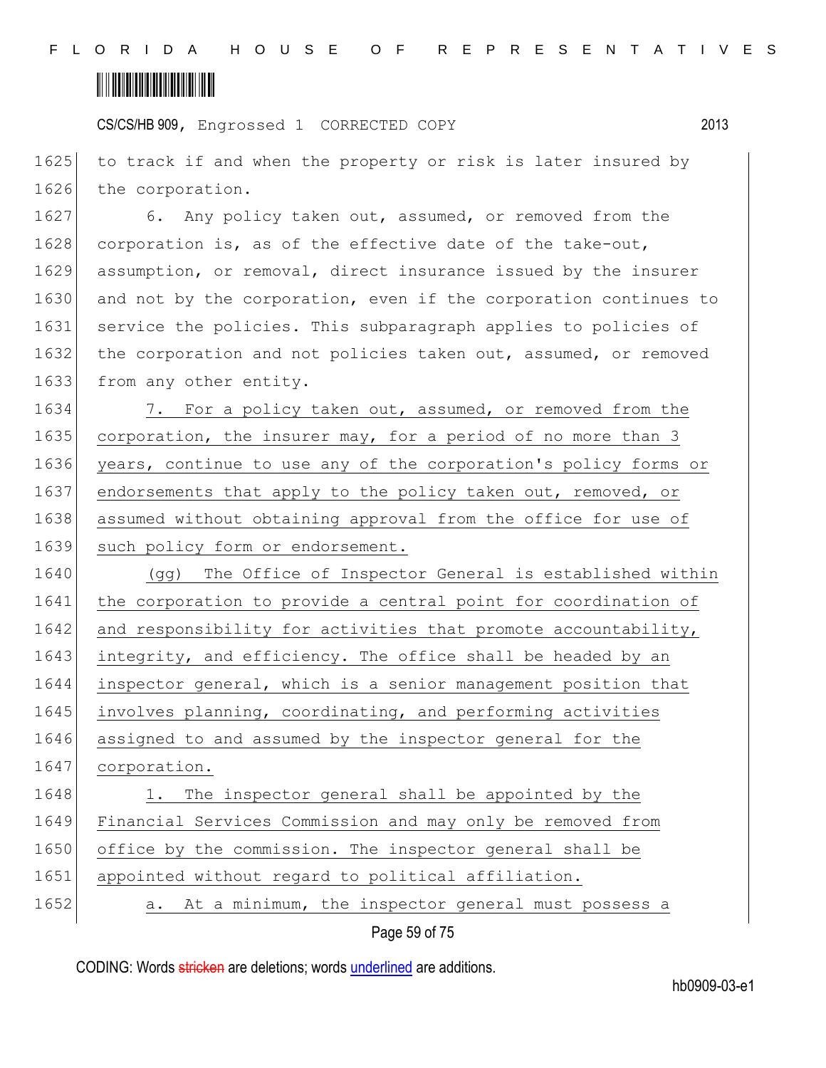to track if and when the property or risk is later insured by the corporation.

6. Any policy taken out, assumed, or removed from the corporation is, as of the effective date of the take-out, assumption, or removal, direct insurance issued by the insurer and not by the corporation, even if the corporation continues to service the policies. This subparagraph applies to policies of the corporation and not policies taken out, assumed, or removed from any other entity.

<u>7. For a policy taken out, assumed, or removed from the corporation, the insurer may, for a period of no more than 3 years, continue to use any of the corporation's policy forms or endorsements that apply to the policy taken out, removed, or assumed without obtaining approval from the office for use of such policy form or endorsement.</u>

<u>(gg) The Office of Inspector General is established within the corporation to provide a central point for coordination of and responsibility for activities that promote accountability, integrity, and efficiency. The office shall be headed by an inspector general, which is a senior management position that involves planning, coordinating, and performing activities assigned to and assumed by the inspector general for the corporation.</u>

<u>1. The inspector general shall be appointed by the Financial Services Commission and may only be removed from office by the commission. The inspector general shall be appointed without regard to political affiliation.</u>

<u>a. At a minimum, the inspector general must possess a</u>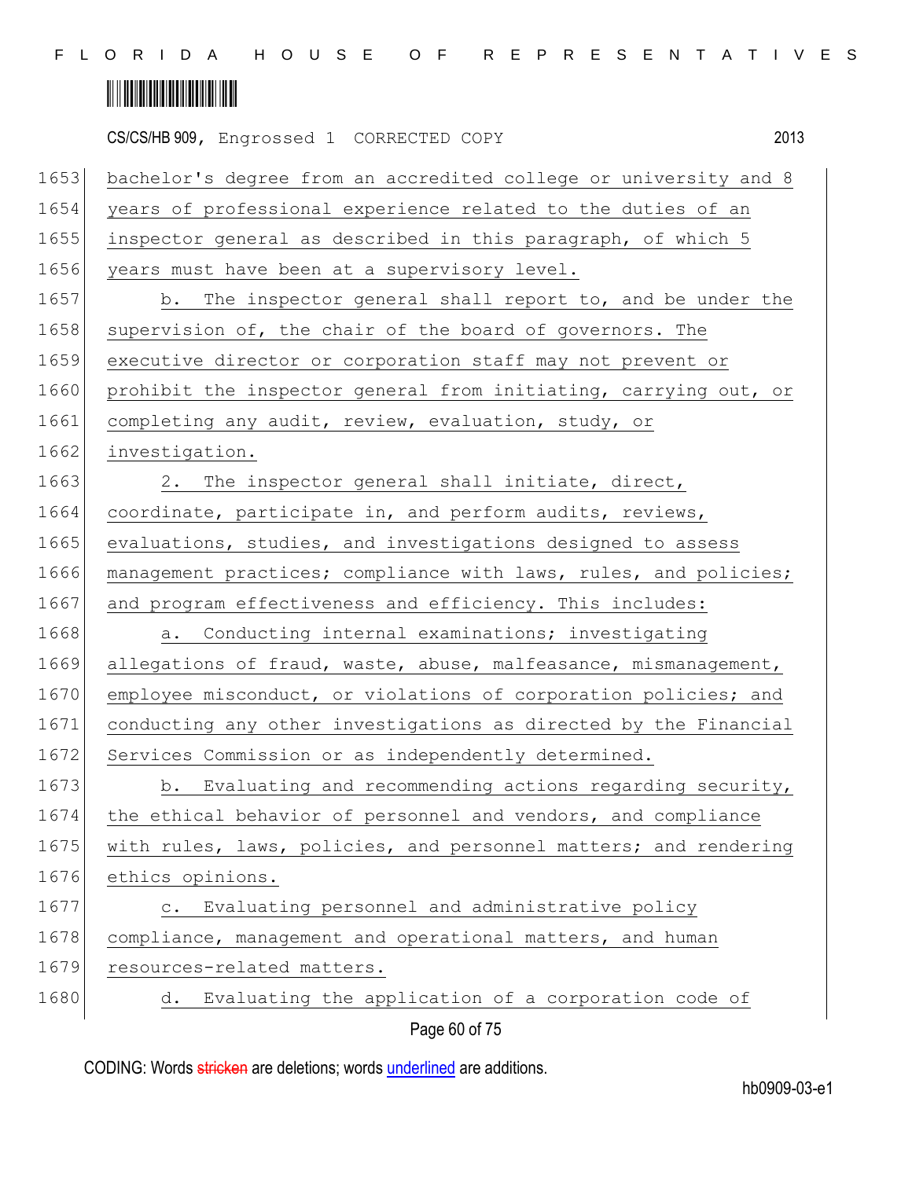bachelor's degree from an accredited college or university and 8 years of professional experience related to the duties of an inspector general as described in this paragraph, of which 5 years must have been at a supervisory level.

b. The inspector general shall report to, and be under the supervision of, the chair of the board of governors. The executive director or corporation staff may not prevent or prohibit the inspector general from initiating, carrying out, or completing any audit, review, evaluation, study, or investigation.

2. The inspector general shall initiate, direct, coordinate, participate in, and perform audits, reviews, evaluations, studies, and investigations designed to assess management practices; compliance with laws, rules, and policies; and program effectiveness and efficiency. This includes:

a. Conducting internal examinations; investigating allegations of fraud, waste, abuse, malfeasance, mismanagement, employee misconduct, or violations of corporation policies; and conducting any other investigations as directed by the Financial Services Commission or as independently determined.

b. Evaluating and recommending actions regarding security, the ethical behavior of personnel and vendors, and compliance with rules, laws, policies, and personnel matters; and rendering ethics opinions.

c. Evaluating personnel and administrative policy compliance, management and operational matters, and human resources-related matters.

d. Evaluating the application of a corporation code of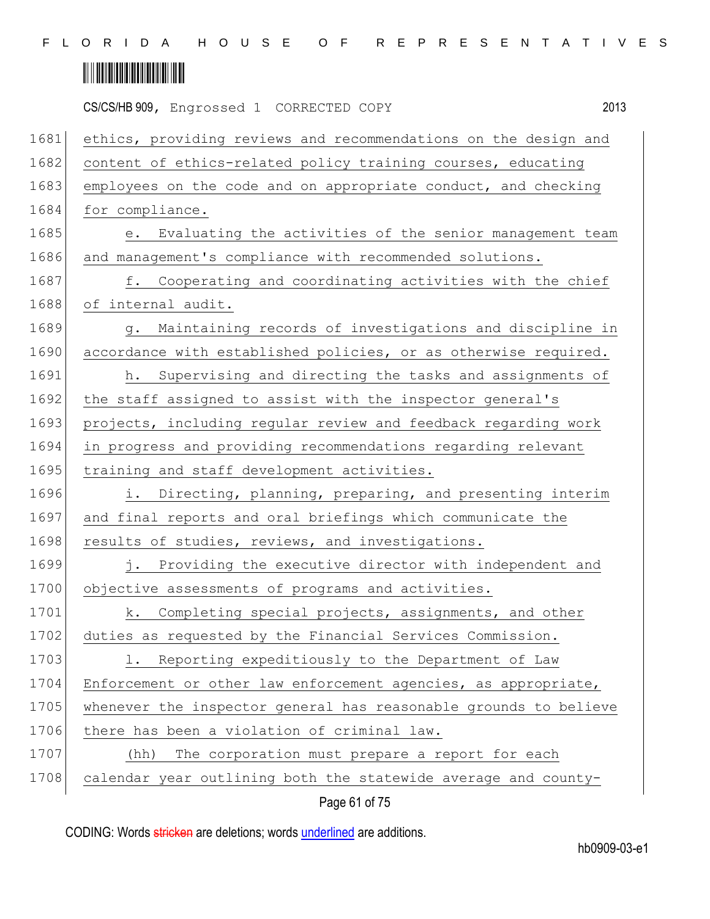ethics, providing reviews and recommendations on the design and content of ethics-related policy training courses, educating employees on the code and on appropriate conduct, and checking for compliance.

e. Evaluating the activities of the senior management team and management's compliance with recommended solutions.

f. Cooperating and coordinating activities with the chief of internal audit.

g. Maintaining records of investigations and discipline in accordance with established policies, or as otherwise required.

h. Supervising and directing the tasks and assignments of the staff assigned to assist with the inspector general's projects, including regular review and feedback regarding work in progress and providing recommendations regarding relevant training and staff development activities.

i. Directing, planning, preparing, and presenting interim and final reports and oral briefings which communicate the results of studies, reviews, and investigations.

j. Providing the executive director with independent and objective assessments of programs and activities.

k. Completing special projects, assignments, and other duties as requested by the Financial Services Commission.

l. Reporting expeditiously to the Department of Law Enforcement or other law enforcement agencies, as appropriate, whenever the inspector general has reasonable grounds to believe there has been a violation of criminal law.

(hh) The corporation must prepare a report for each calendar year outlining both the statewide average and county-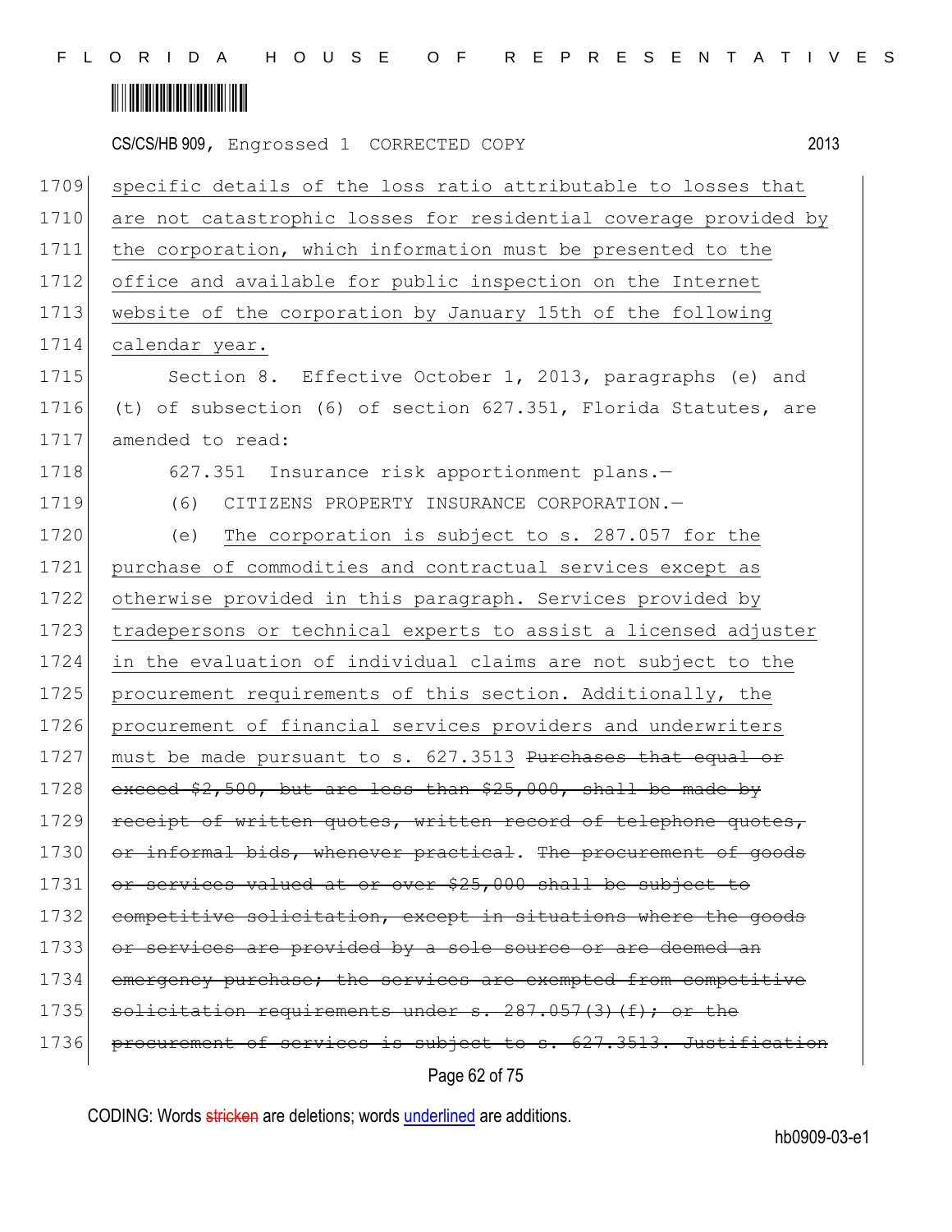specific details of the loss ratio attributable to losses that are not catastrophic losses for residential coverage provided by the corporation, which information must be presented to the office and available for public inspection on the Internet website of the corporation by January 15th of the following calendar year.

Section 8. Effective October 1, 2013, paragraphs (e) and (t) of subsection (6) of section 627.351, Florida Statutes, are amended to read:

627.351 Insurance risk apportionment plans.—

(6) CITIZENS PROPERTY INSURANCE CORPORATION.—

(e) The corporation is subject to s. 287.057 for the purchase of commodities and contractual services except as otherwise provided in this paragraph. Services provided by tradepersons or technical experts to assist a licensed adjuster in the evaluation of individual claims are not subject to the procurement requirements of this section. Additionally, the procurement of financial services providers and underwriters must be made pursuant to s. 627.3513 ~~Purchases that equal or exceed $2,500, but are less than $25,000, shall be made by receipt of written quotes, written record of telephone quotes, or informal bids, whenever practical~~. ~~The procurement of goods or services valued at or over $25,000 shall be subject to competitive solicitation, except in situations where the goods or services are provided by a sole source or are deemed an emergency purchase; the services are exempted from competitive solicitation requirements under s. 287.057(3)(f); or the procurement of services is subject to s. 627.3513. Justification~~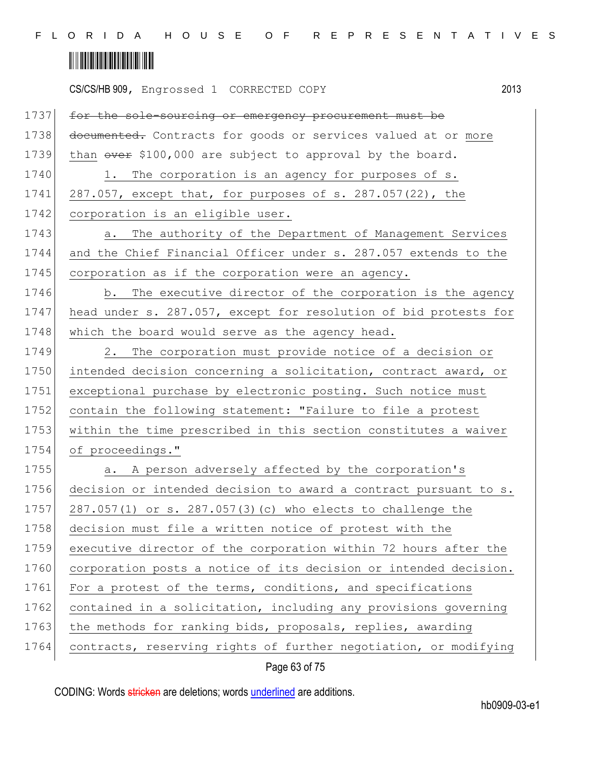~~for the sole-sourcing or emergency procurement must be documented.~~ Contracts for goods or services valued at or more than ~~over~~ $100,000 are subject to approval by the board.

1. The corporation is an agency for purposes of s. 287.057, except that, for purposes of s. 287.057(22), the corporation is an eligible user.

a. The authority of the Department of Management Services and the Chief Financial Officer under s. 287.057 extends to the corporation as if the corporation were an agency.

b. The executive director of the corporation is the agency head under s. 287.057, except for resolution of bid protests for which the board would serve as the agency head.

2. The corporation must provide notice of a decision or intended decision concerning a solicitation, contract award, or exceptional purchase by electronic posting. Such notice must contain the following statement: "Failure to file a protest within the time prescribed in this section constitutes a waiver of proceedings."

a. A person adversely affected by the corporation's decision or intended decision to award a contract pursuant to s. 287.057(1) or s. 287.057(3)(c) who elects to challenge the decision must file a written notice of protest with the executive director of the corporation within 72 hours after the corporation posts a notice of its decision or intended decision. For a protest of the terms, conditions, and specifications contained in a solicitation, including any provisions governing the methods for ranking bids, proposals, replies, awarding contracts, reserving rights of further negotiation, or modifying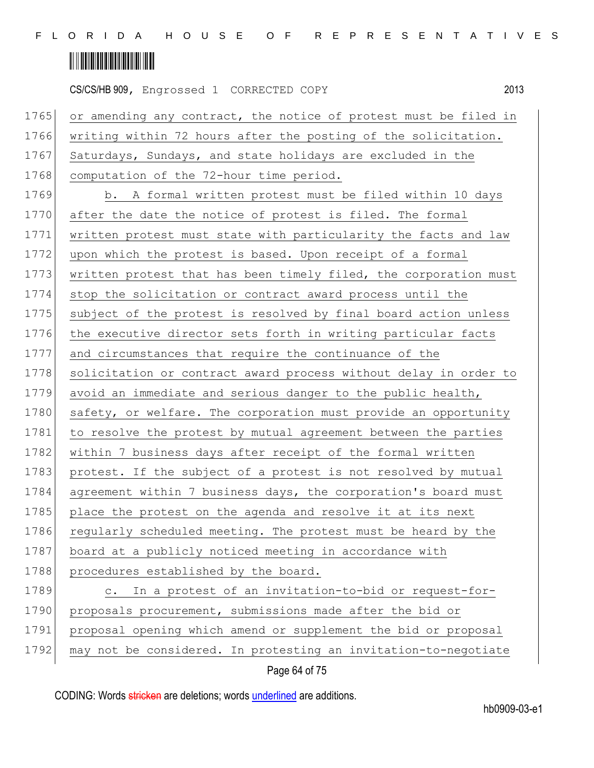or amending any contract, the notice of protest must be filed in writing within 72 hours after the posting of the solicitation. Saturdays, Sundays, and state holidays are excluded in the computation of the 72-hour time period.

b. A formal written protest must be filed within 10 days after the date the notice of protest is filed. The formal written protest must state with particularity the facts and law upon which the protest is based. Upon receipt of a formal written protest that has been timely filed, the corporation must stop the solicitation or contract award process until the subject of the protest is resolved by final board action unless the executive director sets forth in writing particular facts and circumstances that require the continuance of the solicitation or contract award process without delay in order to avoid an immediate and serious danger to the public health, safety, or welfare. The corporation must provide an opportunity to resolve the protest by mutual agreement between the parties within 7 business days after receipt of the formal written protest. If the subject of a protest is not resolved by mutual agreement within 7 business days, the corporation's board must place the protest on the agenda and resolve it at its next regularly scheduled meeting. The protest must be heard by the board at a publicly noticed meeting in accordance with procedures established by the board.

c. In a protest of an invitation-to-bid or request-for-proposals procurement, submissions made after the bid or proposal opening which amend or supplement the bid or proposal may not be considered. In protesting an invitation-to-negotiate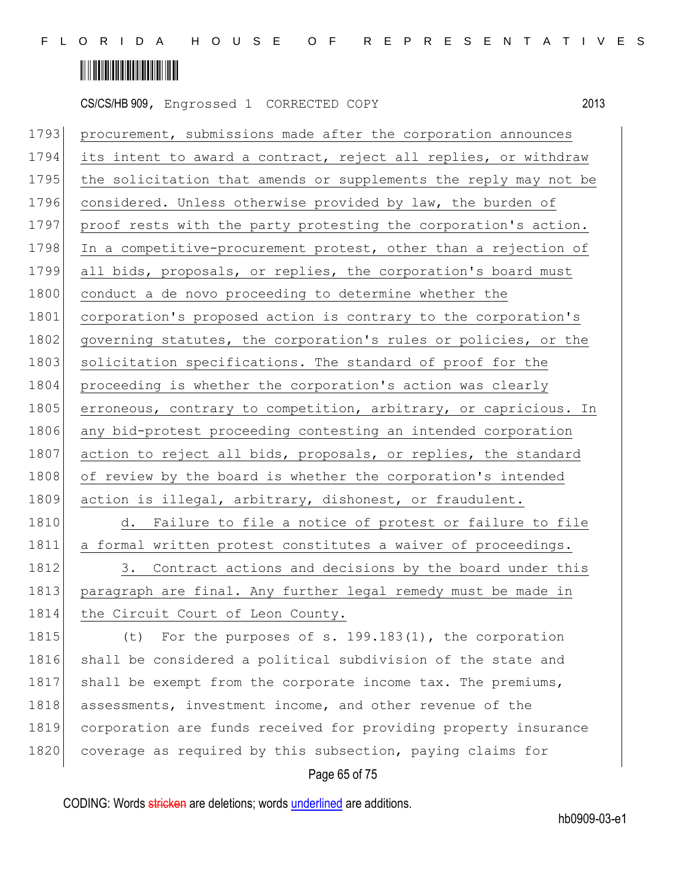procurement, submissions made after the corporation announces its intent to award a contract, reject all replies, or withdraw the solicitation that amends or supplements the reply may not be considered. Unless otherwise provided by law, the burden of proof rests with the party protesting the corporation's action. In a competitive-procurement protest, other than a rejection of all bids, proposals, or replies, the corporation's board must conduct a de novo proceeding to determine whether the corporation's proposed action is contrary to the corporation's governing statutes, the corporation's rules or policies, or the solicitation specifications. The standard of proof for the proceeding is whether the corporation's action was clearly erroneous, contrary to competition, arbitrary, or capricious. In any bid-protest proceeding contesting an intended corporation action to reject all bids, proposals, or replies, the standard of review by the board is whether the corporation's intended action is illegal, arbitrary, dishonest, or fraudulent.

d. Failure to file a notice of protest or failure to file a formal written protest constitutes a waiver of proceedings.

3. Contract actions and decisions by the board under this paragraph are final. Any further legal remedy must be made in the Circuit Court of Leon County.

(t) For the purposes of s. 199.183(1), the corporation shall be considered a political subdivision of the state and shall be exempt from the corporate income tax. The premiums, assessments, investment income, and other revenue of the corporation are funds received for providing property insurance coverage as required by this subsection, paying claims for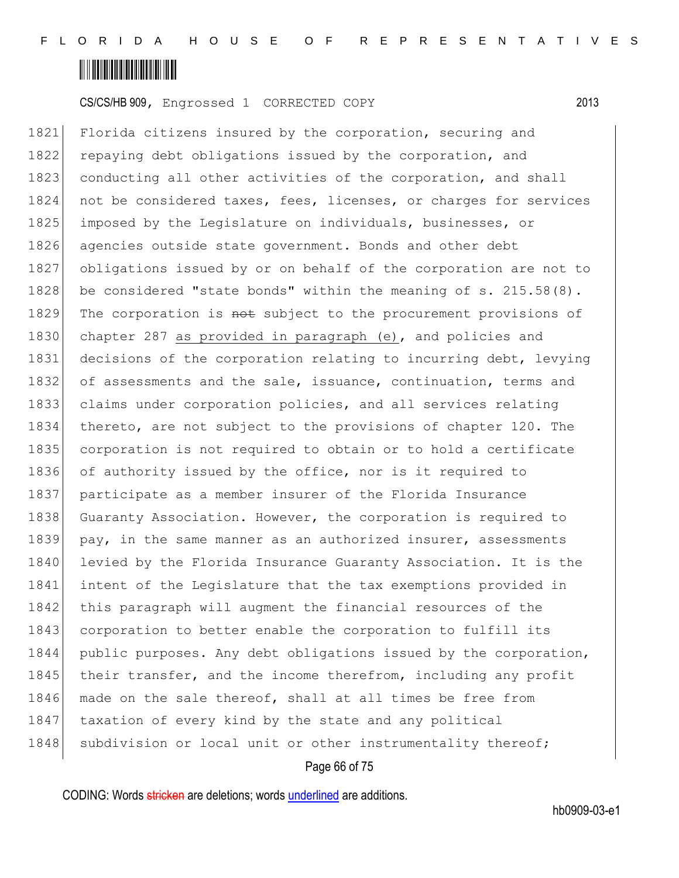1821 Florida citizens insured by the corporation, securing and
1822 repaying debt obligations issued by the corporation, and
1823 conducting all other activities of the corporation, and shall
1824 not be considered taxes, fees, licenses, or charges for services
1825 imposed by the Legislature on individuals, businesses, or
1826 agencies outside state government. Bonds and other debt
1827 obligations issued by or on behalf of the corporation are not to
1828 be considered "state bonds" within the meaning of s. 215.58(8).
1829 The corporation is ~~not~~ subject to the procurement provisions of
1830 chapter 287 <u>as provided in paragraph (e)</u>, and policies and
1831 decisions of the corporation relating to incurring debt, levying
1832 of assessments and the sale, issuance, continuation, terms and
1833 claims under corporation policies, and all services relating
1834 thereto, are not subject to the provisions of chapter 120. The
1835 corporation is not required to obtain or to hold a certificate
1836 of authority issued by the office, nor is it required to
1837 participate as a member insurer of the Florida Insurance
1838 Guaranty Association. However, the corporation is required to
1839 pay, in the same manner as an authorized insurer, assessments
1840 levied by the Florida Insurance Guaranty Association. It is the
1841 intent of the Legislature that the tax exemptions provided in
1842 this paragraph will augment the financial resources of the
1843 corporation to better enable the corporation to fulfill its
1844 public purposes. Any debt obligations issued by the corporation,
1845 their transfer, and the income therefrom, including any profit
1846 made on the sale thereof, shall at all times be free from
1847 taxation of every kind by the state and any political
1848 subdivision or local unit or other instrumentality thereof;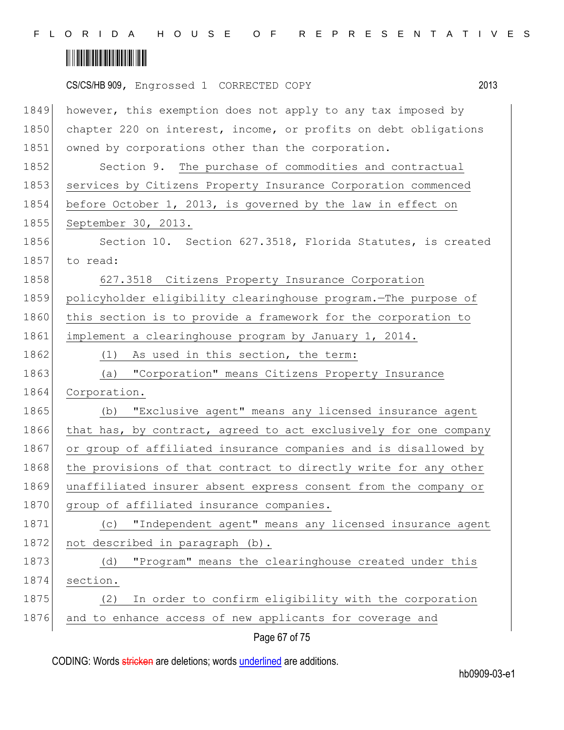CS/CS/HB 909, Engrossed 1 CORRECTED COPY 2013

1849 however, this exemption does not apply to any tax imposed by
1850 chapter 220 on interest, income, or profits on debt obligations
1851 owned by corporations other than the corporation.

1852 Section 9. The purchase of commodities and contractual
1853 services by Citizens Property Insurance Corporation commenced
1854 before October 1, 2013, is governed by the law in effect on
1855 September 30, 2013.

1856 Section 10. Section 627.3518, Florida Statutes, is created
1857 to read:

1858 627.3518 Citizens Property Insurance Corporation
1859 policyholder eligibility clearinghouse program.—The purpose of
1860 this section is to provide a framework for the corporation to
1861 implement a clearinghouse program by January 1, 2014.

1862 (1) As used in this section, the term:

1863 (a) "Corporation" means Citizens Property Insurance
1864 Corporation.

1865 (b) "Exclusive agent" means any licensed insurance agent
1866 that has, by contract, agreed to act exclusively for one company
1867 or group of affiliated insurance companies and is disallowed by
1868 the provisions of that contract to directly write for any other
1869 unaffiliated insurer absent express consent from the company or
1870 group of affiliated insurance companies.

1871 (c) "Independent agent" means any licensed insurance agent
1872 not described in paragraph (b).

1873 (d) "Program" means the clearinghouse created under this
1874 section.

1875 (2) In order to confirm eligibility with the corporation
1876 and to enhance access of new applicants for coverage and

CODING: Words stricken are deletions; words underlined are additions.

hb0909-03-e1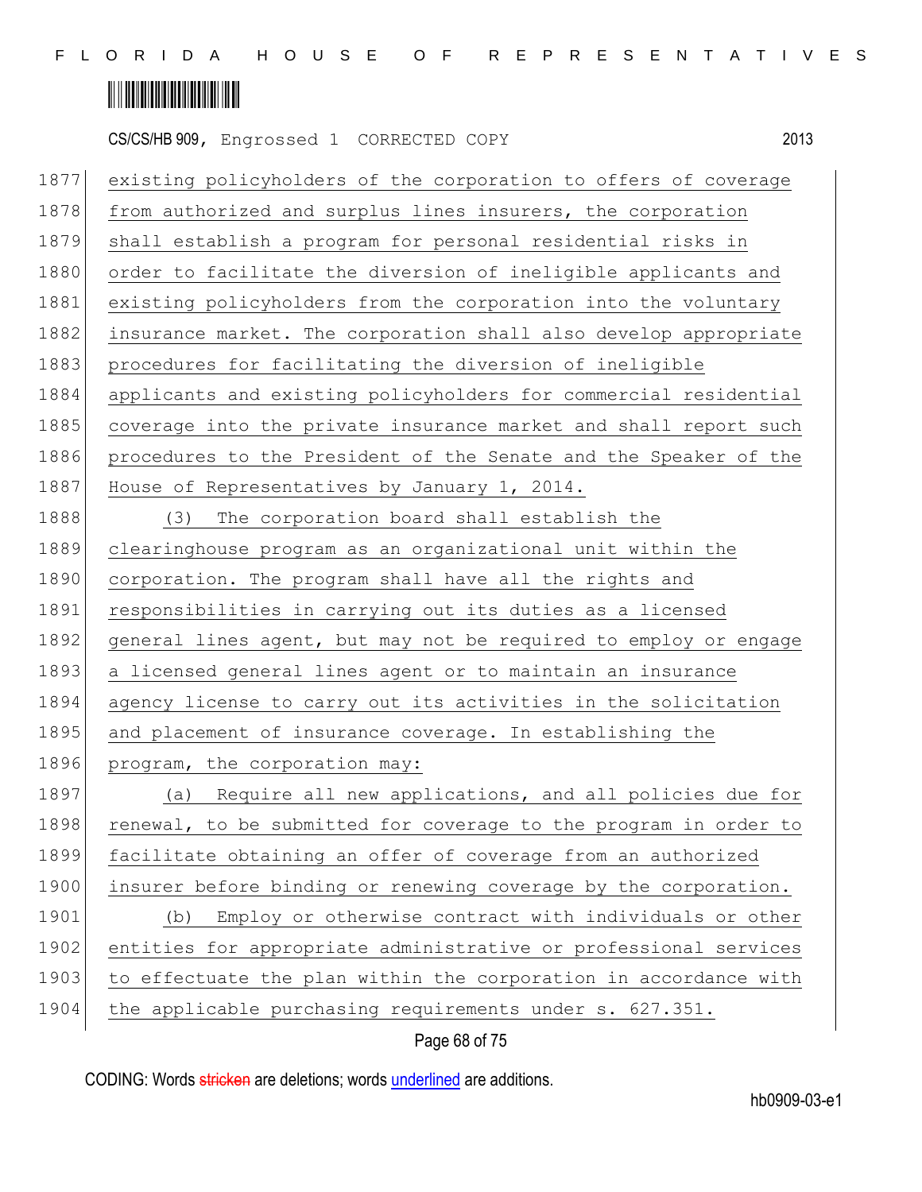existing policyholders of the corporation to offers of coverage from authorized and surplus lines insurers, the corporation shall establish a program for personal residential risks in order to facilitate the diversion of ineligible applicants and existing policyholders from the corporation into the voluntary insurance market. The corporation shall also develop appropriate procedures for facilitating the diversion of ineligible applicants and existing policyholders for commercial residential coverage into the private insurance market and shall report such procedures to the President of the Senate and the Speaker of the House of Representatives by January 1, 2014.

(3) The corporation board shall establish the clearinghouse program as an organizational unit within the corporation. The program shall have all the rights and responsibilities in carrying out its duties as a licensed general lines agent, but may not be required to employ or engage a licensed general lines agent or to maintain an insurance agency license to carry out its activities in the solicitation and placement of insurance coverage. In establishing the program, the corporation may:

(a) Require all new applications, and all policies due for renewal, to be submitted for coverage to the program in order to facilitate obtaining an offer of coverage from an authorized insurer before binding or renewing coverage by the corporation.

(b) Employ or otherwise contract with individuals or other entities for appropriate administrative or professional services to effectuate the plan within the corporation in accordance with the applicable purchasing requirements under s. 627.351.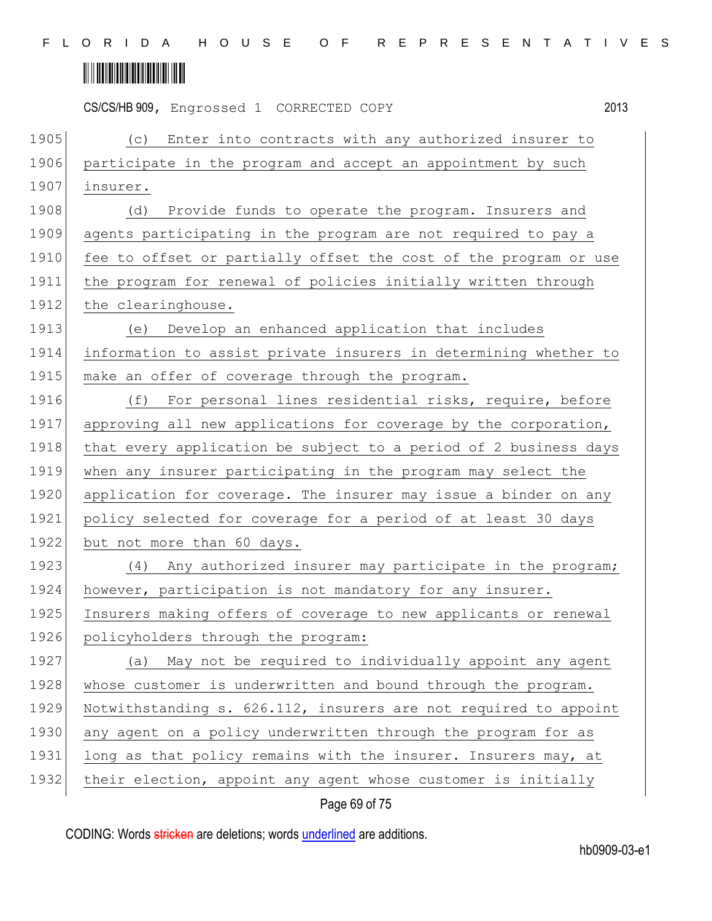(c) Enter into contracts with any authorized insurer to participate in the program and accept an appointment by such insurer.

(d) Provide funds to operate the program. Insurers and agents participating in the program are not required to pay a fee to offset or partially offset the cost of the program or use the program for renewal of policies initially written through the clearinghouse.

(e) Develop an enhanced application that includes information to assist private insurers in determining whether to make an offer of coverage through the program.

(f) For personal lines residential risks, require, before approving all new applications for coverage by the corporation, that every application be subject to a period of 2 business days when any insurer participating in the program may select the application for coverage. The insurer may issue a binder on any policy selected for coverage for a period of at least 30 days but not more than 60 days.

(4) Any authorized insurer may participate in the program; however, participation is not mandatory for any insurer. Insurers making offers of coverage to new applicants or renewal policyholders through the program:

(a) May not be required to individually appoint any agent whose customer is underwritten and bound through the program. Notwithstanding s. 626.112, insurers are not required to appoint any agent on a policy underwritten through the program for as long as that policy remains with the insurer. Insurers may, at their election, appoint any agent whose customer is initially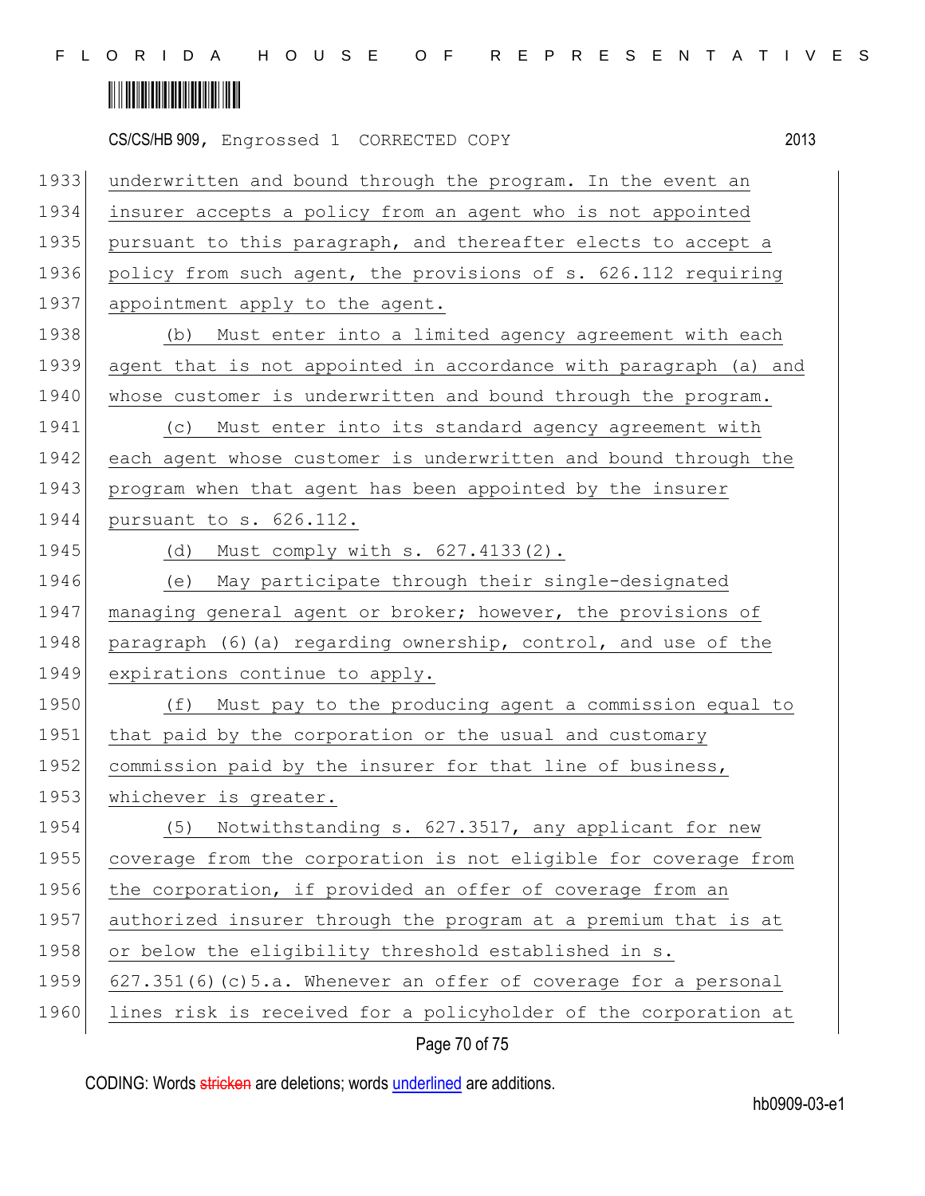underwritten and bound through the program. In the event an insurer accepts a policy from an agent who is not appointed pursuant to this paragraph, and thereafter elects to accept a policy from such agent, the provisions of s. 626.112 requiring appointment apply to the agent.

(b) Must enter into a limited agency agreement with each agent that is not appointed in accordance with paragraph (a) and whose customer is underwritten and bound through the program.

(c) Must enter into its standard agency agreement with each agent whose customer is underwritten and bound through the program when that agent has been appointed by the insurer pursuant to s. 626.112.

(d) Must comply with s. 627.4133(2).

(e) May participate through their single-designated managing general agent or broker; however, the provisions of paragraph (6)(a) regarding ownership, control, and use of the expirations continue to apply.

(f) Must pay to the producing agent a commission equal to that paid by the corporation or the usual and customary commission paid by the insurer for that line of business, whichever is greater.

(5) Notwithstanding s. 627.3517, any applicant for new coverage from the corporation is not eligible for coverage from the corporation, if provided an offer of coverage from an authorized insurer through the program at a premium that is at or below the eligibility threshold established in s. 627.351(6)(c)5.a. Whenever an offer of coverage for a personal lines risk is received for a policyholder of the corporation at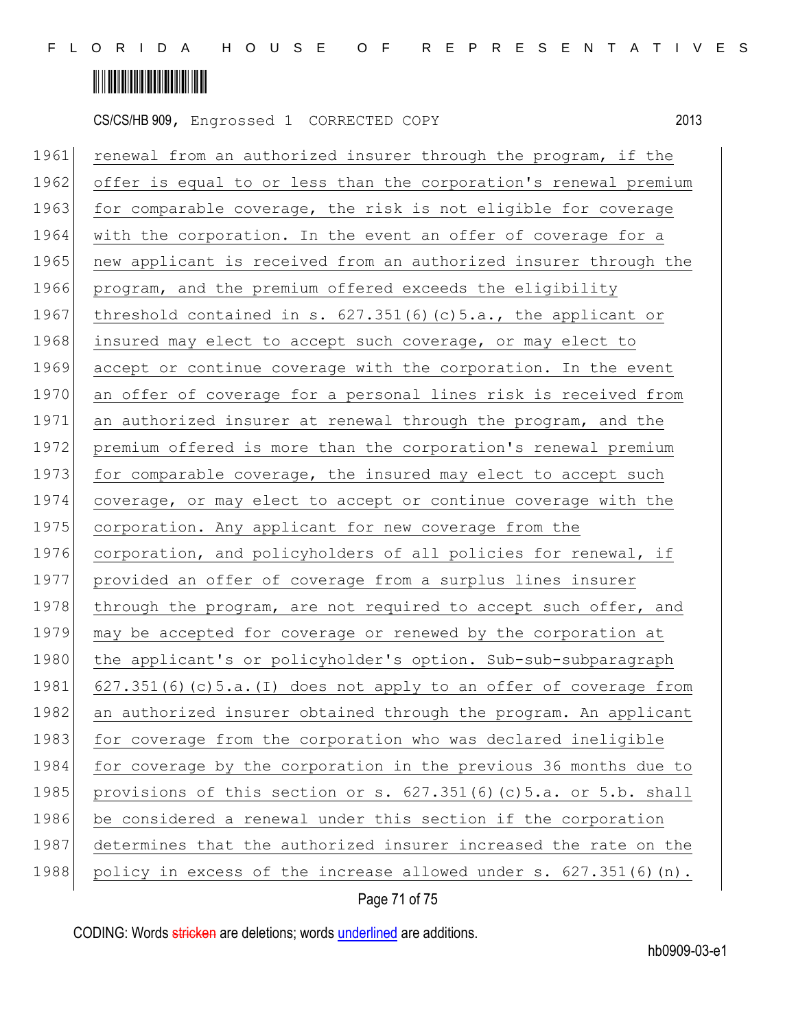renewal from an authorized insurer through the program, if the offer is equal to or less than the corporation's renewal premium for comparable coverage, the risk is not eligible for coverage with the corporation. In the event an offer of coverage for a new applicant is received from an authorized insurer through the program, and the premium offered exceeds the eligibility threshold contained in s. 627.351(6)(c)5.a., the applicant or insured may elect to accept such coverage, or may elect to accept or continue coverage with the corporation. In the event an offer of coverage for a personal lines risk is received from an authorized insurer at renewal through the program, and the premium offered is more than the corporation's renewal premium for comparable coverage, the insured may elect to accept such coverage, or may elect to accept or continue coverage with the corporation. Any applicant for new coverage from the corporation, and policyholders of all policies for renewal, if provided an offer of coverage from a surplus lines insurer through the program, are not required to accept such offer, and may be accepted for coverage or renewed by the corporation at the applicant's or policyholder's option. Sub-sub-subparagraph 627.351(6)(c)5.a.(I) does not apply to an offer of coverage from an authorized insurer obtained through the program. An applicant for coverage from the corporation who was declared ineligible for coverage by the corporation in the previous 36 months due to provisions of this section or s. 627.351(6)(c)5.a. or 5.b. shall be considered a renewal under this section if the corporation determines that the authorized insurer increased the rate on the policy in excess of the increase allowed under s. 627.351(6)(n).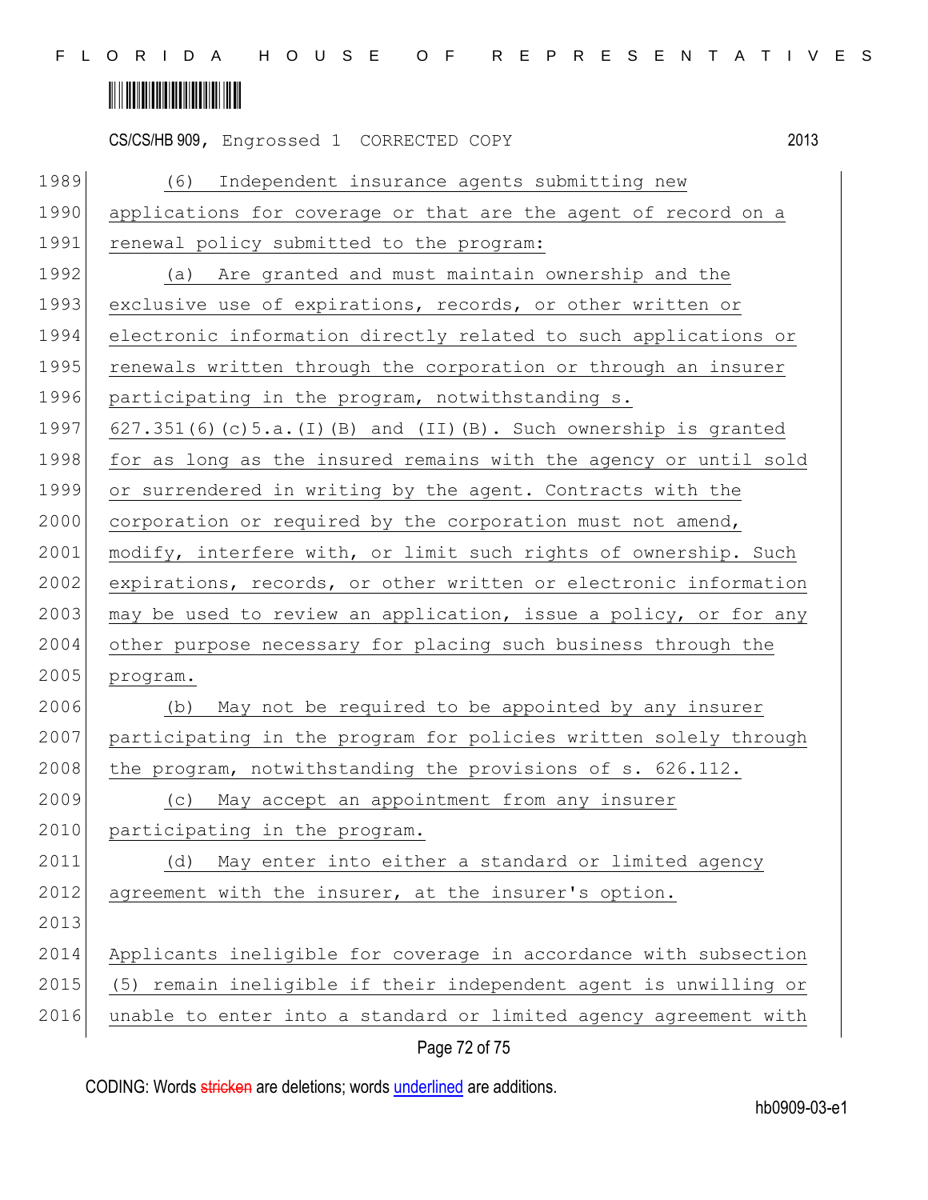(6) Independent insurance agents submitting new applications for coverage or that are the agent of record on a renewal policy submitted to the program:

(a) Are granted and must maintain ownership and the exclusive use of expirations, records, or other written or electronic information directly related to such applications or renewals written through the corporation or through an insurer participating in the program, notwithstanding s. 627.351(6)(c)5.a.(I)(B) and (II)(B). Such ownership is granted for as long as the insured remains with the agency or until sold or surrendered in writing by the agent. Contracts with the corporation or required by the corporation must not amend, modify, interfere with, or limit such rights of ownership. Such expirations, records, or other written or electronic information may be used to review an application, issue a policy, or for any other purpose necessary for placing such business through the program.

(b) May not be required to be appointed by any insurer participating in the program for policies written solely through the program, notwithstanding the provisions of s. 626.112.

(c) May accept an appointment from any insurer participating in the program.

(d) May enter into either a standard or limited agency agreement with the insurer, at the insurer's option.

Applicants ineligible for coverage in accordance with subsection (5) remain ineligible if their independent agent is unwilling or unable to enter into a standard or limited agency agreement with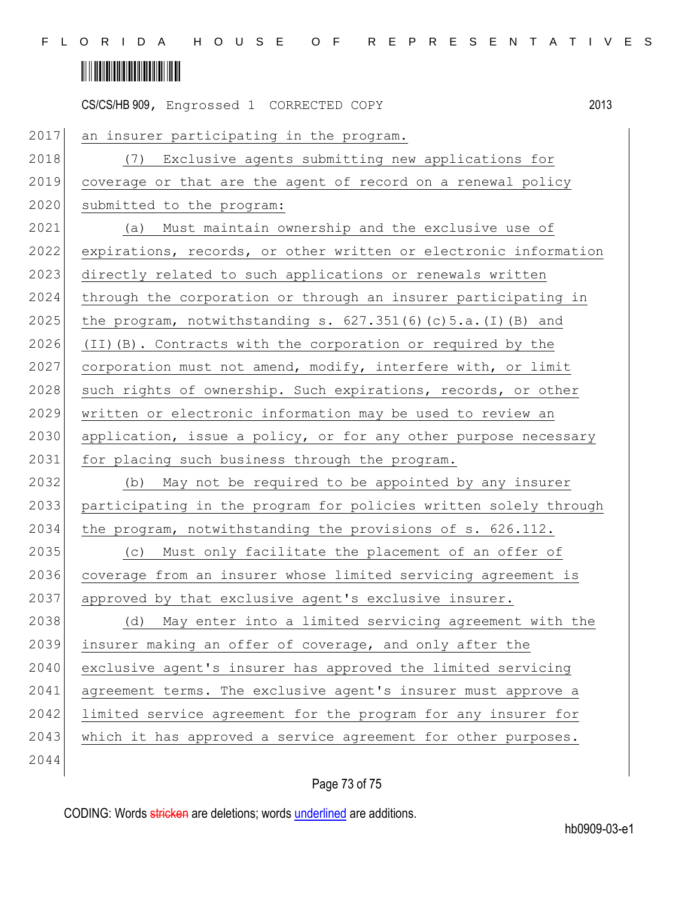an insurer participating in the program.

(7) Exclusive agents submitting new applications for coverage or that are the agent of record on a renewal policy submitted to the program:

(a) Must maintain ownership and the exclusive use of expirations, records, or other written or electronic information directly related to such applications or renewals written through the corporation or through an insurer participating in the program, notwithstanding s. 627.351(6)(c)5.a.(I)(B) and (II)(B). Contracts with the corporation or required by the corporation must not amend, modify, interfere with, or limit such rights of ownership. Such expirations, records, or other written or electronic information may be used to review an application, issue a policy, or for any other purpose necessary for placing such business through the program.

(b) May not be required to be appointed by any insurer participating in the program for policies written solely through the program, notwithstanding the provisions of s. 626.112.

(c) Must only facilitate the placement of an offer of coverage from an insurer whose limited servicing agreement is approved by that exclusive agent's exclusive insurer.

(d) May enter into a limited servicing agreement with the insurer making an offer of coverage, and only after the exclusive agent's insurer has approved the limited servicing agreement terms. The exclusive agent's insurer must approve a limited service agreement for the program for any insurer for which it has approved a service agreement for other purposes.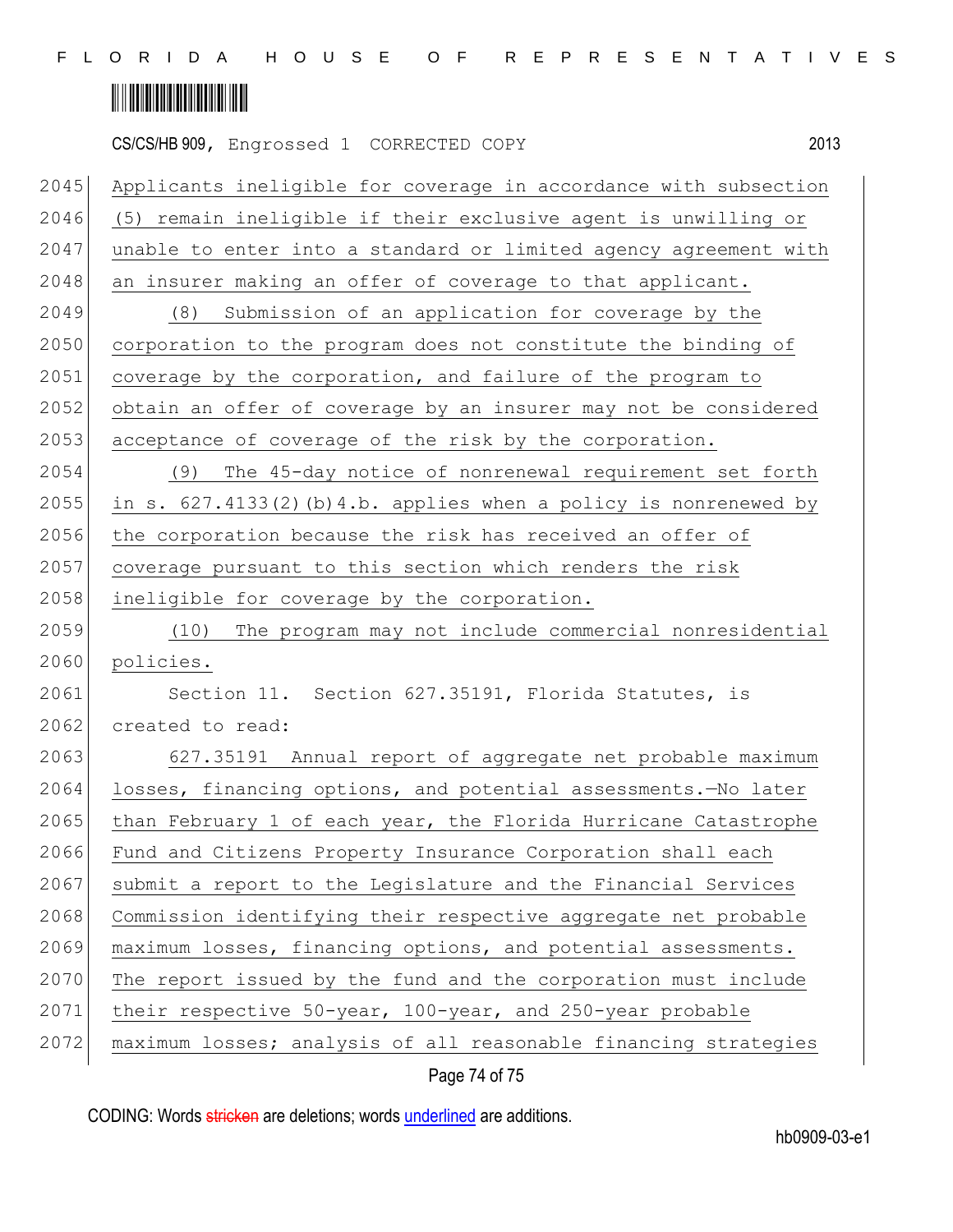Applicants ineligible for coverage in accordance with subsection (5) remain ineligible if their exclusive agent is unwilling or unable to enter into a standard or limited agency agreement with an insurer making an offer of coverage to that applicant.

(8) Submission of an application for coverage by the corporation to the program does not constitute the binding of coverage by the corporation, and failure of the program to obtain an offer of coverage by an insurer may not be considered acceptance of coverage of the risk by the corporation.

(9) The 45-day notice of nonrenewal requirement set forth in s. 627.4133(2)(b)4.b. applies when a policy is nonrenewed by the corporation because the risk has received an offer of coverage pursuant to this section which renders the risk ineligible for coverage by the corporation.

(10) The program may not include commercial nonresidential policies.

Section 11. Section 627.35191, Florida Statutes, is created to read:

627.35191 Annual report of aggregate net probable maximum losses, financing options, and potential assessments.—No later than February 1 of each year, the Florida Hurricane Catastrophe Fund and Citizens Property Insurance Corporation shall each submit a report to the Legislature and the Financial Services Commission identifying their respective aggregate net probable maximum losses, financing options, and potential assessments. The report issued by the fund and the corporation must include their respective 50-year, 100-year, and 250-year probable maximum losses; analysis of all reasonable financing strategies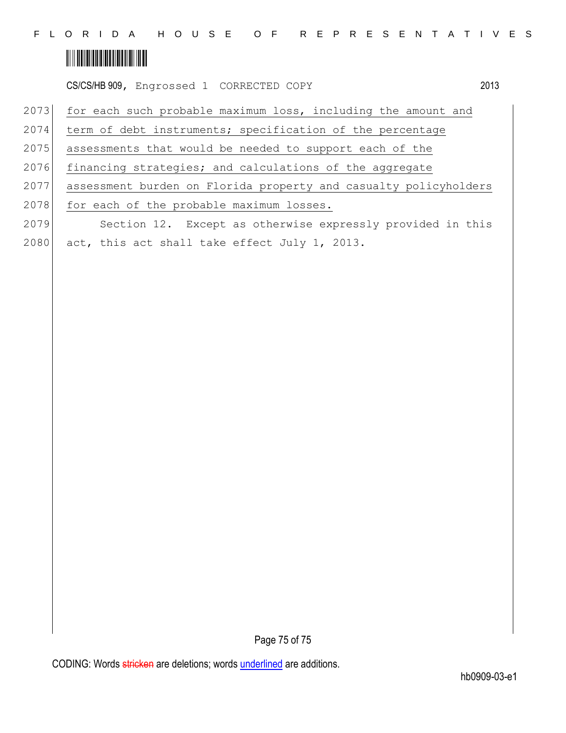for each such probable maximum loss, including the amount and term of debt instruments; specification of the percentage assessments that would be needed to support each of the financing strategies; and calculations of the aggregate assessment burden on Florida property and casualty policyholders for each of the probable maximum losses.

Section 12. Except as otherwise expressly provided in this act, this act shall take effect July 1, 2013.